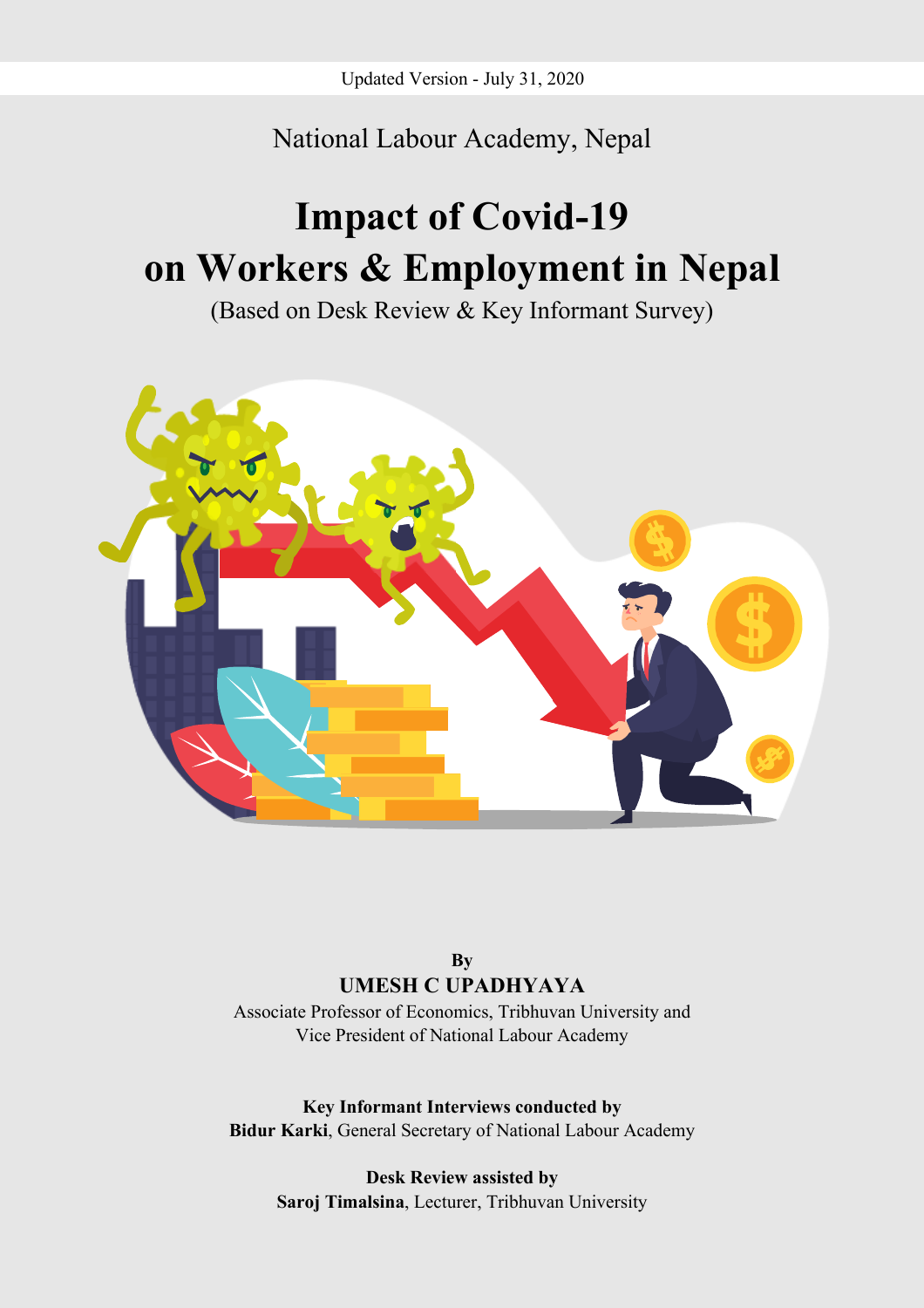Updated Version - July 31, 2020

National Labour Academy, Nepal

# Impact of Covid-19 on Workers & Employment in Nepal

(Based on Desk Review & Key Informant Survey)

**By**

**UMESH C UPADHYAYA**

Associate Professor of Economics, Tribhuvan University and
Vice President of National Labour Academy

**Key Informant Interviews conducted by**
**Bidur Karki**, General Secretary of National Labour Academy

**Desk Review assisted by**
**Saroj Timalsina**, Lecturer, Tribhuvan University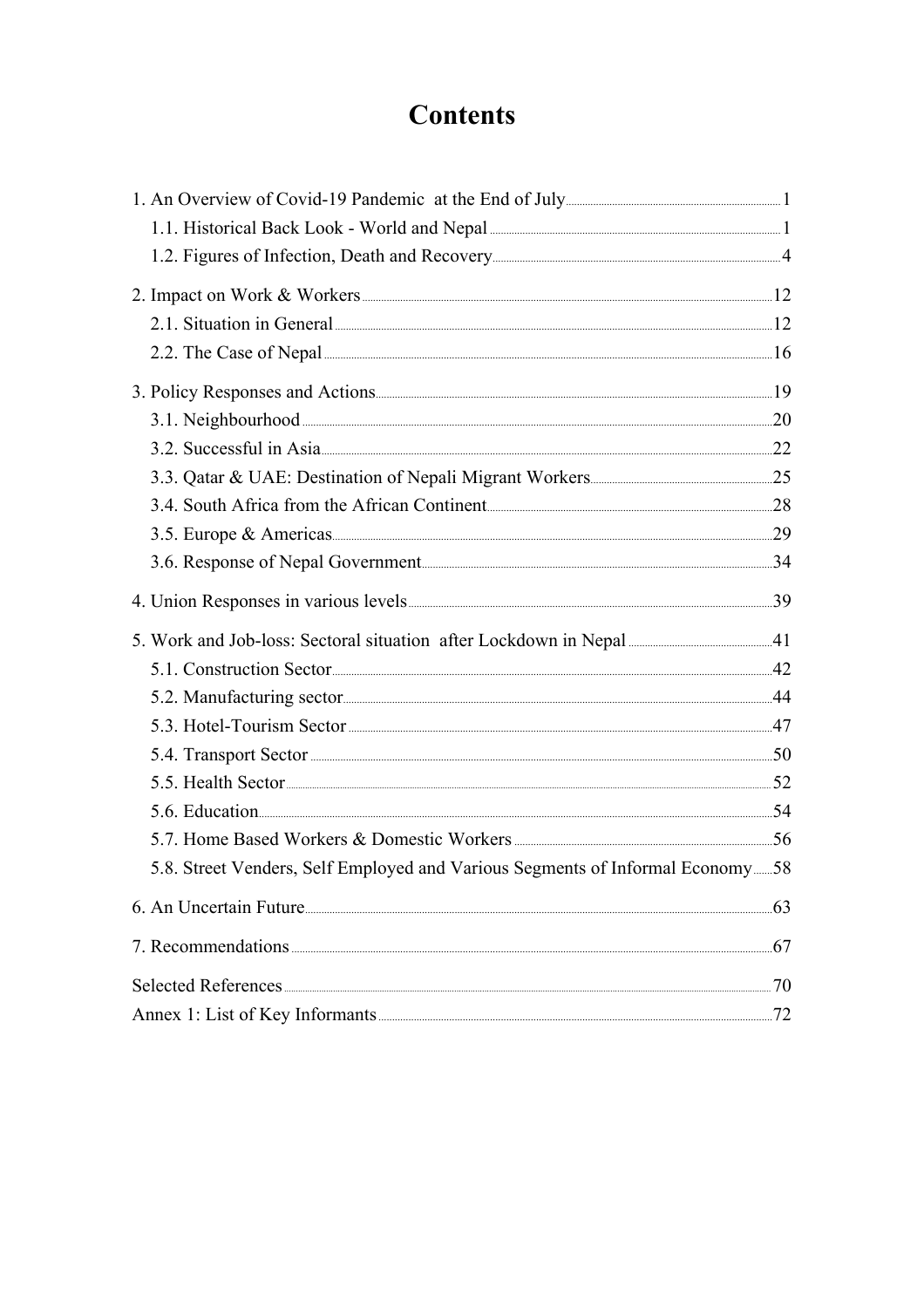# Contents

1. An Overview of Covid-19 Pandemic at the End of July ..... 1
   - 1.1. Historical Back Look - World and Nepal ..... 1
   - 1.2. Figures of Infection, Death and Recovery ..... 4
2. Impact on Work & Workers ..... 12
   - 2.1. Situation in General ..... 12
   - 2.2. The Case of Nepal ..... 16
3. Policy Responses and Actions ..... 19
   - 3.1. Neighbourhood ..... 20
   - 3.2. Successful in Asia ..... 22
   - 3.3. Qatar & UAE: Destination of Nepali Migrant Workers ..... 25
   - 3.4. South Africa from the African Continent ..... 28
   - 3.5. Europe & Americas ..... 29
   - 3.6. Response of Nepal Government ..... 34
4. Union Responses in various levels ..... 39
5. Work and Job-loss: Sectoral situation after Lockdown in Nepal ..... 41
   - 5.1. Construction Sector ..... 42
   - 5.2. Manufacturing sector ..... 44
   - 5.3. Hotel-Tourism Sector ..... 47
   - 5.4. Transport Sector ..... 50
   - 5.5. Health Sector ..... 52
   - 5.6. Education ..... 54
   - 5.7. Home Based Workers & Domestic Workers ..... 56
   - 5.8. Street Venders, Self Employed and Various Segments of Informal Economy ..... 58
6. An Uncertain Future ..... 63
7. Recommendations ..... 67

Selected References ..... 70

Annex 1: List of Key Informants ..... 72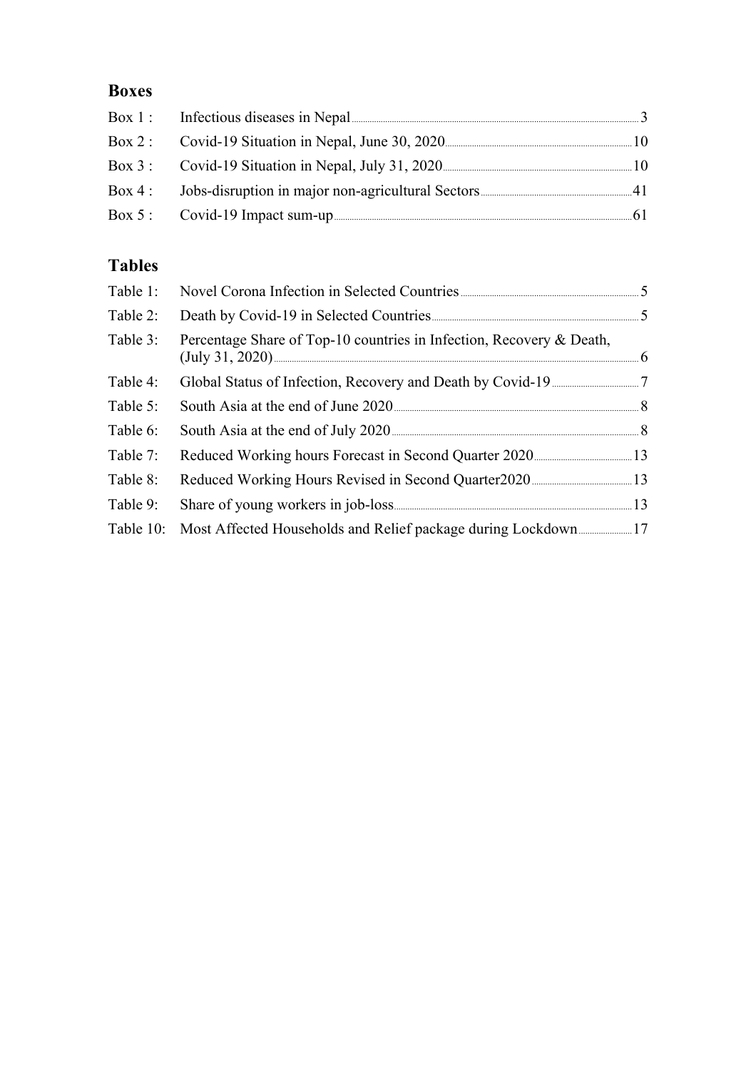## Boxes

| | | |
|---|---|---|
| Box 1 : | Infectious diseases in Nepal | 3 |
| Box 2 : | Covid-19 Situation in Nepal, June 30, 2020 | 10 |
| Box 3 : | Covid-19 Situation in Nepal, July 31, 2020 | 10 |
| Box 4 : | Jobs-disruption in major non-agricultural Sectors | 41 |
| Box 5 : | Covid-19 Impact sum-up | 61 |

## Tables

| | | |
|---|---|---|
| Table 1: | Novel Corona Infection in Selected Countries | 5 |
| Table 2: | Death by Covid-19 in Selected Countries | 5 |
| Table 3: | Percentage Share of Top-10 countries in Infection, Recovery & Death, (July 31, 2020) | 6 |
| Table 4: | Global Status of Infection, Recovery and Death by Covid-19 | 7 |
| Table 5: | South Asia at the end of June 2020 | 8 |
| Table 6: | South Asia at the end of July 2020 | 8 |
| Table 7: | Reduced Working hours Forecast in Second Quarter 2020 | 13 |
| Table 8: | Reduced Working Hours Revised in Second Quarter2020 | 13 |
| Table 9: | Share of young workers in job-loss | 13 |
| Table 10: | Most Affected Households and Relief package during Lockdown | 17 |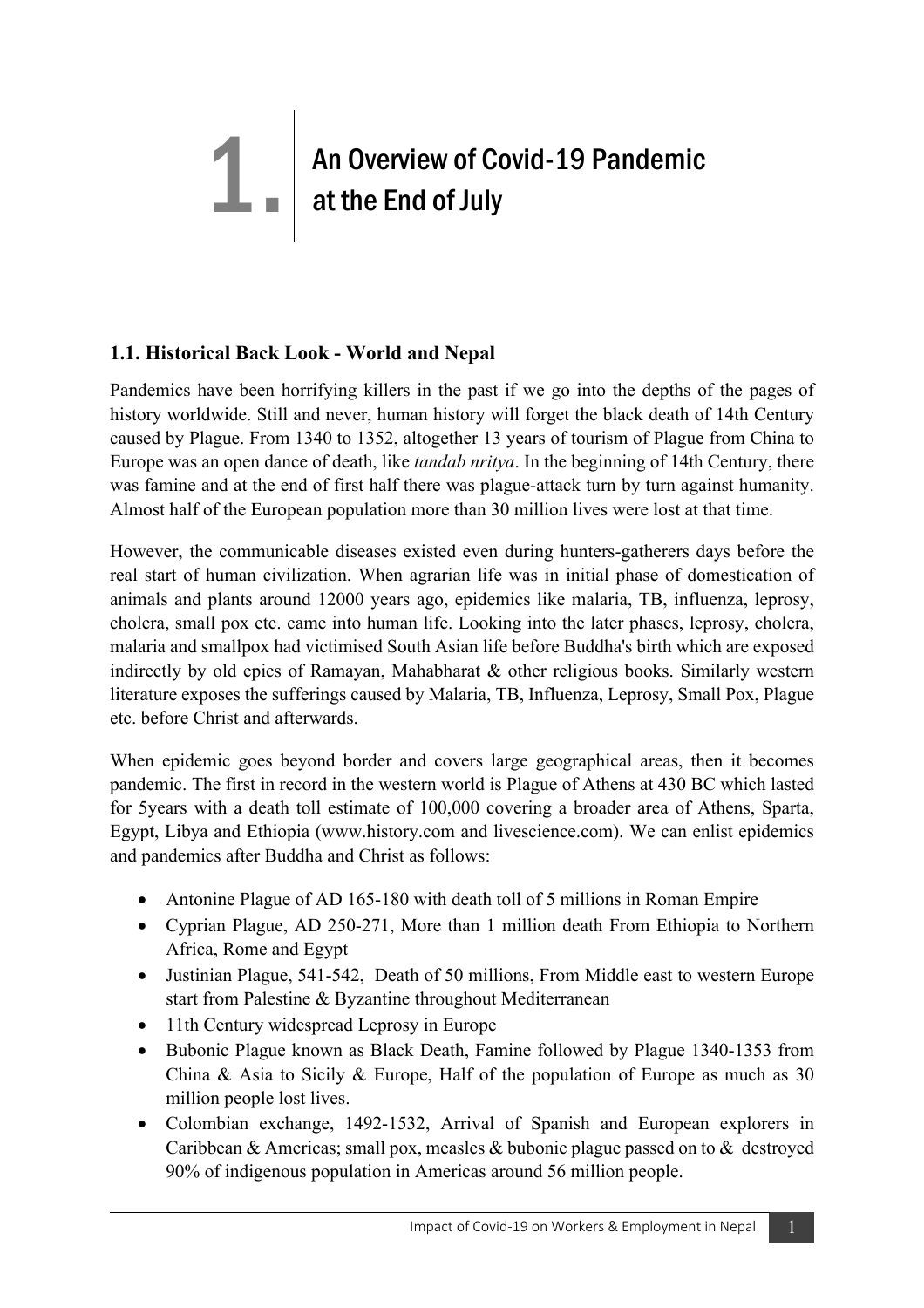# 1. An Overview of Covid-19 Pandemic at the End of July

## 1.1. Historical Back Look - World and Nepal

Pandemics have been horrifying killers in the past if we go into the depths of the pages of history worldwide. Still and never, human history will forget the black death of 14th Century caused by Plague. From 1340 to 1352, altogether 13 years of tourism of Plague from China to Europe was an open dance of death, like *tandab nritya*. In the beginning of 14th Century, there was famine and at the end of first half there was plague-attack turn by turn against humanity. Almost half of the European population more than 30 million lives were lost at that time.

However, the communicable diseases existed even during hunters-gatherers days before the real start of human civilization. When agrarian life was in initial phase of domestication of animals and plants around 12000 years ago, epidemics like malaria, TB, influenza, leprosy, cholera, small pox etc. came into human life. Looking into the later phases, leprosy, cholera, malaria and smallpox had victimised South Asian life before Buddha's birth which are exposed indirectly by old epics of Ramayan, Mahabharat & other religious books. Similarly western literature exposes the sufferings caused by Malaria, TB, Influenza, Leprosy, Small Pox, Plague etc. before Christ and afterwards.

When epidemic goes beyond border and covers large geographical areas, then it becomes pandemic. The first in record in the western world is Plague of Athens at 430 BC which lasted for 5years with a death toll estimate of 100,000 covering a broader area of Athens, Sparta, Egypt, Libya and Ethiopia (www.history.com and livescience.com). We can enlist epidemics and pandemics after Buddha and Christ as follows:

- Antonine Plague of AD 165-180 with death toll of 5 millions in Roman Empire
- Cyprian Plague, AD 250-271, More than 1 million death From Ethiopia to Northern Africa, Rome and Egypt
- Justinian Plague, 541-542, Death of 50 millions, From Middle east to western Europe start from Palestine & Byzantine throughout Mediterranean
- 11th Century widespread Leprosy in Europe
- Bubonic Plague known as Black Death, Famine followed by Plague 1340-1353 from China & Asia to Sicily & Europe, Half of the population of Europe as much as 30 million people lost lives.
- Colombian exchange, 1492-1532, Arrival of Spanish and European explorers in Caribbean & Americas; small pox, measles & bubonic plague passed on to & destroyed 90% of indigenous population in Americas around 56 million people.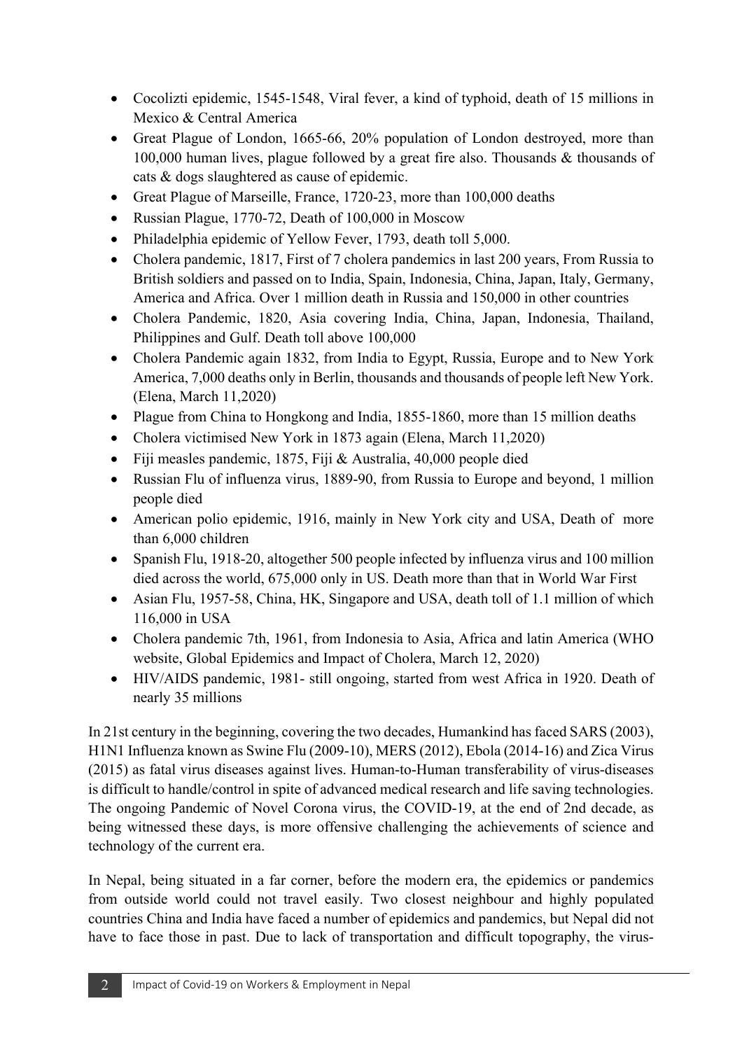- Cocolizti epidemic, 1545-1548, Viral fever, a kind of typhoid, death of 15 millions in Mexico & Central America
- Great Plague of London, 1665-66, 20% population of London destroyed, more than 100,000 human lives, plague followed by a great fire also. Thousands & thousands of cats & dogs slaughtered as cause of epidemic.
- Great Plague of Marseille, France, 1720-23, more than 100,000 deaths
- Russian Plague, 1770-72, Death of 100,000 in Moscow
- Philadelphia epidemic of Yellow Fever, 1793, death toll 5,000.
- Cholera pandemic, 1817, First of 7 cholera pandemics in last 200 years, From Russia to British soldiers and passed on to India, Spain, Indonesia, China, Japan, Italy, Germany, America and Africa. Over 1 million death in Russia and 150,000 in other countries
- Cholera Pandemic, 1820, Asia covering India, China, Japan, Indonesia, Thailand, Philippines and Gulf. Death toll above 100,000
- Cholera Pandemic again 1832, from India to Egypt, Russia, Europe and to New York America, 7,000 deaths only in Berlin, thousands and thousands of people left New York. (Elena, March 11,2020)
- Plague from China to Hongkong and India, 1855-1860, more than 15 million deaths
- Cholera victimised New York in 1873 again (Elena, March 11,2020)
- Fiji measles pandemic, 1875, Fiji & Australia, 40,000 people died
- Russian Flu of influenza virus, 1889-90, from Russia to Europe and beyond, 1 million people died
- American polio epidemic, 1916, mainly in New York city and USA, Death of more than 6,000 children
- Spanish Flu, 1918-20, altogether 500 people infected by influenza virus and 100 million died across the world, 675,000 only in US. Death more than that in World War First
- Asian Flu, 1957-58, China, HK, Singapore and USA, death toll of 1.1 million of which 116,000 in USA
- Cholera pandemic 7th, 1961, from Indonesia to Asia, Africa and latin America (WHO website, Global Epidemics and Impact of Cholera, March 12, 2020)
- HIV/AIDS pandemic, 1981- still ongoing, started from west Africa in 1920. Death of nearly 35 millions

In 21st century in the beginning, covering the two decades, Humankind has faced SARS (2003), H1N1 Influenza known as Swine Flu (2009-10), MERS (2012), Ebola (2014-16) and Zica Virus (2015) as fatal virus diseases against lives. Human-to-Human transferability of virus-diseases is difficult to handle/control in spite of advanced medical research and life saving technologies. The ongoing Pandemic of Novel Corona virus, the COVID-19, at the end of 2nd decade, as being witnessed these days, is more offensive challenging the achievements of science and technology of the current era.

In Nepal, being situated in a far corner, before the modern era, the epidemics or pandemics from outside world could not travel easily. Two closest neighbour and highly populated countries China and India have faced a number of epidemics and pandemics, but Nepal did not have to face those in past. Due to lack of transportation and difficult topography, the virus-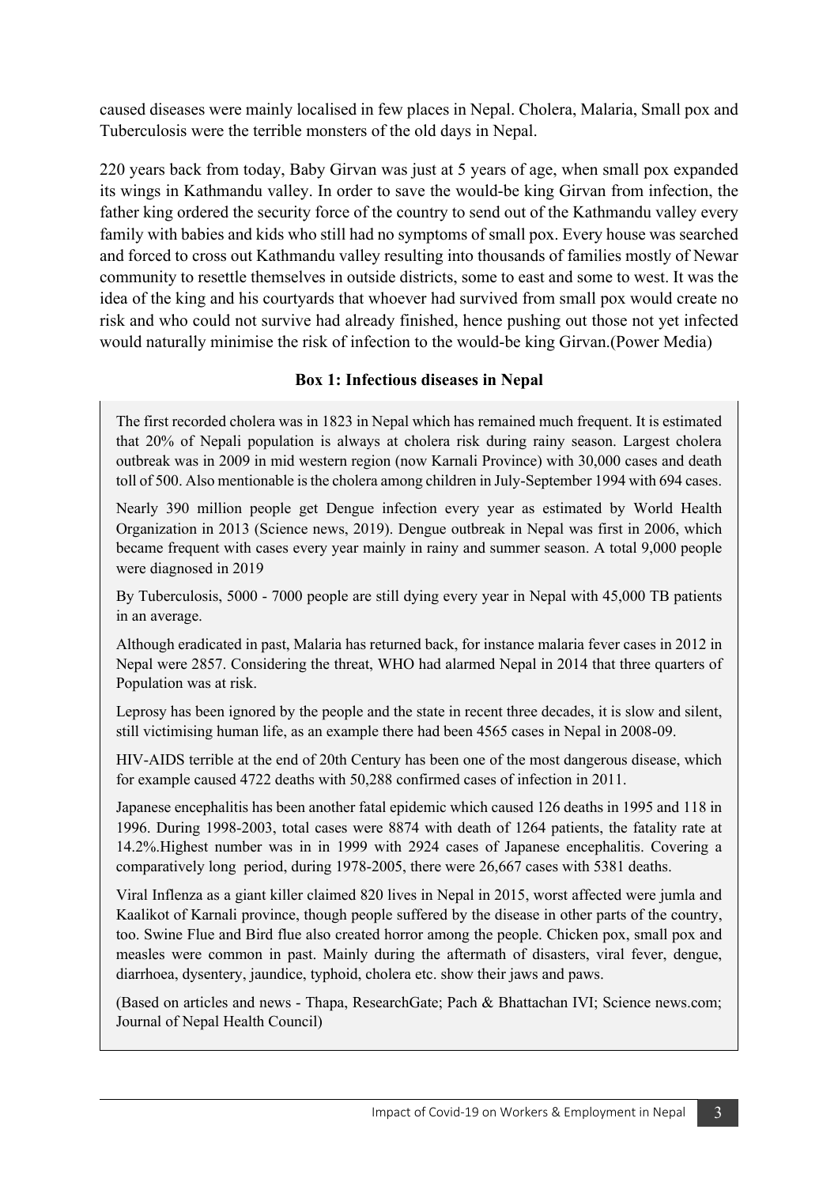caused diseases were mainly localised in few places in Nepal. Cholera, Malaria, Small pox and Tuberculosis were the terrible monsters of the old days in Nepal.

220 years back from today, Baby Girvan was just at 5 years of age, when small pox expanded its wings in Kathmandu valley. In order to save the would-be king Girvan from infection, the father king ordered the security force of the country to send out of the Kathmandu valley every family with babies and kids who still had no symptoms of small pox. Every house was searched and forced to cross out Kathmandu valley resulting into thousands of families mostly of Newar community to resettle themselves in outside districts, some to east and some to west. It was the idea of the king and his courtyards that whoever had survived from small pox would create no risk and who could not survive had already finished, hence pushing out those not yet infected would naturally minimise the risk of infection to the would-be king Girvan.(Power Media)

**Box 1: Infectious diseases in Nepal**

The first recorded cholera was in 1823 in Nepal which has remained much frequent. It is estimated that 20% of Nepali population is always at cholera risk during rainy season. Largest cholera outbreak was in 2009 in mid western region (now Karnali Province) with 30,000 cases and death toll of 500. Also mentionable is the cholera among children in July-September 1994 with 694 cases.

Nearly 390 million people get Dengue infection every year as estimated by World Health Organization in 2013 (Science news, 2019). Dengue outbreak in Nepal was first in 2006, which became frequent with cases every year mainly in rainy and summer season. A total 9,000 people were diagnosed in 2019

By Tuberculosis, 5000 - 7000 people are still dying every year in Nepal with 45,000 TB patients in an average.

Although eradicated in past, Malaria has returned back, for instance malaria fever cases in 2012 in Nepal were 2857. Considering the threat, WHO had alarmed Nepal in 2014 that three quarters of Population was at risk.

Leprosy has been ignored by the people and the state in recent three decades, it is slow and silent, still victimising human life, as an example there had been 4565 cases in Nepal in 2008-09.

HIV-AIDS terrible at the end of 20th Century has been one of the most dangerous disease, which for example caused 4722 deaths with 50,288 confirmed cases of infection in 2011.

Japanese encephalitis has been another fatal epidemic which caused 126 deaths in 1995 and 118 in 1996. During 1998-2003, total cases were 8874 with death of 1264 patients, the fatality rate at 14.2%.Highest number was in in 1999 with 2924 cases of Japanese encephalitis. Covering a comparatively long period, during 1978-2005, there were 26,667 cases with 5381 deaths.

Viral Inflenza as a giant killer claimed 820 lives in Nepal in 2015, worst affected were jumla and Kaalikot of Karnali province, though people suffered by the disease in other parts of the country, too. Swine Flue and Bird flue also created horror among the people. Chicken pox, small pox and measles were common in past. Mainly during the aftermath of disasters, viral fever, dengue, diarrhoea, dysentery, jaundice, typhoid, cholera etc. show their jaws and paws.

(Based on articles and news - Thapa, ResearchGate; Pach & Bhattachan IVI; Science news.com; Journal of Nepal Health Council)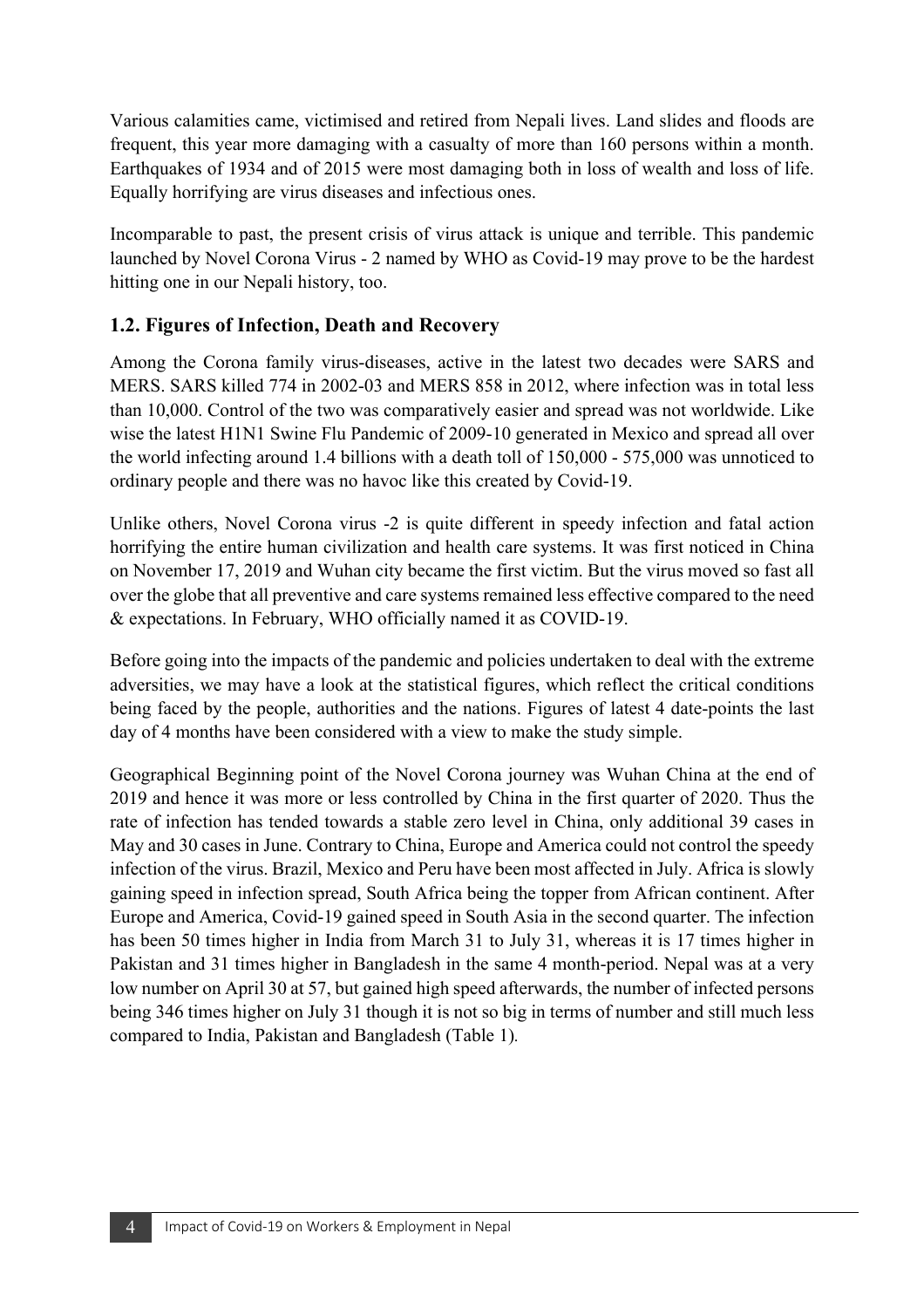Various calamities came, victimised and retired from Nepali lives. Land slides and floods are frequent, this year more damaging with a casualty of more than 160 persons within a month. Earthquakes of 1934 and of 2015 were most damaging both in loss of wealth and loss of life. Equally horrifying are virus diseases and infectious ones.

Incomparable to past, the present crisis of virus attack is unique and terrible. This pandemic launched by Novel Corona Virus - 2 named by WHO as Covid-19 may prove to be the hardest hitting one in our Nepali history, too.

### 1.2. Figures of Infection, Death and Recovery

Among the Corona family virus-diseases, active in the latest two decades were SARS and MERS. SARS killed 774 in 2002-03 and MERS 858 in 2012, where infection was in total less than 10,000. Control of the two was comparatively easier and spread was not worldwide. Like wise the latest H1N1 Swine Flu Pandemic of 2009-10 generated in Mexico and spread all over the world infecting around 1.4 billions with a death toll of 150,000 - 575,000 was unnoticed to ordinary people and there was no havoc like this created by Covid-19.

Unlike others, Novel Corona virus -2 is quite different in speedy infection and fatal action horrifying the entire human civilization and health care systems. It was first noticed in China on November 17, 2019 and Wuhan city became the first victim. But the virus moved so fast all over the globe that all preventive and care systems remained less effective compared to the need & expectations. In February, WHO officially named it as COVID-19.

Before going into the impacts of the pandemic and policies undertaken to deal with the extreme adversities, we may have a look at the statistical figures, which reflect the critical conditions being faced by the people, authorities and the nations. Figures of latest 4 date-points the last day of 4 months have been considered with a view to make the study simple.

Geographical Beginning point of the Novel Corona journey was Wuhan China at the end of 2019 and hence it was more or less controlled by China in the first quarter of 2020. Thus the rate of infection has tended towards a stable zero level in China, only additional 39 cases in May and 30 cases in June. Contrary to China, Europe and America could not control the speedy infection of the virus. Brazil, Mexico and Peru have been most affected in July. Africa is slowly gaining speed in infection spread, South Africa being the topper from African continent. After Europe and America, Covid-19 gained speed in South Asia in the second quarter. The infection has been 50 times higher in India from March 31 to July 31, whereas it is 17 times higher in Pakistan and 31 times higher in Bangladesh in the same 4 month-period. Nepal was at a very low number on April 30 at 57, but gained high speed afterwards, the number of infected persons being 346 times higher on July 31 though it is not so big in terms of number and still much less compared to India, Pakistan and Bangladesh (Table 1).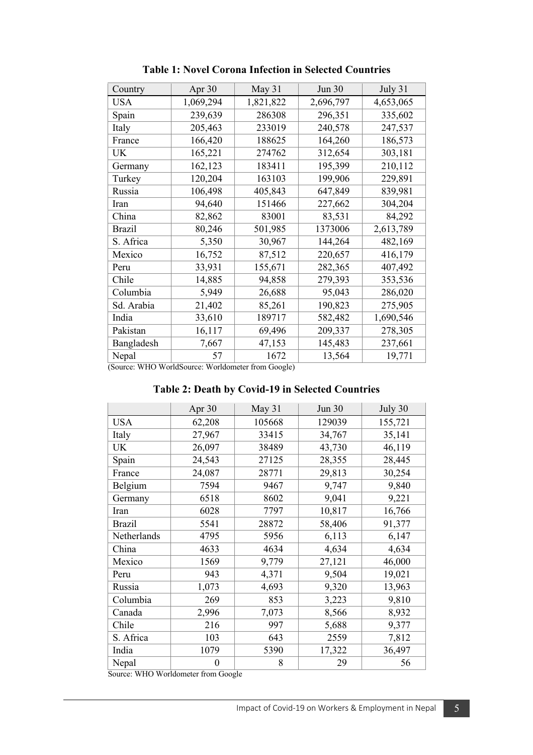**Table 1: Novel Corona Infection in Selected Countries**

| Country | Apr 30 | May 31 | Jun 30 | July 31 |
|---|---|---|---|---|
| USA | 1,069,294 | 1,821,822 | 2,696,797 | 4,653,065 |
| Spain | 239,639 | 286308 | 296,351 | 335,602 |
| Italy | 205,463 | 233019 | 240,578 | 247,537 |
| France | 166,420 | 188625 | 164,260 | 186,573 |
| UK | 165,221 | 274762 | 312,654 | 303,181 |
| Germany | 162,123 | 183411 | 195,399 | 210,112 |
| Turkey | 120,204 | 163103 | 199,906 | 229,891 |
| Russia | 106,498 | 405,843 | 647,849 | 839,981 |
| Iran | 94,640 | 151466 | 227,662 | 304,204 |
| China | 82,862 | 83001 | 83,531 | 84,292 |
| Brazil | 80,246 | 501,985 | 1373006 | 2,613,789 |
| S. Africa | 5,350 | 30,967 | 144,264 | 482,169 |
| Mexico | 16,752 | 87,512 | 220,657 | 416,179 |
| Peru | 33,931 | 155,671 | 282,365 | 407,492 |
| Chile | 14,885 | 94,858 | 279,393 | 353,536 |
| Columbia | 5,949 | 26,688 | 95,043 | 286,020 |
| Sd. Arabia | 21,402 | 85,261 | 190,823 | 275,905 |
| India | 33,610 | 189717 | 582,482 | 1,690,546 |
| Pakistan | 16,117 | 69,496 | 209,337 | 278,305 |
| Bangladesh | 7,667 | 47,153 | 145,483 | 237,661 |
| Nepal | 57 | 1672 | 13,564 | 19,771 |

(Source: WHO WorldSource: Worldometer from Google)

**Table 2: Death by Covid-19 in Selected Countries**

| | Apr 30 | May 31 | Jun 30 | July 30 |
|---|---|---|---|---|
| USA | 62,208 | 105668 | 129039 | 155,721 |
| Italy | 27,967 | 33415 | 34,767 | 35,141 |
| UK | 26,097 | 38489 | 43,730 | 46,119 |
| Spain | 24,543 | 27125 | 28,355 | 28,445 |
| France | 24,087 | 28771 | 29,813 | 30,254 |
| Belgium | 7594 | 9467 | 9,747 | 9,840 |
| Germany | 6518 | 8602 | 9,041 | 9,221 |
| Iran | 6028 | 7797 | 10,817 | 16,766 |
| Brazil | 5541 | 28872 | 58,406 | 91,377 |
| Netherlands | 4795 | 5956 | 6,113 | 6,147 |
| China | 4633 | 4634 | 4,634 | 4,634 |
| Mexico | 1569 | 9,779 | 27,121 | 46,000 |
| Peru | 943 | 4,371 | 9,504 | 19,021 |
| Russia | 1,073 | 4,693 | 9,320 | 13,963 |
| Columbia | 269 | 853 | 3,223 | 9,810 |
| Canada | 2,996 | 7,073 | 8,566 | 8,932 |
| Chile | 216 | 997 | 5,688 | 9,377 |
| S. Africa | 103 | 643 | 2559 | 7,812 |
| India | 1079 | 5390 | 17,322 | 36,497 |
| Nepal | 0 | 8 | 29 | 56 |

Source: WHO Worldometer from Google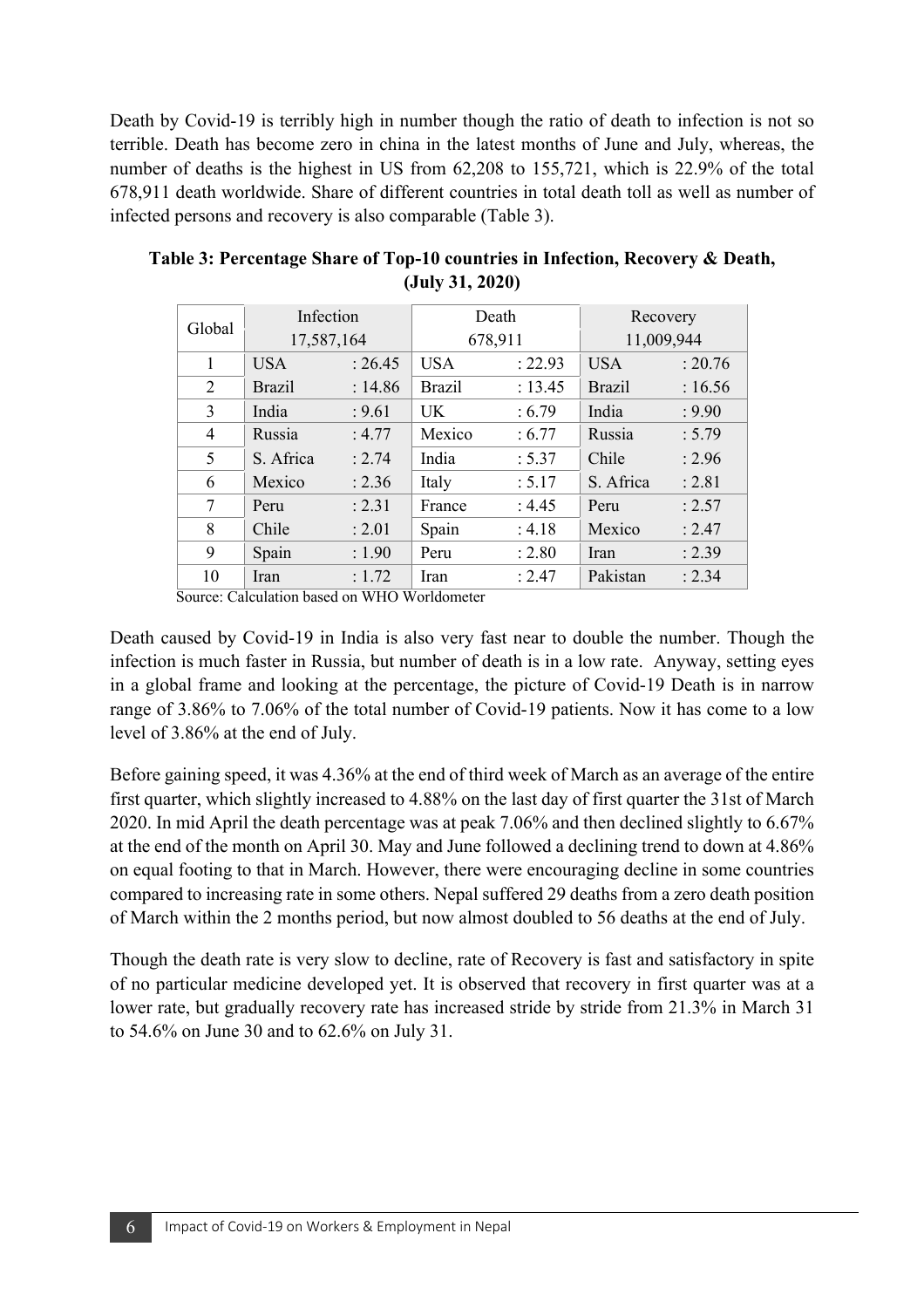Death by Covid-19 is terribly high in number though the ratio of death to infection is not so terrible. Death has become zero in china in the latest months of June and July, whereas, the number of deaths is the highest in US from 62,208 to 155,721, which is 22.9% of the total 678,911 death worldwide. Share of different countries in total death toll as well as number of infected persons and recovery is also comparable (Table 3).

**Table 3: Percentage Share of Top-10 countries in Infection, Recovery & Death, (July 31, 2020)**

| Global | Infection | | Death | | Recovery | |
|---|---|---|---|---|---|---|
| | 17,587,164 | | 678,911 | | 11,009,944 | |
| 1 | USA | : 26.45 | USA | : 22.93 | USA | : 20.76 |
| 2 | Brazil | : 14.86 | Brazil | : 13.45 | Brazil | : 16.56 |
| 3 | India | : 9.61 | UK | : 6.79 | India | : 9.90 |
| 4 | Russia | : 4.77 | Mexico | : 6.77 | Russia | : 5.79 |
| 5 | S. Africa | : 2.74 | India | : 5.37 | Chile | : 2.96 |
| 6 | Mexico | : 2.36 | Italy | : 5.17 | S. Africa | : 2.81 |
| 7 | Peru | : 2.31 | France | : 4.45 | Peru | : 2.57 |
| 8 | Chile | : 2.01 | Spain | : 4.18 | Mexico | : 2.47 |
| 9 | Spain | : 1.90 | Peru | : 2.80 | Iran | : 2.39 |
| 10 | Iran | : 1.72 | Iran | : 2.47 | Pakistan | : 2.34 |

Source: Calculation based on WHO Worldometer

Death caused by Covid-19 in India is also very fast near to double the number. Though the infection is much faster in Russia, but number of death is in a low rate. Anyway, setting eyes in a global frame and looking at the percentage, the picture of Covid-19 Death is in narrow range of 3.86% to 7.06% of the total number of Covid-19 patients. Now it has come to a low level of 3.86% at the end of July.

Before gaining speed, it was 4.36% at the end of third week of March as an average of the entire first quarter, which slightly increased to 4.88% on the last day of first quarter the 31st of March 2020. In mid April the death percentage was at peak 7.06% and then declined slightly to 6.67% at the end of the month on April 30. May and June followed a declining trend to down at 4.86% on equal footing to that in March. However, there were encouraging decline in some countries compared to increasing rate in some others. Nepal suffered 29 deaths from a zero death position of March within the 2 months period, but now almost doubled to 56 deaths at the end of July.

Though the death rate is very slow to decline, rate of Recovery is fast and satisfactory in spite of no particular medicine developed yet. It is observed that recovery in first quarter was at a lower rate, but gradually recovery rate has increased stride by stride from 21.3% in March 31 to 54.6% on June 30 and to 62.6% on July 31.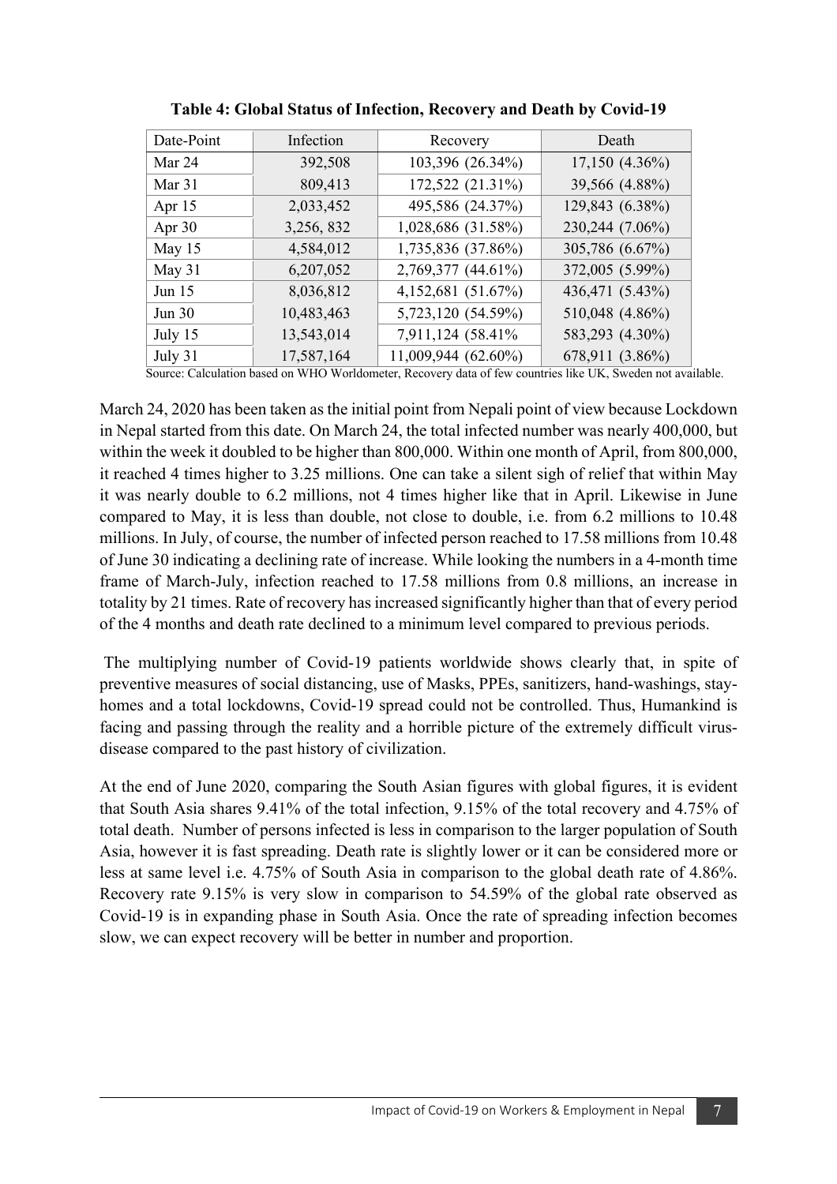**Table 4: Global Status of Infection, Recovery and Death by Covid-19**

| Date-Point | Infection | Recovery | Death |
|---|---|---|---|
| Mar 24 | 392,508 | 103,396 (26.34%) | 17,150 (4.36%) |
| Mar 31 | 809,413 | 172,522 (21.31%) | 39,566 (4.88%) |
| Apr 15 | 2,033,452 | 495,586 (24.37%) | 129,843 (6.38%) |
| Apr 30 | 3,256, 832 | 1,028,686 (31.58%) | 230,244 (7.06%) |
| May 15 | 4,584,012 | 1,735,836 (37.86%) | 305,786 (6.67%) |
| May 31 | 6,207,052 | 2,769,377 (44.61%) | 372,005 (5.99%) |
| Jun 15 | 8,036,812 | 4,152,681 (51.67%) | 436,471 (5.43%) |
| Jun 30 | 10,483,463 | 5,723,120 (54.59%) | 510,048 (4.86%) |
| July 15 | 13,543,014 | 7,911,124 (58.41% | 583,293 (4.30%) |
| July 31 | 17,587,164 | 11,009,944 (62.60%) | 678,911 (3.86%) |

Source: Calculation based on WHO Worldometer, Recovery data of few countries like UK, Sweden not available.

March 24, 2020 has been taken as the initial point from Nepali point of view because Lockdown in Nepal started from this date. On March 24, the total infected number was nearly 400,000, but within the week it doubled to be higher than 800,000. Within one month of April, from 800,000, it reached 4 times higher to 3.25 millions. One can take a silent sigh of relief that within May it was nearly double to 6.2 millions, not 4 times higher like that in April. Likewise in June compared to May, it is less than double, not close to double, i.e. from 6.2 millions to 10.48 millions. In July, of course, the number of infected person reached to 17.58 millions from 10.48 of June 30 indicating a declining rate of increase. While looking the numbers in a 4-month time frame of March-July, infection reached to 17.58 millions from 0.8 millions, an increase in totality by 21 times. Rate of recovery has increased significantly higher than that of every period of the 4 months and death rate declined to a minimum level compared to previous periods.

The multiplying number of Covid-19 patients worldwide shows clearly that, in spite of preventive measures of social distancing, use of Masks, PPEs, sanitizers, hand-washings, stay-homes and a total lockdowns, Covid-19 spread could not be controlled. Thus, Humankind is facing and passing through the reality and a horrible picture of the extremely difficult virus-disease compared to the past history of civilization.

At the end of June 2020, comparing the South Asian figures with global figures, it is evident that South Asia shares 9.41% of the total infection, 9.15% of the total recovery and 4.75% of total death. Number of persons infected is less in comparison to the larger population of South Asia, however it is fast spreading. Death rate is slightly lower or it can be considered more or less at same level i.e. 4.75% of South Asia in comparison to the global death rate of 4.86%. Recovery rate 9.15% is very slow in comparison to 54.59% of the global rate observed as Covid-19 is in expanding phase in South Asia. Once the rate of spreading infection becomes slow, we can expect recovery will be better in number and proportion.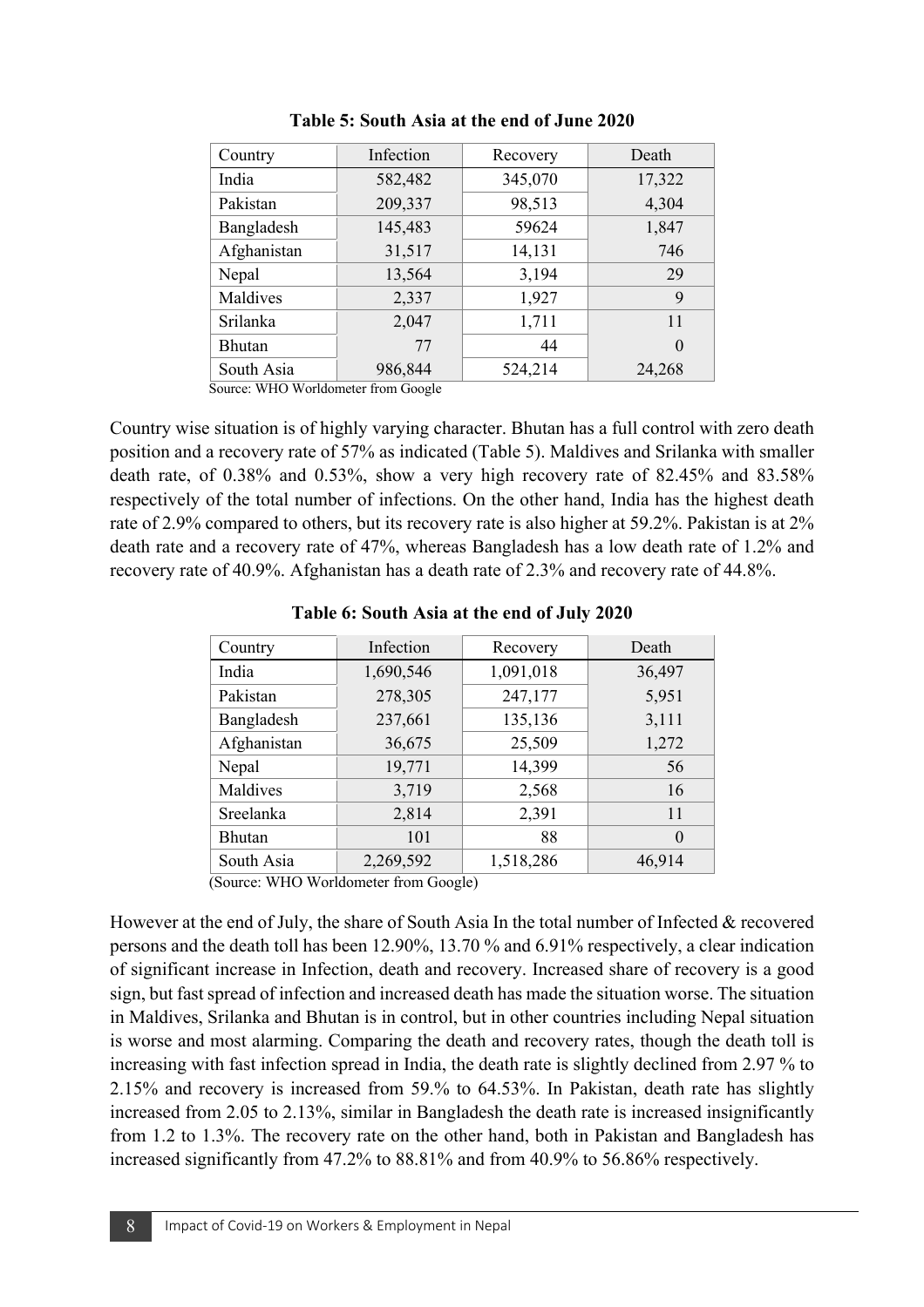**Table 5: South Asia at the end of June 2020**

| Country | Infection | Recovery | Death |
|---|---|---|---|
| India | 582,482 | 345,070 | 17,322 |
| Pakistan | 209,337 | 98,513 | 4,304 |
| Bangladesh | 145,483 | 59624 | 1,847 |
| Afghanistan | 31,517 | 14,131 | 746 |
| Nepal | 13,564 | 3,194 | 29 |
| Maldives | 2,337 | 1,927 | 9 |
| Srilanka | 2,047 | 1,711 | 11 |
| Bhutan | 77 | 44 | 0 |
| South Asia | 986,844 | 524,214 | 24,268 |

Source: WHO Worldometer from Google

Country wise situation is of highly varying character. Bhutan has a full control with zero death position and a recovery rate of 57% as indicated (Table 5). Maldives and Srilanka with smaller death rate, of 0.38% and 0.53%, show a very high recovery rate of 82.45% and 83.58% respectively of the total number of infections. On the other hand, India has the highest death rate of 2.9% compared to others, but its recovery rate is also higher at 59.2%. Pakistan is at 2% death rate and a recovery rate of 47%, whereas Bangladesh has a low death rate of 1.2% and recovery rate of 40.9%. Afghanistan has a death rate of 2.3% and recovery rate of 44.8%.

**Table 6: South Asia at the end of July 2020**

| Country | Infection | Recovery | Death |
|---|---|---|---|
| India | 1,690,546 | 1,091,018 | 36,497 |
| Pakistan | 278,305 | 247,177 | 5,951 |
| Bangladesh | 237,661 | 135,136 | 3,111 |
| Afghanistan | 36,675 | 25,509 | 1,272 |
| Nepal | 19,771 | 14,399 | 56 |
| Maldives | 3,719 | 2,568 | 16 |
| Sreelanka | 2,814 | 2,391 | 11 |
| Bhutan | 101 | 88 | 0 |
| South Asia | 2,269,592 | 1,518,286 | 46,914 |

(Source: WHO Worldometer from Google)

However at the end of July, the share of South Asia In the total number of Infected & recovered persons and the death toll has been 12.90%, 13.70 % and 6.91% respectively, a clear indication of significant increase in Infection, death and recovery. Increased share of recovery is a good sign, but fast spread of infection and increased death has made the situation worse. The situation in Maldives, Srilanka and Bhutan is in control, but in other countries including Nepal situation is worse and most alarming. Comparing the death and recovery rates, though the death toll is increasing with fast infection spread in India, the death rate is slightly declined from 2.97 % to 2.15% and recovery is increased from 59.% to 64.53%. In Pakistan, death rate has slightly increased from 2.05 to 2.13%, similar in Bangladesh the death rate is increased insignificantly from 1.2 to 1.3%. The recovery rate on the other hand, both in Pakistan and Bangladesh has increased significantly from 47.2% to 88.81% and from 40.9% to 56.86% respectively.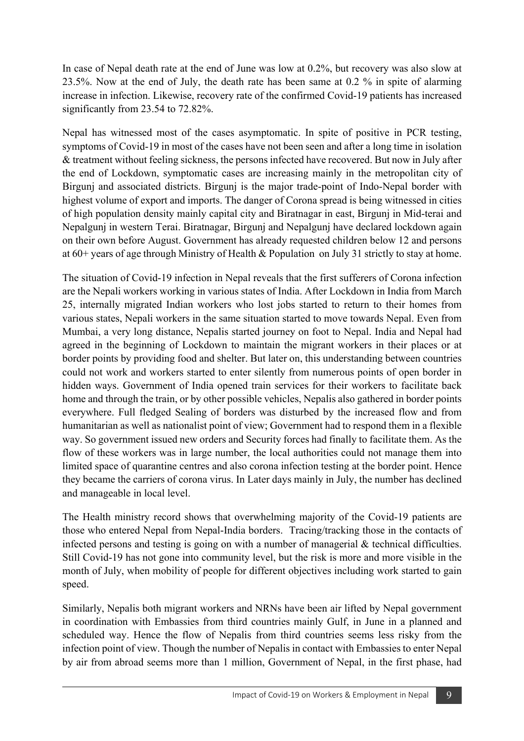In case of Nepal death rate at the end of June was low at 0.2%, but recovery was also slow at 23.5%. Now at the end of July, the death rate has been same at 0.2 % in spite of alarming increase in infection. Likewise, recovery rate of the confirmed Covid-19 patients has increased significantly from 23.54 to 72.82%.

Nepal has witnessed most of the cases asymptomatic. In spite of positive in PCR testing, symptoms of Covid-19 in most of the cases have not been seen and after a long time in isolation & treatment without feeling sickness, the persons infected have recovered. But now in July after the end of Lockdown, symptomatic cases are increasing mainly in the metropolitan city of Birgunj and associated districts. Birgunj is the major trade-point of Indo-Nepal border with highest volume of export and imports. The danger of Corona spread is being witnessed in cities of high population density mainly capital city and Biratnagar in east, Birgunj in Mid-terai and Nepalgunj in western Terai. Biratnagar, Birgunj and Nepalgunj have declared lockdown again on their own before August. Government has already requested children below 12 and persons at 60+ years of age through Ministry of Health & Population on July 31 strictly to stay at home.

The situation of Covid-19 infection in Nepal reveals that the first sufferers of Corona infection are the Nepali workers working in various states of India. After Lockdown in India from March 25, internally migrated Indian workers who lost jobs started to return to their homes from various states, Nepali workers in the same situation started to move towards Nepal. Even from Mumbai, a very long distance, Nepalis started journey on foot to Nepal. India and Nepal had agreed in the beginning of Lockdown to maintain the migrant workers in their places or at border points by providing food and shelter. But later on, this understanding between countries could not work and workers started to enter silently from numerous points of open border in hidden ways. Government of India opened train services for their workers to facilitate back home and through the train, or by other possible vehicles, Nepalis also gathered in border points everywhere. Full fledged Sealing of borders was disturbed by the increased flow and from humanitarian as well as nationalist point of view; Government had to respond them in a flexible way. So government issued new orders and Security forces had finally to facilitate them. As the flow of these workers was in large number, the local authorities could not manage them into limited space of quarantine centres and also corona infection testing at the border point. Hence they became the carriers of corona virus. In Later days mainly in July, the number has declined and manageable in local level.

The Health ministry record shows that overwhelming majority of the Covid-19 patients are those who entered Nepal from Nepal-India borders. Tracing/tracking those in the contacts of infected persons and testing is going on with a number of managerial & technical difficulties. Still Covid-19 has not gone into community level, but the risk is more and more visible in the month of July, when mobility of people for different objectives including work started to gain speed.

Similarly, Nepalis both migrant workers and NRNs have been air lifted by Nepal government in coordination with Embassies from third countries mainly Gulf, in June in a planned and scheduled way. Hence the flow of Nepalis from third countries seems less risky from the infection point of view. Though the number of Nepalis in contact with Embassies to enter Nepal by air from abroad seems more than 1 million, Government of Nepal, in the first phase, had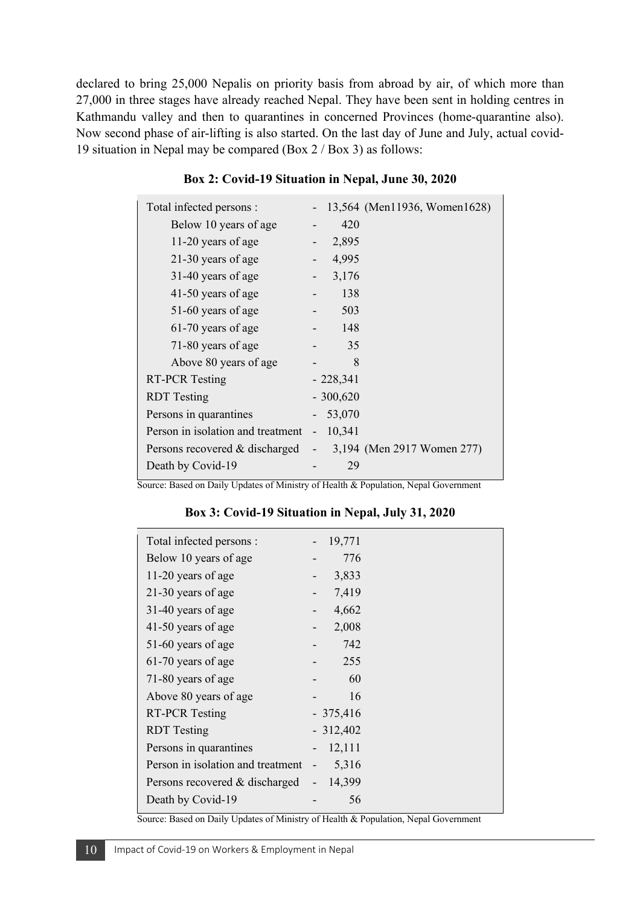declared to bring 25,000 Nepalis on priority basis from abroad by air, of which more than 27,000 in three stages have already reached Nepal. They have been sent in holding centres in Kathmandu valley and then to quarantines in concerned Provinces (home-quarantine also). Now second phase of air-lifting is also started. On the last day of June and July, actual covid-19 situation in Nepal may be compared (Box 2 / Box 3) as follows:

**Box 2: Covid-19 Situation in Nepal, June 30, 2020**

| | | |
|---|---|---|
| Total infected persons : | - | 13,564 (Men11936, Women1628) |
| Below 10 years of age | - | 420 |
| 11-20 years of age | - | 2,895 |
| 21-30 years of age | - | 4,995 |
| 31-40 years of age | - | 3,176 |
| 41-50 years of age | - | 138 |
| 51-60 years of age | - | 503 |
| 61-70 years of age | - | 148 |
| 71-80 years of age | - | 35 |
| Above 80 years of age | - | 8 |
| RT-PCR Testing | - | 228,341 |
| RDT Testing | - | 300,620 |
| Persons in quarantines | - | 53,070 |
| Person in isolation and treatment | - | 10,341 |
| Persons recovered & discharged | - | 3,194 (Men 2917 Women 277) |
| Death by Covid-19 | - | 29 |

Source: Based on Daily Updates of Ministry of Health & Population, Nepal Government

**Box 3: Covid-19 Situation in Nepal, July 31, 2020**

| | | |
|---|---|---|
| Total infected persons : | - | 19,771 |
| Below 10 years of age | - | 776 |
| 11-20 years of age | - | 3,833 |
| 21-30 years of age | - | 7,419 |
| 31-40 years of age | - | 4,662 |
| 41-50 years of age | - | 2,008 |
| 51-60 years of age | - | 742 |
| 61-70 years of age | - | 255 |
| 71-80 years of age | - | 60 |
| Above 80 years of age | - | 16 |
| RT-PCR Testing | - | 375,416 |
| RDT Testing | - | 312,402 |
| Persons in quarantines | - | 12,111 |
| Person in isolation and treatment | - | 5,316 |
| Persons recovered & discharged | - | 14,399 |
| Death by Covid-19 | - | 56 |

Source: Based on Daily Updates of Ministry of Health & Population, Nepal Government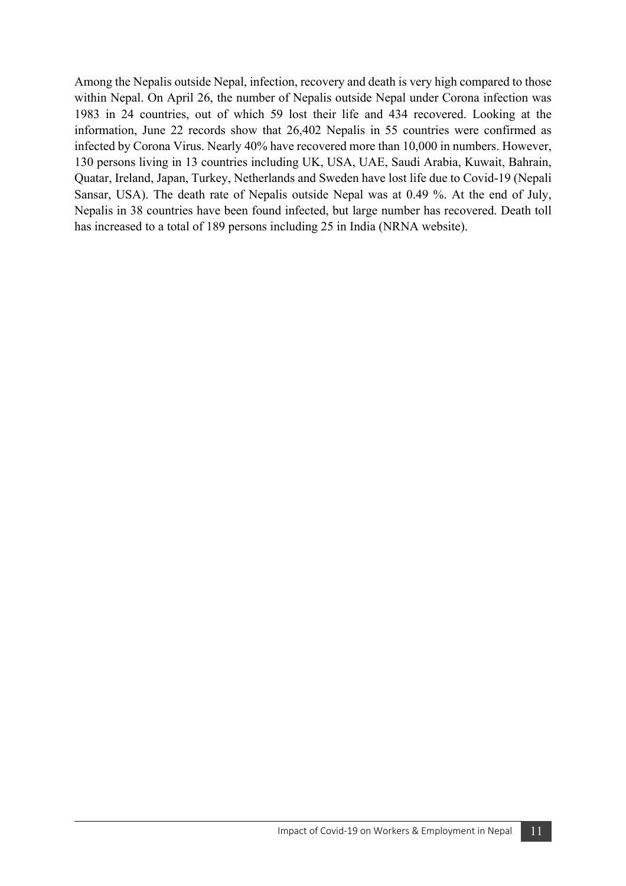Among the Nepalis outside Nepal, infection, recovery and death is very high compared to those within Nepal. On April 26, the number of Nepalis outside Nepal under Corona infection was 1983 in 24 countries, out of which 59 lost their life and 434 recovered. Looking at the information, June 22 records show that 26,402 Nepalis in 55 countries were confirmed as infected by Corona Virus. Nearly 40% have recovered more than 10,000 in numbers. However, 130 persons living in 13 countries including UK, USA, UAE, Saudi Arabia, Kuwait, Bahrain, Quatar, Ireland, Japan, Turkey, Netherlands and Sweden have lost life due to Covid-19 (Nepali Sansar, USA). The death rate of Nepalis outside Nepal was at 0.49 %. At the end of July, Nepalis in 38 countries have been found infected, but large number has recovered. Death toll has increased to a total of 189 persons including 25 in India (NRNA website).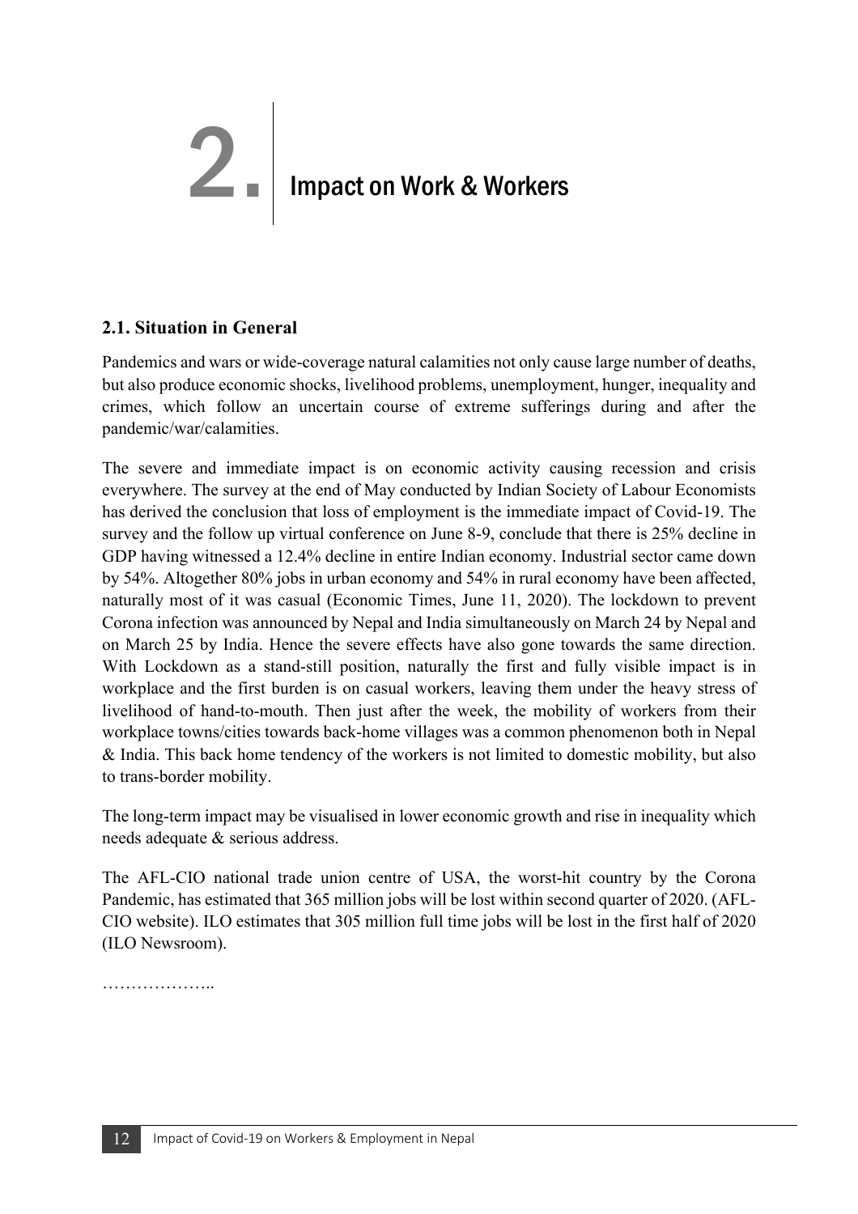# 2. Impact on Work & Workers

## 2.1. Situation in General

Pandemics and wars or wide-coverage natural calamities not only cause large number of deaths, but also produce economic shocks, livelihood problems, unemployment, hunger, inequality and crimes, which follow an uncertain course of extreme sufferings during and after the pandemic/war/calamities.

The severe and immediate impact is on economic activity causing recession and crisis everywhere. The survey at the end of May conducted by Indian Society of Labour Economists has derived the conclusion that loss of employment is the immediate impact of Covid-19. The survey and the follow up virtual conference on June 8-9, conclude that there is 25% decline in GDP having witnessed a 12.4% decline in entire Indian economy. Industrial sector came down by 54%. Altogether 80% jobs in urban economy and 54% in rural economy have been affected, naturally most of it was casual (Economic Times, June 11, 2020). The lockdown to prevent Corona infection was announced by Nepal and India simultaneously on March 24 by Nepal and on March 25 by India. Hence the severe effects have also gone towards the same direction. With Lockdown as a stand-still position, naturally the first and fully visible impact is in workplace and the first burden is on casual workers, leaving them under the heavy stress of livelihood of hand-to-mouth. Then just after the week, the mobility of workers from their workplace towns/cities towards back-home villages was a common phenomenon both in Nepal & India. This back home tendency of the workers is not limited to domestic mobility, but also to trans-border mobility.

The long-term impact may be visualised in lower economic growth and rise in inequality which needs adequate & serious address.

The AFL-CIO national trade union centre of USA, the worst-hit country by the Corona Pandemic, has estimated that 365 million jobs will be lost within second quarter of 2020. (AFL-CIO website). ILO estimates that 305 million full time jobs will be lost in the first half of 2020 (ILO Newsroom).

………………..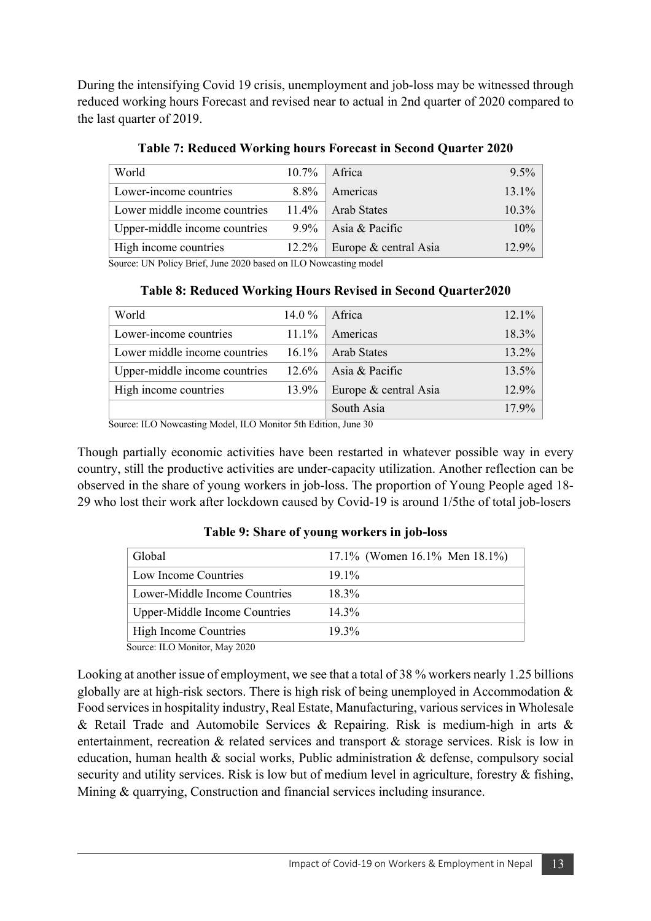During the intensifying Covid 19 crisis, unemployment and job-loss may be witnessed through reduced working hours Forecast and revised near to actual in 2nd quarter of 2020 compared to the last quarter of 2019.

**Table 7: Reduced Working hours Forecast in Second Quarter 2020**

| | | | |
|---|---|---|---|
| World | 10.7% | Africa | 9.5% |
| Lower-income countries | 8.8% | Americas | 13.1% |
| Lower middle income countries | 11.4% | Arab States | 10.3% |
| Upper-middle income countries | 9.9% | Asia & Pacific | 10% |
| High income countries | 12.2% | Europe & central Asia | 12.9% |

Source: UN Policy Brief, June 2020 based on ILO Nowcasting model

**Table 8: Reduced Working Hours Revised in Second Quarter2020**

| | | | |
|---|---|---|---|
| World | 14.0 % | Africa | 12.1% |
| Lower-income countries | 11.1% | Americas | 18.3% |
| Lower middle income countries | 16.1% | Arab States | 13.2% |
| Upper-middle income countries | 12.6% | Asia & Pacific | 13.5% |
| High income countries | 13.9% | Europe & central Asia | 12.9% |
| | | South Asia | 17.9% |

Source: ILO Nowcasting Model, ILO Monitor 5th Edition, June 30

Though partially economic activities have been restarted in whatever possible way in every country, still the productive activities are under-capacity utilization. Another reflection can be observed in the share of young workers in job-loss. The proportion of Young People aged 18-29 who lost their work after lockdown caused by Covid-19 is around 1/5the of total job-losers

**Table 9: Share of young workers in job-loss**

| | |
|---|---|
| Global | 17.1% (Women 16.1% Men 18.1%) |
| Low Income Countries | 19.1% |
| Lower-Middle Income Countries | 18.3% |
| Upper-Middle Income Countries | 14.3% |
| High Income Countries | 19.3% |

Source: ILO Monitor, May 2020

Looking at another issue of employment, we see that a total of 38 % workers nearly 1.25 billions globally are at high-risk sectors. There is high risk of being unemployed in Accommodation & Food services in hospitality industry, Real Estate, Manufacturing, various services in Wholesale & Retail Trade and Automobile Services & Repairing. Risk is medium-high in arts & entertainment, recreation & related services and transport & storage services. Risk is low in education, human health & social works, Public administration & defense, compulsory social security and utility services. Risk is low but of medium level in agriculture, forestry & fishing, Mining & quarrying, Construction and financial services including insurance.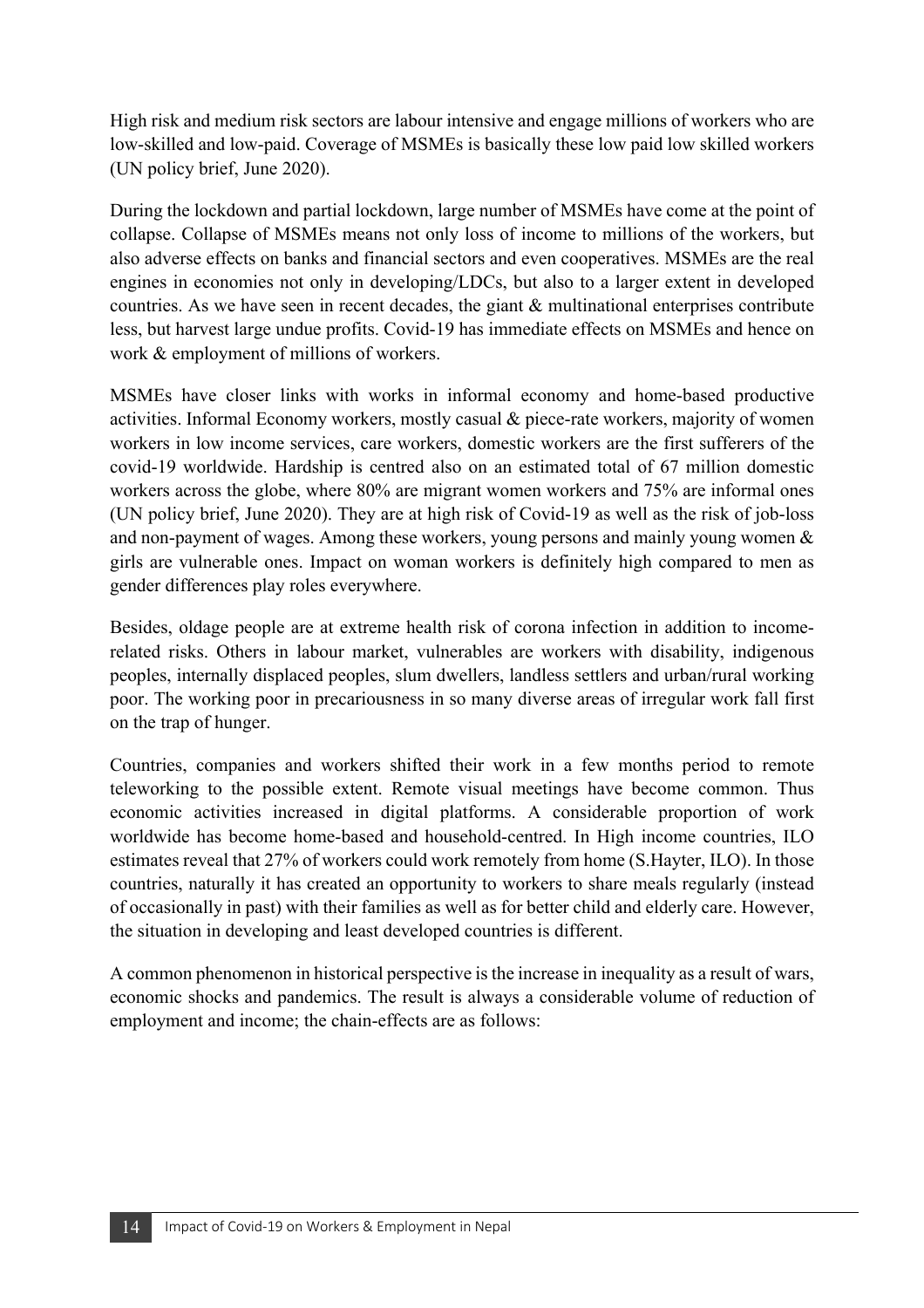High risk and medium risk sectors are labour intensive and engage millions of workers who are low-skilled and low-paid. Coverage of MSMEs is basically these low paid low skilled workers (UN policy brief, June 2020).

During the lockdown and partial lockdown, large number of MSMEs have come at the point of collapse. Collapse of MSMEs means not only loss of income to millions of the workers, but also adverse effects on banks and financial sectors and even cooperatives. MSMEs are the real engines in economies not only in developing/LDCs, but also to a larger extent in developed countries. As we have seen in recent decades, the giant & multinational enterprises contribute less, but harvest large undue profits. Covid-19 has immediate effects on MSMEs and hence on work & employment of millions of workers.

MSMEs have closer links with works in informal economy and home-based productive activities. Informal Economy workers, mostly casual & piece-rate workers, majority of women workers in low income services, care workers, domestic workers are the first sufferers of the covid-19 worldwide. Hardship is centred also on an estimated total of 67 million domestic workers across the globe, where 80% are migrant women workers and 75% are informal ones (UN policy brief, June 2020). They are at high risk of Covid-19 as well as the risk of job-loss and non-payment of wages. Among these workers, young persons and mainly young women & girls are vulnerable ones. Impact on woman workers is definitely high compared to men as gender differences play roles everywhere.

Besides, oldage people are at extreme health risk of corona infection in addition to income-related risks. Others in labour market, vulnerables are workers with disability, indigenous peoples, internally displaced peoples, slum dwellers, landless settlers and urban/rural working poor. The working poor in precariousness in so many diverse areas of irregular work fall first on the trap of hunger.

Countries, companies and workers shifted their work in a few months period to remote teleworking to the possible extent. Remote visual meetings have become common. Thus economic activities increased in digital platforms. A considerable proportion of work worldwide has become home-based and household-centred. In High income countries, ILO estimates reveal that 27% of workers could work remotely from home (S.Hayter, ILO). In those countries, naturally it has created an opportunity to workers to share meals regularly (instead of occasionally in past) with their families as well as for better child and elderly care. However, the situation in developing and least developed countries is different.

A common phenomenon in historical perspective is the increase in inequality as a result of wars, economic shocks and pandemics. The result is always a considerable volume of reduction of employment and income; the chain-effects are as follows: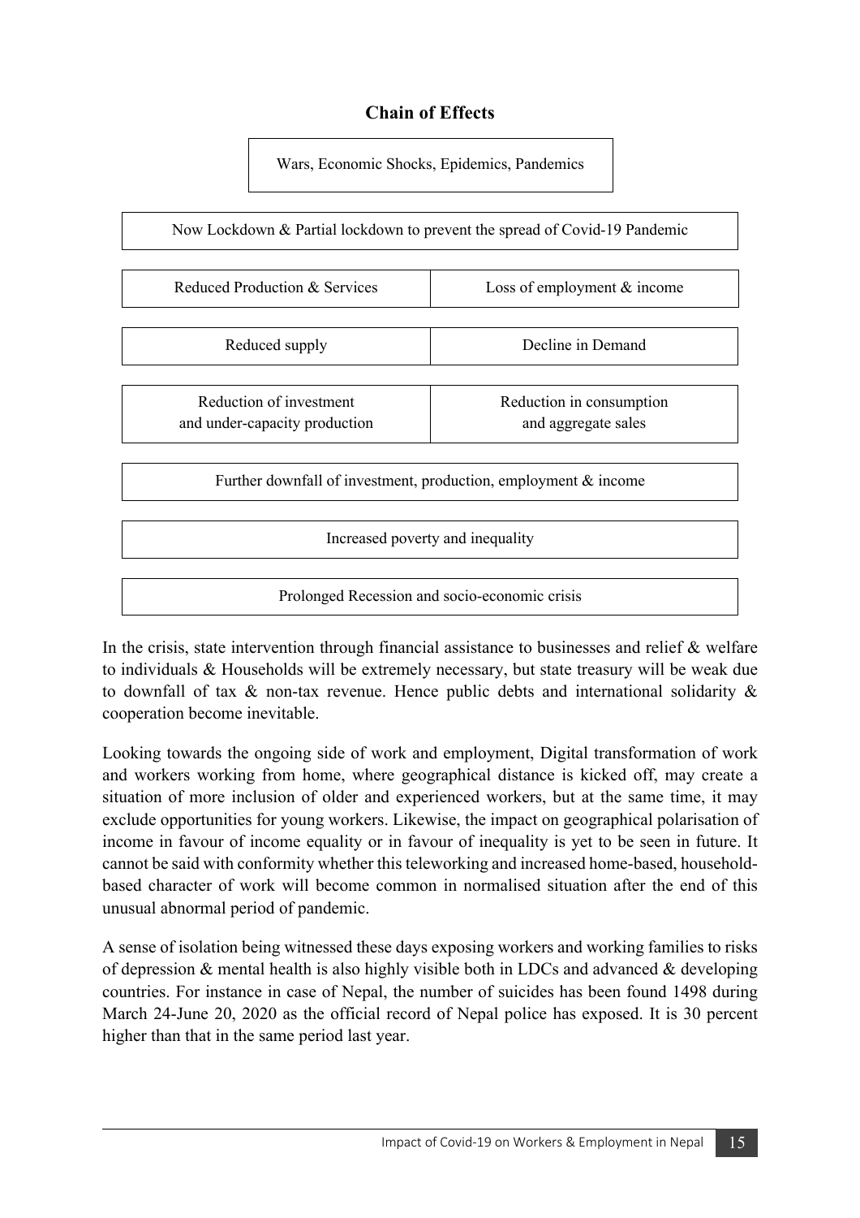### Chain of Effects

Wars, Economic Shocks, Epidemics, Pandemics

Now Lockdown & Partial lockdown to prevent the spread of Covid-19 Pandemic

| | |
|---|---|
| Reduced Production & Services | Loss of employment & income |
| Reduced supply | Decline in Demand |
| Reduction of investment and under-capacity production | Reduction in consumption and aggregate sales |

Further downfall of investment, production, employment & income

Increased poverty and inequality

Prolonged Recession and socio-economic crisis

In the crisis, state intervention through financial assistance to businesses and relief & welfare to individuals & Households will be extremely necessary, but state treasury will be weak due to downfall of tax & non-tax revenue. Hence public debts and international solidarity & cooperation become inevitable.

Looking towards the ongoing side of work and employment, Digital transformation of work and workers working from home, where geographical distance is kicked off, may create a situation of more inclusion of older and experienced workers, but at the same time, it may exclude opportunities for young workers. Likewise, the impact on geographical polarisation of income in favour of income equality or in favour of inequality is yet to be seen in future. It cannot be said with conformity whether this teleworking and increased home-based, household-based character of work will become common in normalised situation after the end of this unusual abnormal period of pandemic.

A sense of isolation being witnessed these days exposing workers and working families to risks of depression & mental health is also highly visible both in LDCs and advanced & developing countries. For instance in case of Nepal, the number of suicides has been found 1498 during March 24-June 20, 2020 as the official record of Nepal police has exposed. It is 30 percent higher than that in the same period last year.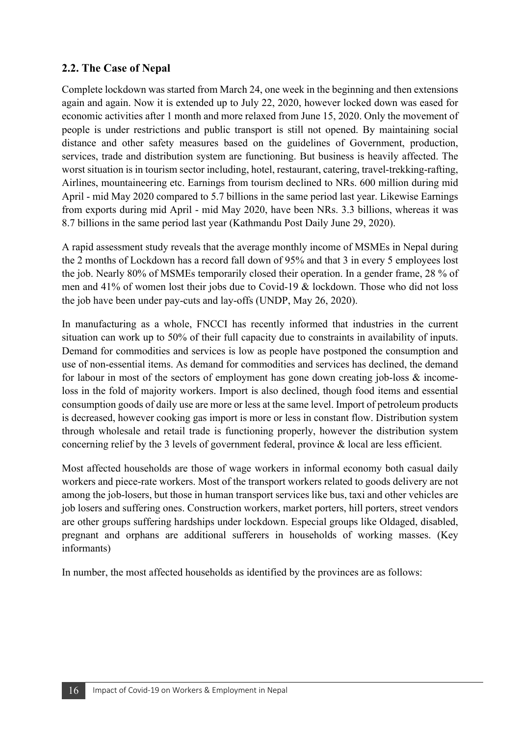## 2.2. The Case of Nepal

Complete lockdown was started from March 24, one week in the beginning and then extensions again and again. Now it is extended up to July 22, 2020, however locked down was eased for economic activities after 1 month and more relaxed from June 15, 2020. Only the movement of people is under restrictions and public transport is still not opened. By maintaining social distance and other safety measures based on the guidelines of Government, production, services, trade and distribution system are functioning. But business is heavily affected. The worst situation is in tourism sector including, hotel, restaurant, catering, travel-trekking-rafting, Airlines, mountaineering etc. Earnings from tourism declined to NRs. 600 million during mid April - mid May 2020 compared to 5.7 billions in the same period last year. Likewise Earnings from exports during mid April - mid May 2020, have been NRs. 3.3 billions, whereas it was 8.7 billions in the same period last year (Kathmandu Post Daily June 29, 2020).

A rapid assessment study reveals that the average monthly income of MSMEs in Nepal during the 2 months of Lockdown has a record fall down of 95% and that 3 in every 5 employees lost the job. Nearly 80% of MSMEs temporarily closed their operation. In a gender frame, 28 % of men and 41% of women lost their jobs due to Covid-19 & lockdown. Those who did not loss the job have been under pay-cuts and lay-offs (UNDP, May 26, 2020).

In manufacturing as a whole, FNCCI has recently informed that industries in the current situation can work up to 50% of their full capacity due to constraints in availability of inputs. Demand for commodities and services is low as people have postponed the consumption and use of non-essential items. As demand for commodities and services has declined, the demand for labour in most of the sectors of employment has gone down creating job-loss & income-loss in the fold of majority workers. Import is also declined, though food items and essential consumption goods of daily use are more or less at the same level. Import of petroleum products is decreased, however cooking gas import is more or less in constant flow. Distribution system through wholesale and retail trade is functioning properly, however the distribution system concerning relief by the 3 levels of government federal, province & local are less efficient.

Most affected households are those of wage workers in informal economy both casual daily workers and piece-rate workers. Most of the transport workers related to goods delivery are not among the job-losers, but those in human transport services like bus, taxi and other vehicles are job losers and suffering ones. Construction workers, market porters, hill porters, street vendors are other groups suffering hardships under lockdown. Especial groups like Oldaged, disabled, pregnant and orphans are additional sufferers in households of working masses. (Key informants)

In number, the most affected households as identified by the provinces are as follows: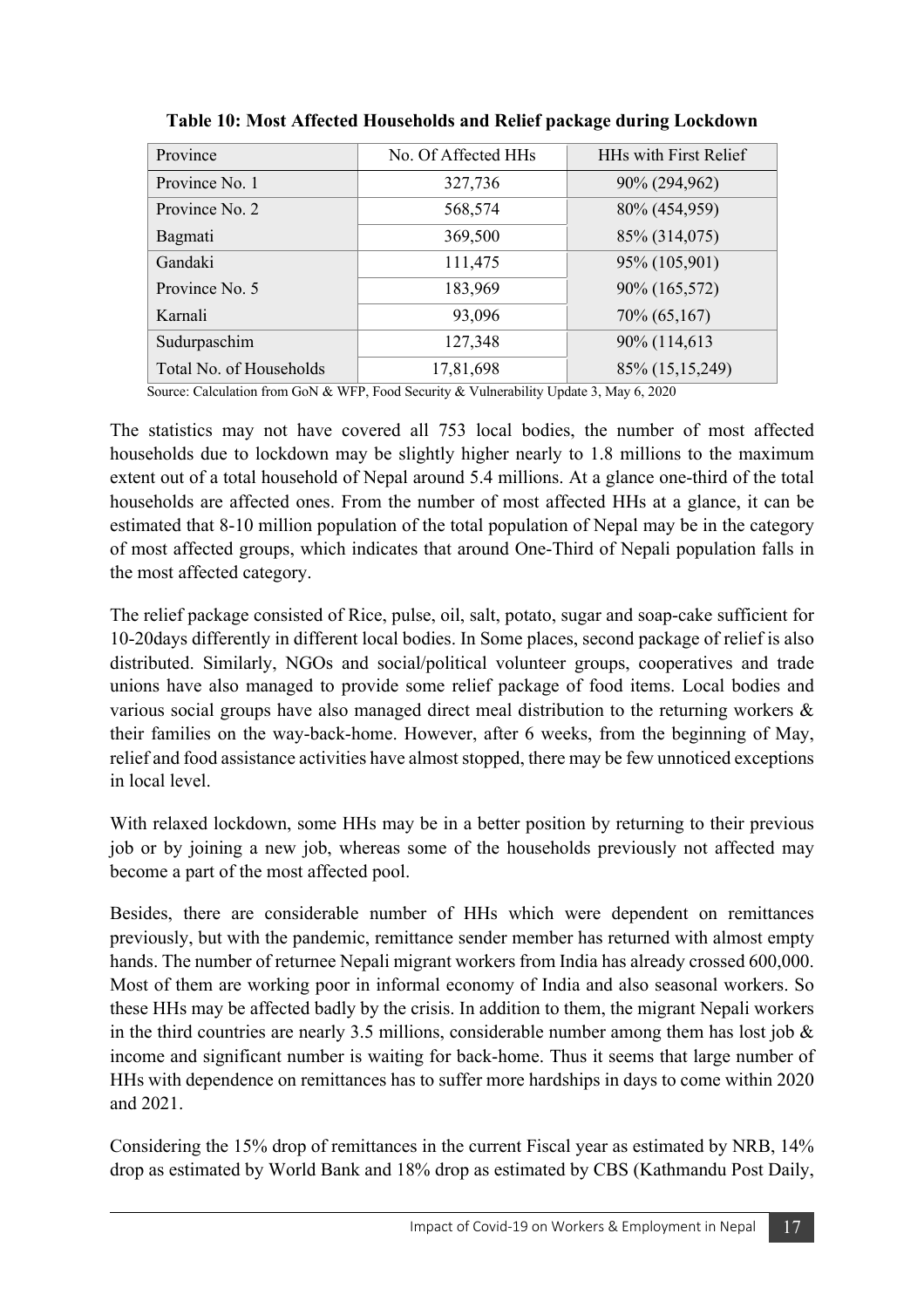**Table 10: Most Affected Households and Relief package during Lockdown**

| Province | No. Of Affected HHs | HHs with First Relief |
|---|---|---|
| Province No. 1 | 327,736 | 90% (294,962) |
| Province No. 2 | 568,574 | 80% (454,959) |
| Bagmati | 369,500 | 85% (314,075) |
| Gandaki | 111,475 | 95% (105,901) |
| Province No. 5 | 183,969 | 90% (165,572) |
| Karnali | 93,096 | 70% (65,167) |
| Sudurpaschim | 127,348 | 90% (114,613 |
| Total No. of Households | 17,81,698 | 85% (15,15,249) |

Source: Calculation from GoN & WFP, Food Security & Vulnerability Update 3, May 6, 2020

The statistics may not have covered all 753 local bodies, the number of most affected households due to lockdown may be slightly higher nearly to 1.8 millions to the maximum extent out of a total household of Nepal around 5.4 millions. At a glance one-third of the total households are affected ones. From the number of most affected HHs at a glance, it can be estimated that 8-10 million population of the total population of Nepal may be in the category of most affected groups, which indicates that around One-Third of Nepali population falls in the most affected category.

The relief package consisted of Rice, pulse, oil, salt, potato, sugar and soap-cake sufficient for 10-20days differently in different local bodies. In Some places, second package of relief is also distributed. Similarly, NGOs and social/political volunteer groups, cooperatives and trade unions have also managed to provide some relief package of food items. Local bodies and various social groups have also managed direct meal distribution to the returning workers & their families on the way-back-home. However, after 6 weeks, from the beginning of May, relief and food assistance activities have almost stopped, there may be few unnoticed exceptions in local level.

With relaxed lockdown, some HHs may be in a better position by returning to their previous job or by joining a new job, whereas some of the households previously not affected may become a part of the most affected pool.

Besides, there are considerable number of HHs which were dependent on remittances previously, but with the pandemic, remittance sender member has returned with almost empty hands. The number of returnee Nepali migrant workers from India has already crossed 600,000. Most of them are working poor in informal economy of India and also seasonal workers. So these HHs may be affected badly by the crisis. In addition to them, the migrant Nepali workers in the third countries are nearly 3.5 millions, considerable number among them has lost job & income and significant number is waiting for back-home. Thus it seems that large number of HHs with dependence on remittances has to suffer more hardships in days to come within 2020 and 2021.

Considering the 15% drop of remittances in the current Fiscal year as estimated by NRB, 14% drop as estimated by World Bank and 18% drop as estimated by CBS (Kathmandu Post Daily,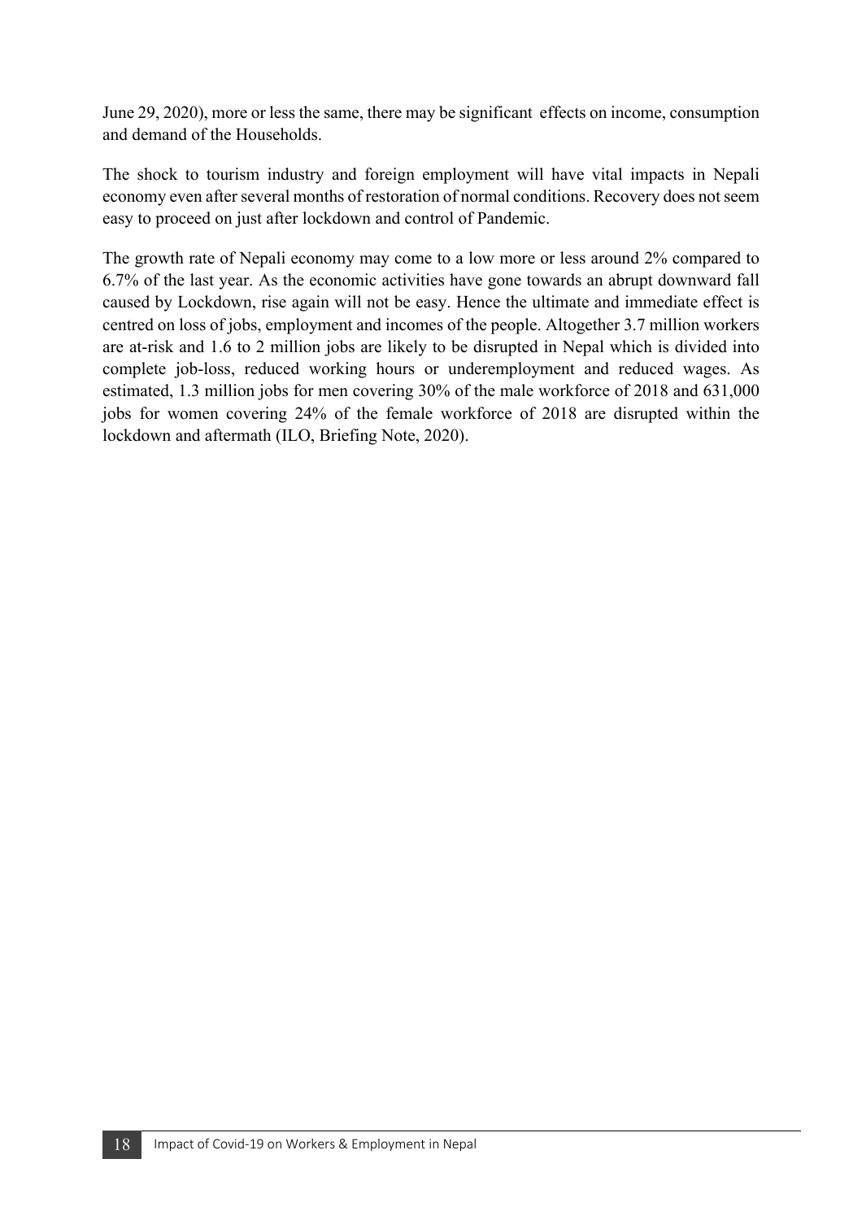June 29, 2020), more or less the same, there may be significant effects on income, consumption and demand of the Households.

The shock to tourism industry and foreign employment will have vital impacts in Nepali economy even after several months of restoration of normal conditions. Recovery does not seem easy to proceed on just after lockdown and control of Pandemic.

The growth rate of Nepali economy may come to a low more or less around 2% compared to 6.7% of the last year. As the economic activities have gone towards an abrupt downward fall caused by Lockdown, rise again will not be easy. Hence the ultimate and immediate effect is centred on loss of jobs, employment and incomes of the people. Altogether 3.7 million workers are at-risk and 1.6 to 2 million jobs are likely to be disrupted in Nepal which is divided into complete job-loss, reduced working hours or underemployment and reduced wages. As estimated, 1.3 million jobs for men covering 30% of the male workforce of 2018 and 631,000 jobs for women covering 24% of the female workforce of 2018 are disrupted within the lockdown and aftermath (ILO, Briefing Note, 2020).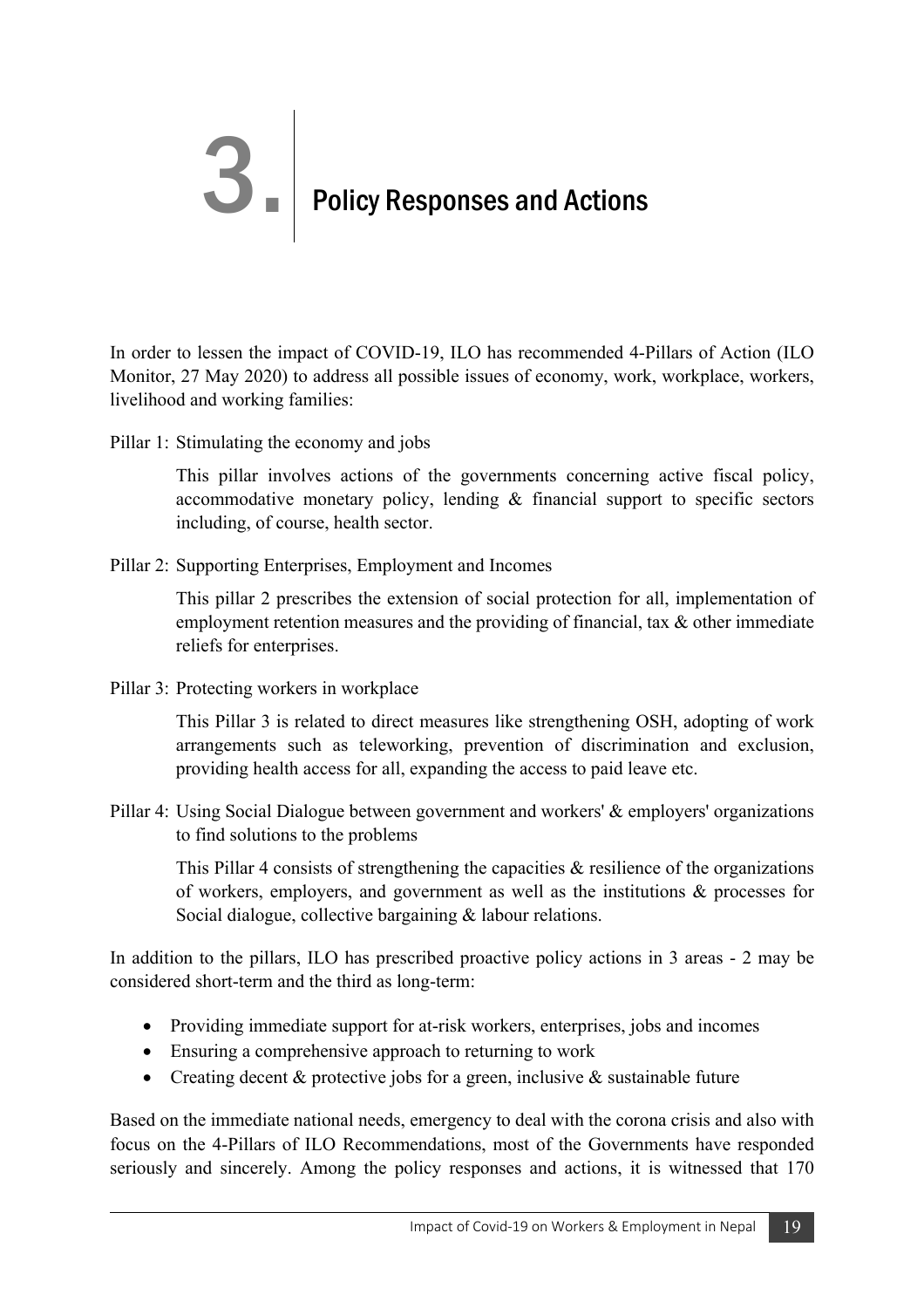# 3. Policy Responses and Actions

In order to lessen the impact of COVID-19, ILO has recommended 4-Pillars of Action (ILO Monitor, 27 May 2020) to address all possible issues of economy, work, workplace, workers, livelihood and working families:

Pillar 1: Stimulating the economy and jobs

This pillar involves actions of the governments concerning active fiscal policy, accommodative monetary policy, lending & financial support to specific sectors including, of course, health sector.

Pillar 2: Supporting Enterprises, Employment and Incomes

This pillar 2 prescribes the extension of social protection for all, implementation of employment retention measures and the providing of financial, tax & other immediate reliefs for enterprises.

Pillar 3: Protecting workers in workplace

This Pillar 3 is related to direct measures like strengthening OSH, adopting of work arrangements such as teleworking, prevention of discrimination and exclusion, providing health access for all, expanding the access to paid leave etc.

Pillar 4: Using Social Dialogue between government and workers' & employers' organizations to find solutions to the problems

This Pillar 4 consists of strengthening the capacities & resilience of the organizations of workers, employers, and government as well as the institutions & processes for Social dialogue, collective bargaining & labour relations.

In addition to the pillars, ILO has prescribed proactive policy actions in 3 areas - 2 may be considered short-term and the third as long-term:

- Providing immediate support for at-risk workers, enterprises, jobs and incomes
- Ensuring a comprehensive approach to returning to work
- Creating decent & protective jobs for a green, inclusive & sustainable future

Based on the immediate national needs, emergency to deal with the corona crisis and also with focus on the 4-Pillars of ILO Recommendations, most of the Governments have responded seriously and sincerely. Among the policy responses and actions, it is witnessed that 170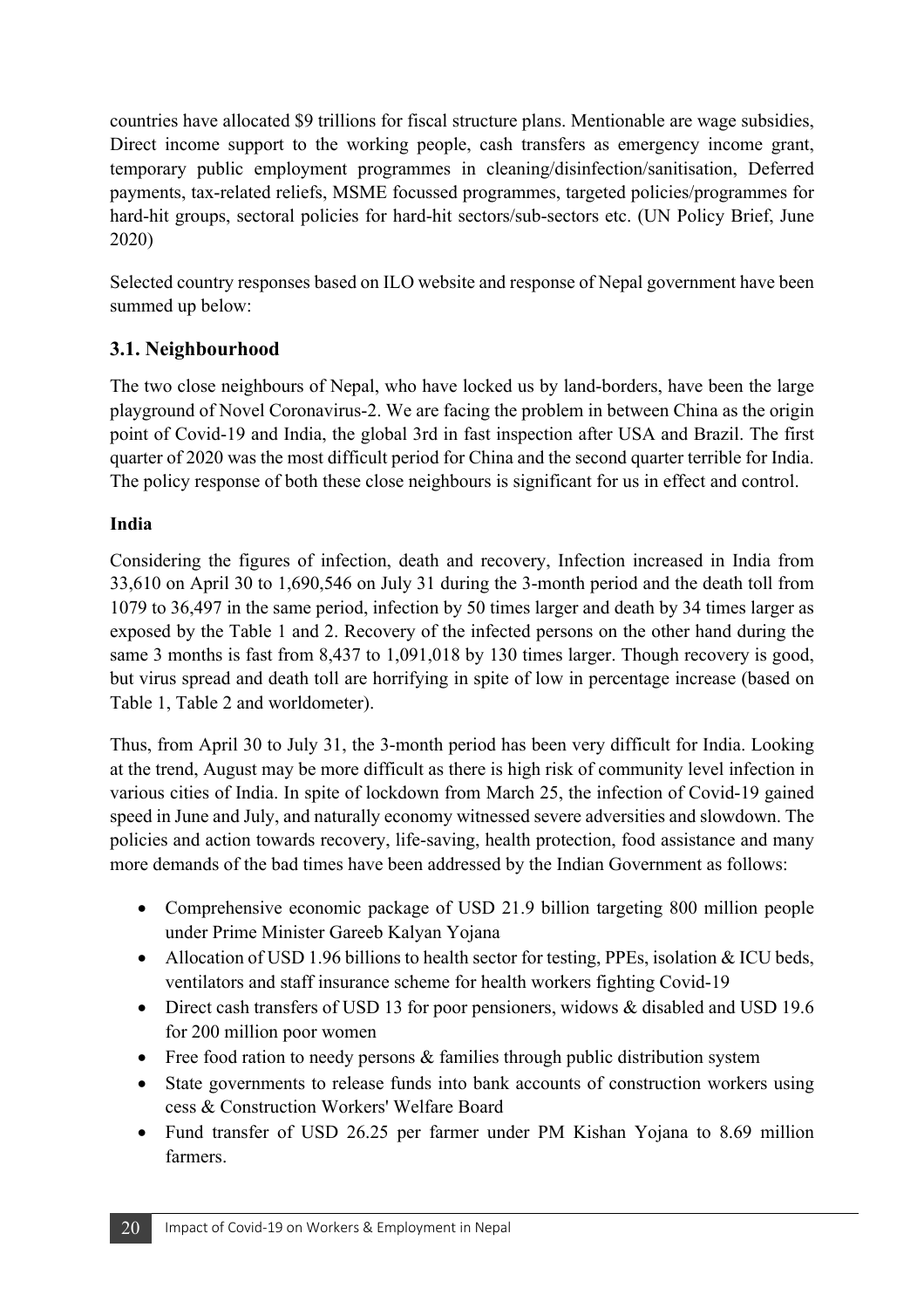countries have allocated $9 trillions for fiscal structure plans. Mentionable are wage subsidies, Direct income support to the working people, cash transfers as emergency income grant, temporary public employment programmes in cleaning/disinfection/sanitisation, Deferred payments, tax-related reliefs, MSME focussed programmes, targeted policies/programmes for hard-hit groups, sectoral policies for hard-hit sectors/sub-sectors etc. (UN Policy Brief, June 2020)

Selected country responses based on ILO website and response of Nepal government have been summed up below:

### 3.1. Neighbourhood

The two close neighbours of Nepal, who have locked us by land-borders, have been the large playground of Novel Coronavirus-2. We are facing the problem in between China as the origin point of Covid-19 and India, the global 3rd in fast inspection after USA and Brazil. The first quarter of 2020 was the most difficult period for China and the second quarter terrible for India. The policy response of both these close neighbours is significant for us in effect and control.

**India**

Considering the figures of infection, death and recovery, Infection increased in India from 33,610 on April 30 to 1,690,546 on July 31 during the 3-month period and the death toll from 1079 to 36,497 in the same period, infection by 50 times larger and death by 34 times larger as exposed by the Table 1 and 2. Recovery of the infected persons on the other hand during the same 3 months is fast from 8,437 to 1,091,018 by 130 times larger. Though recovery is good, but virus spread and death toll are horrifying in spite of low in percentage increase (based on Table 1, Table 2 and worldometer).

Thus, from April 30 to July 31, the 3-month period has been very difficult for India. Looking at the trend, August may be more difficult as there is high risk of community level infection in various cities of India. In spite of lockdown from March 25, the infection of Covid-19 gained speed in June and July, and naturally economy witnessed severe adversities and slowdown. The policies and action towards recovery, life-saving, health protection, food assistance and many more demands of the bad times have been addressed by the Indian Government as follows:

- Comprehensive economic package of USD 21.9 billion targeting 800 million people under Prime Minister Gareeb Kalyan Yojana
- Allocation of USD 1.96 billions to health sector for testing, PPEs, isolation & ICU beds, ventilators and staff insurance scheme for health workers fighting Covid-19
- Direct cash transfers of USD 13 for poor pensioners, widows & disabled and USD 19.6 for 200 million poor women
- Free food ration to needy persons & families through public distribution system
- State governments to release funds into bank accounts of construction workers using cess & Construction Workers' Welfare Board
- Fund transfer of USD 26.25 per farmer under PM Kishan Yojana to 8.69 million farmers.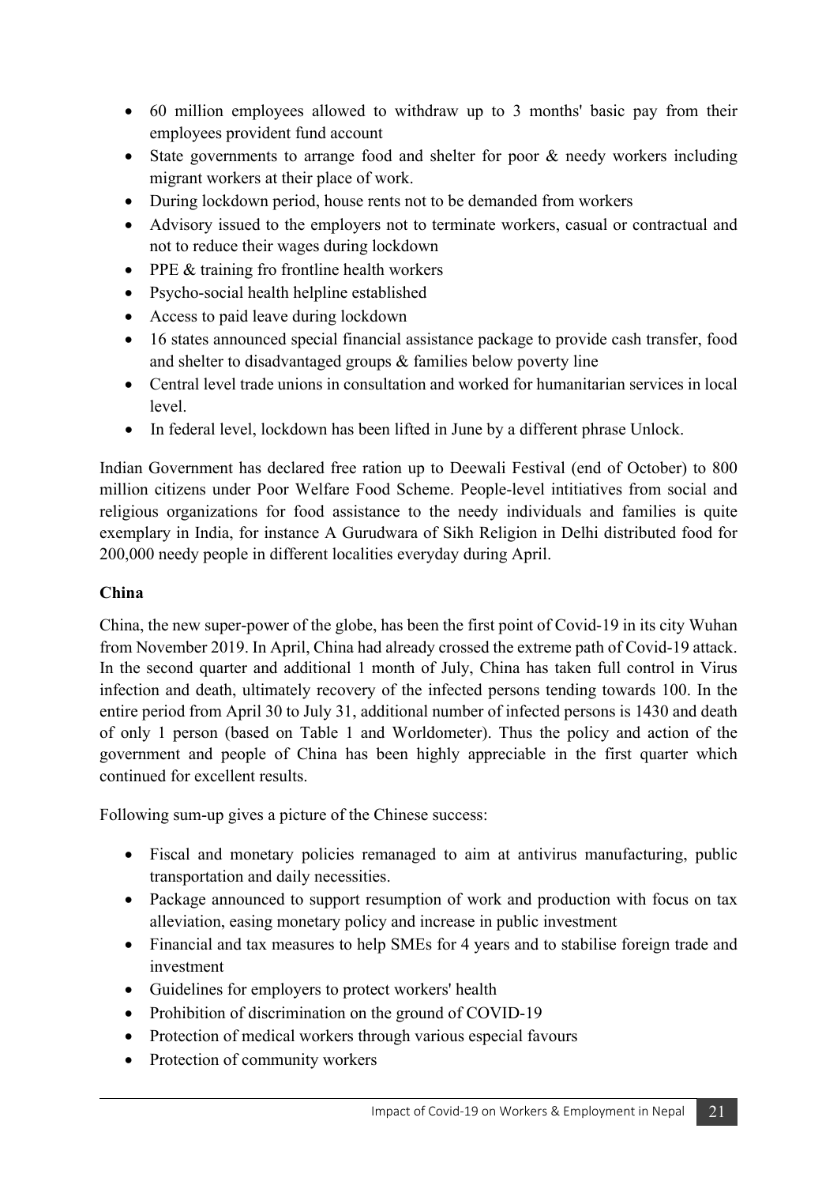- 60 million employees allowed to withdraw up to 3 months' basic pay from their employees provident fund account
- State governments to arrange food and shelter for poor & needy workers including migrant workers at their place of work.
- During lockdown period, house rents not to be demanded from workers
- Advisory issued to the employers not to terminate workers, casual or contractual and not to reduce their wages during lockdown
- PPE & training fro frontline health workers
- Psycho-social health helpline established
- Access to paid leave during lockdown
- 16 states announced special financial assistance package to provide cash transfer, food and shelter to disadvantaged groups & families below poverty line
- Central level trade unions in consultation and worked for humanitarian services in local level.
- In federal level, lockdown has been lifted in June by a different phrase Unlock.

Indian Government has declared free ration up to Deewali Festival (end of October) to 800 million citizens under Poor Welfare Food Scheme. People-level intitiatives from social and religious organizations for food assistance to the needy individuals and families is quite exemplary in India, for instance A Gurudwara of Sikh Religion in Delhi distributed food for 200,000 needy people in different localities everyday during April.

**China**

China, the new super-power of the globe, has been the first point of Covid-19 in its city Wuhan from November 2019. In April, China had already crossed the extreme path of Covid-19 attack. In the second quarter and additional 1 month of July, China has taken full control in Virus infection and death, ultimately recovery of the infected persons tending towards 100. In the entire period from April 30 to July 31, additional number of infected persons is 1430 and death of only 1 person (based on Table 1 and Worldometer). Thus the policy and action of the government and people of China has been highly appreciable in the first quarter which continued for excellent results.

Following sum-up gives a picture of the Chinese success:

- Fiscal and monetary policies remanaged to aim at antivirus manufacturing, public transportation and daily necessities.
- Package announced to support resumption of work and production with focus on tax alleviation, easing monetary policy and increase in public investment
- Financial and tax measures to help SMEs for 4 years and to stabilise foreign trade and investment
- Guidelines for employers to protect workers' health
- Prohibition of discrimination on the ground of COVID-19
- Protection of medical workers through various especial favours
- Protection of community workers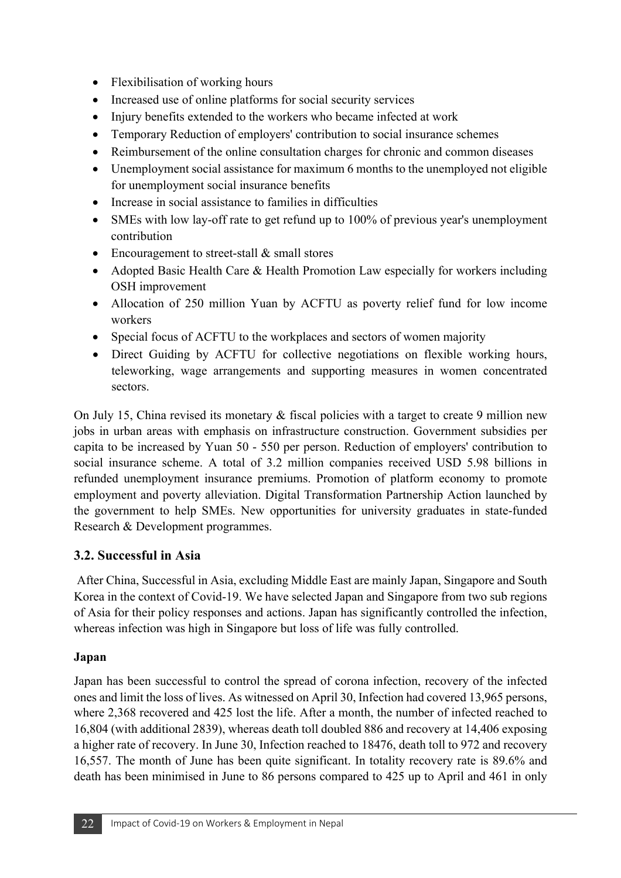- Flexibilisation of working hours
- Increased use of online platforms for social security services
- Injury benefits extended to the workers who became infected at work
- Temporary Reduction of employers' contribution to social insurance schemes
- Reimbursement of the online consultation charges for chronic and common diseases
- Unemployment social assistance for maximum 6 months to the unemployed not eligible for unemployment social insurance benefits
- Increase in social assistance to families in difficulties
- SMEs with low lay-off rate to get refund up to 100% of previous year's unemployment contribution
- Encouragement to street-stall & small stores
- Adopted Basic Health Care & Health Promotion Law especially for workers including OSH improvement
- Allocation of 250 million Yuan by ACFTU as poverty relief fund for low income workers
- Special focus of ACFTU to the workplaces and sectors of women majority
- Direct Guiding by ACFTU for collective negotiations on flexible working hours, teleworking, wage arrangements and supporting measures in women concentrated sectors.

On July 15, China revised its monetary & fiscal policies with a target to create 9 million new jobs in urban areas with emphasis on infrastructure construction. Government subsidies per capita to be increased by Yuan 50 - 550 per person. Reduction of employers' contribution to social insurance scheme. A total of 3.2 million companies received USD 5.98 billions in refunded unemployment insurance premiums. Promotion of platform economy to promote employment and poverty alleviation. Digital Transformation Partnership Action launched by the government to help SMEs. New opportunities for university graduates in state-funded Research & Development programmes.

### 3.2. Successful in Asia

After China, Successful in Asia, excluding Middle East are mainly Japan, Singapore and South Korea in the context of Covid-19. We have selected Japan and Singapore from two sub regions of Asia for their policy responses and actions. Japan has significantly controlled the infection, whereas infection was high in Singapore but loss of life was fully controlled.

**Japan**

Japan has been successful to control the spread of corona infection, recovery of the infected ones and limit the loss of lives. As witnessed on April 30, Infection had covered 13,965 persons, where 2,368 recovered and 425 lost the life. After a month, the number of infected reached to 16,804 (with additional 2839), whereas death toll doubled 886 and recovery at 14,406 exposing a higher rate of recovery. In June 30, Infection reached to 18476, death toll to 972 and recovery 16,557. The month of June has been quite significant. In totality recovery rate is 89.6% and death has been minimised in June to 86 persons compared to 425 up to April and 461 in only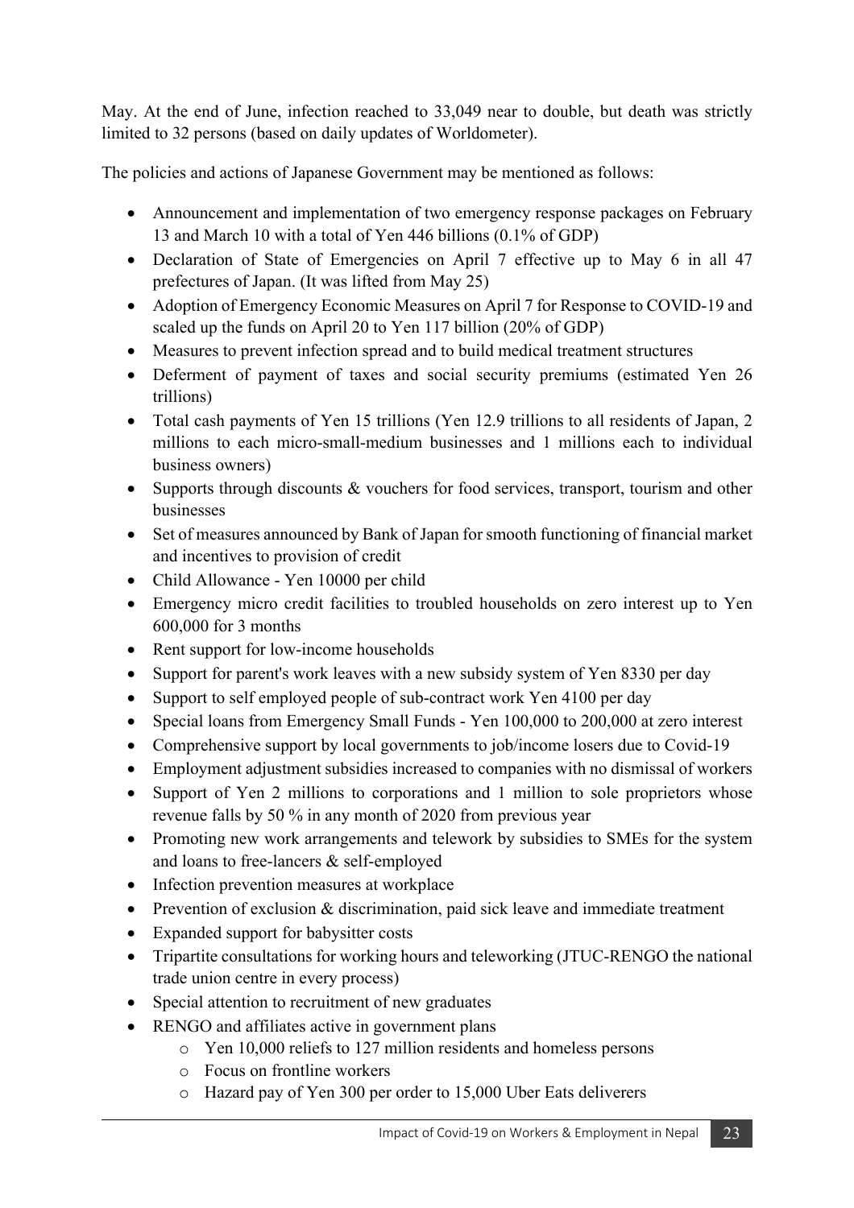May. At the end of June, infection reached to 33,049 near to double, but death was strictly limited to 32 persons (based on daily updates of Worldometer).

The policies and actions of Japanese Government may be mentioned as follows:

- Announcement and implementation of two emergency response packages on February 13 and March 10 with a total of Yen 446 billions (0.1% of GDP)
- Declaration of State of Emergencies on April 7 effective up to May 6 in all 47 prefectures of Japan. (It was lifted from May 25)
- Adoption of Emergency Economic Measures on April 7 for Response to COVID-19 and scaled up the funds on April 20 to Yen 117 billion (20% of GDP)
- Measures to prevent infection spread and to build medical treatment structures
- Deferment of payment of taxes and social security premiums (estimated Yen 26 trillions)
- Total cash payments of Yen 15 trillions (Yen 12.9 trillions to all residents of Japan, 2 millions to each micro-small-medium businesses and 1 millions each to individual business owners)
- Supports through discounts & vouchers for food services, transport, tourism and other businesses
- Set of measures announced by Bank of Japan for smooth functioning of financial market and incentives to provision of credit
- Child Allowance - Yen 10000 per child
- Emergency micro credit facilities to troubled households on zero interest up to Yen 600,000 for 3 months
- Rent support for low-income households
- Support for parent's work leaves with a new subsidy system of Yen 8330 per day
- Support to self employed people of sub-contract work Yen 4100 per day
- Special loans from Emergency Small Funds - Yen 100,000 to 200,000 at zero interest
- Comprehensive support by local governments to job/income losers due to Covid-19
- Employment adjustment subsidies increased to companies with no dismissal of workers
- Support of Yen 2 millions to corporations and 1 million to sole proprietors whose revenue falls by 50 % in any month of 2020 from previous year
- Promoting new work arrangements and telework by subsidies to SMEs for the system and loans to free-lancers & self-employed
- Infection prevention measures at workplace
- Prevention of exclusion & discrimination, paid sick leave and immediate treatment
- Expanded support for babysitter costs
- Tripartite consultations for working hours and teleworking (JTUC-RENGO the national trade union centre in every process)
- Special attention to recruitment of new graduates
- RENGO and affiliates active in government plans
  - Yen 10,000 reliefs to 127 million residents and homeless persons
  - Focus on frontline workers
  - Hazard pay of Yen 300 per order to 15,000 Uber Eats deliverers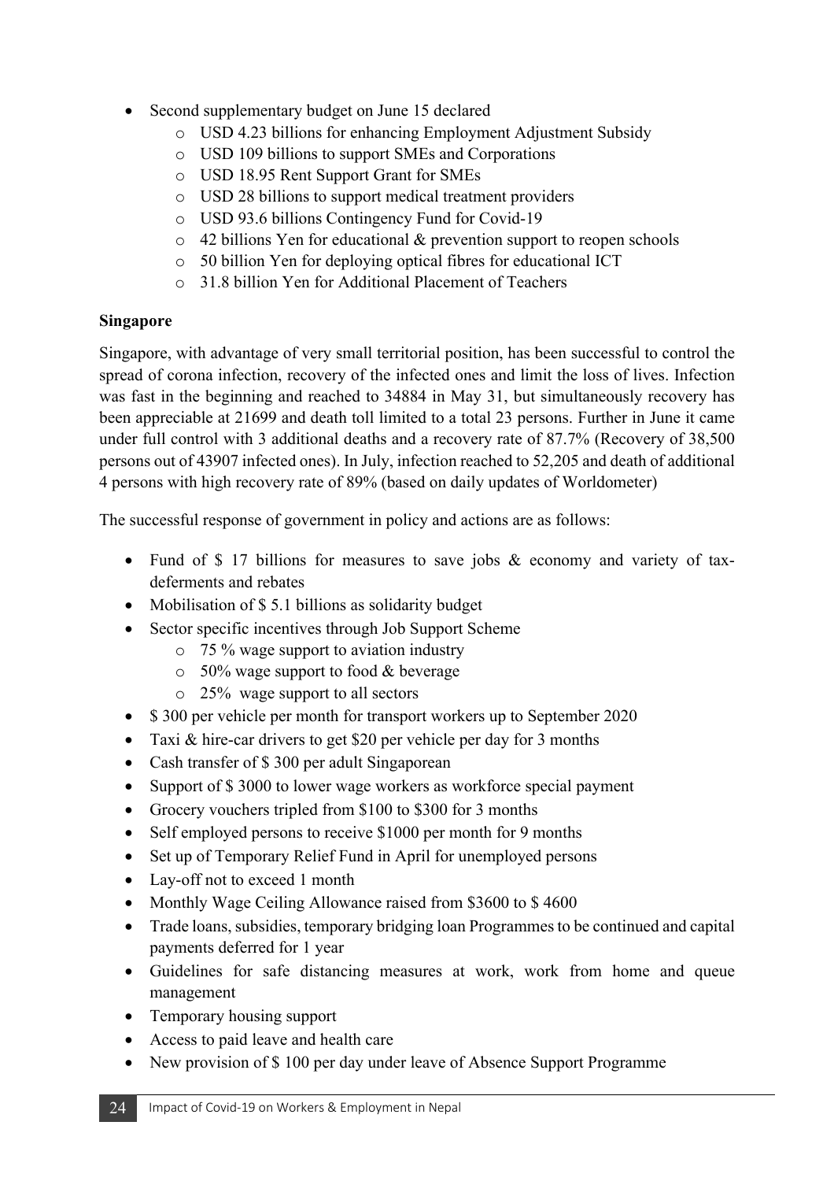- Second supplementary budget on June 15 declared
    - USD 4.23 billions for enhancing Employment Adjustment Subsidy
    - USD 109 billions to support SMEs and Corporations
    - USD 18.95 Rent Support Grant for SMEs
    - USD 28 billions to support medical treatment providers
    - USD 93.6 billions Contingency Fund for Covid-19
    - 42 billions Yen for educational & prevention support to reopen schools
    - 50 billion Yen for deploying optical fibres for educational ICT
    - 31.8 billion Yen for Additional Placement of Teachers

**Singapore**

Singapore, with advantage of very small territorial position, has been successful to control the spread of corona infection, recovery of the infected ones and limit the loss of lives. Infection was fast in the beginning and reached to 34884 in May 31, but simultaneously recovery has been appreciable at 21699 and death toll limited to a total 23 persons. Further in June it came under full control with 3 additional deaths and a recovery rate of 87.7% (Recovery of 38,500 persons out of 43907 infected ones). In July, infection reached to 52,205 and death of additional 4 persons with high recovery rate of 89% (based on daily updates of Worldometer)

The successful response of government in policy and actions are as follows:

- Fund of $ 17 billions for measures to save jobs & economy and variety of tax-deferments and rebates
- Mobilisation of $ 5.1 billions as solidarity budget
- Sector specific incentives through Job Support Scheme
    - 75 % wage support to aviation industry
    - 50% wage support to food & beverage
    - 25% wage support to all sectors
- $ 300 per vehicle per month for transport workers up to September 2020
- Taxi & hire-car drivers to get $20 per vehicle per day for 3 months
- Cash transfer of $ 300 per adult Singaporean
- Support of $ 3000 to lower wage workers as workforce special payment
- Grocery vouchers tripled from $100 to $300 for 3 months
- Self employed persons to receive $1000 per month for 9 months
- Set up of Temporary Relief Fund in April for unemployed persons
- Lay-off not to exceed 1 month
- Monthly Wage Ceiling Allowance raised from $3600 to $ 4600
- Trade loans, subsidies, temporary bridging loan Programmes to be continued and capital payments deferred for 1 year
- Guidelines for safe distancing measures at work, work from home and queue management
- Temporary housing support
- Access to paid leave and health care
- New provision of $ 100 per day under leave of Absence Support Programme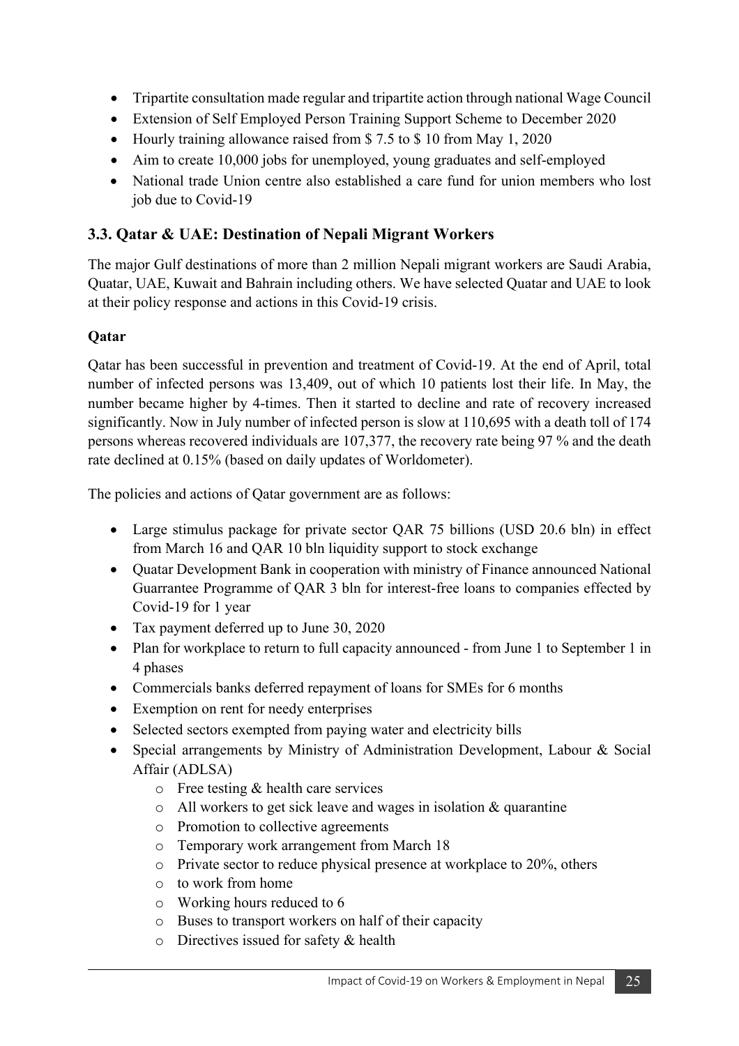- Tripartite consultation made regular and tripartite action through national Wage Council
- Extension of Self Employed Person Training Support Scheme to December 2020
- Hourly training allowance raised from $ 7.5 to $ 10 from May 1, 2020
- Aim to create 10,000 jobs for unemployed, young graduates and self-employed
- National trade Union centre also established a care fund for union members who lost job due to Covid-19

### 3.3. Qatar & UAE: Destination of Nepali Migrant Workers

The major Gulf destinations of more than 2 million Nepali migrant workers are Saudi Arabia, Quatar, UAE, Kuwait and Bahrain including others. We have selected Quatar and UAE to look at their policy response and actions in this Covid-19 crisis.

**Qatar**

Qatar has been successful in prevention and treatment of Covid-19. At the end of April, total number of infected persons was 13,409, out of which 10 patients lost their life. In May, the number became higher by 4-times. Then it started to decline and rate of recovery increased significantly. Now in July number of infected person is slow at 110,695 with a death toll of 174 persons whereas recovered individuals are 107,377, the recovery rate being 97 % and the death rate declined at 0.15% (based on daily updates of Worldometer).

The policies and actions of Qatar government are as follows:

- Large stimulus package for private sector QAR 75 billions (USD 20.6 bln) in effect from March 16 and QAR 10 bln liquidity support to stock exchange
- Quatar Development Bank in cooperation with ministry of Finance announced National Guarrantee Programme of QAR 3 bln for interest-free loans to companies effected by Covid-19 for 1 year
- Tax payment deferred up to June 30, 2020
- Plan for workplace to return to full capacity announced - from June 1 to September 1 in 4 phases
- Commercials banks deferred repayment of loans for SMEs for 6 months
- Exemption on rent for needy enterprises
- Selected sectors exempted from paying water and electricity bills
- Special arrangements by Ministry of Administration Development, Labour & Social Affair (ADLSA)
  - Free testing & health care services
  - All workers to get sick leave and wages in isolation & quarantine
  - Promotion to collective agreements
  - Temporary work arrangement from March 18
  - Private sector to reduce physical presence at workplace to 20%, others
  - to work from home
  - Working hours reduced to 6
  - Buses to transport workers on half of their capacity
  - Directives issued for safety & health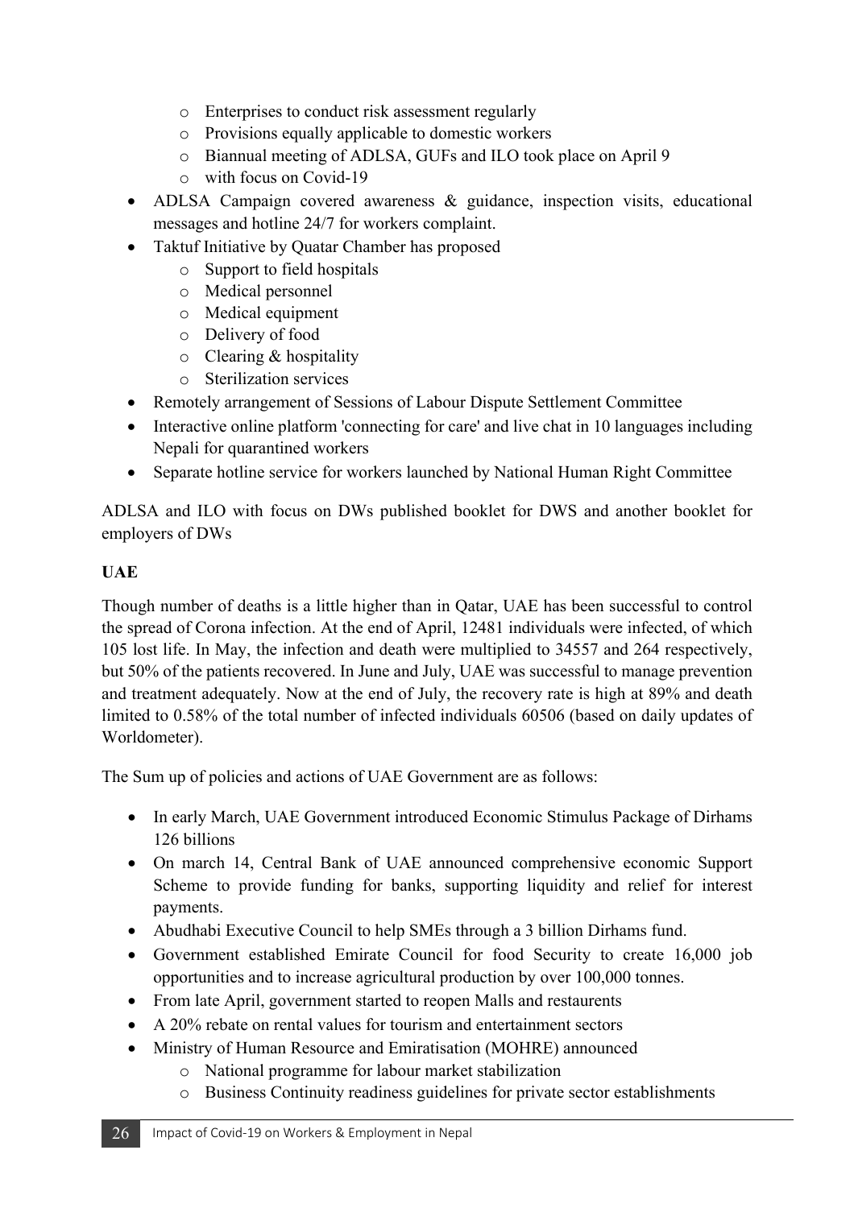- Enterprises to conduct risk assessment regularly
    - Provisions equally applicable to domestic workers
    - Biannual meeting of ADLSA, GUFs and ILO took place on April 9
    - with focus on Covid-19
- ADLSA Campaign covered awareness & guidance, inspection visits, educational messages and hotline 24/7 for workers complaint.
- Taktuf Initiative by Quatar Chamber has proposed
    - Support to field hospitals
    - Medical personnel
    - Medical equipment
    - Delivery of food
    - Clearing & hospitality
    - Sterilization services
- Remotely arrangement of Sessions of Labour Dispute Settlement Committee
- Interactive online platform 'connecting for care' and live chat in 10 languages including Nepali for quarantined workers
- Separate hotline service for workers launched by National Human Right Committee

ADLSA and ILO with focus on DWs published booklet for DWS and another booklet for employers of DWs

**UAE**

Though number of deaths is a little higher than in Qatar, UAE has been successful to control the spread of Corona infection. At the end of April, 12481 individuals were infected, of which 105 lost life. In May, the infection and death were multiplied to 34557 and 264 respectively, but 50% of the patients recovered. In June and July, UAE was successful to manage prevention and treatment adequately. Now at the end of July, the recovery rate is high at 89% and death limited to 0.58% of the total number of infected individuals 60506 (based on daily updates of Worldometer).

The Sum up of policies and actions of UAE Government are as follows:

- In early March, UAE Government introduced Economic Stimulus Package of Dirhams 126 billions
- On march 14, Central Bank of UAE announced comprehensive economic Support Scheme to provide funding for banks, supporting liquidity and relief for interest payments.
- Abudhabi Executive Council to help SMEs through a 3 billion Dirhams fund.
- Government established Emirate Council for food Security to create 16,000 job opportunities and to increase agricultural production by over 100,000 tonnes.
- From late April, government started to reopen Malls and restaurents
- A 20% rebate on rental values for tourism and entertainment sectors
- Ministry of Human Resource and Emiratisation (MOHRE) announced
    - National programme for labour market stabilization
    - Business Continuity readiness guidelines for private sector establishments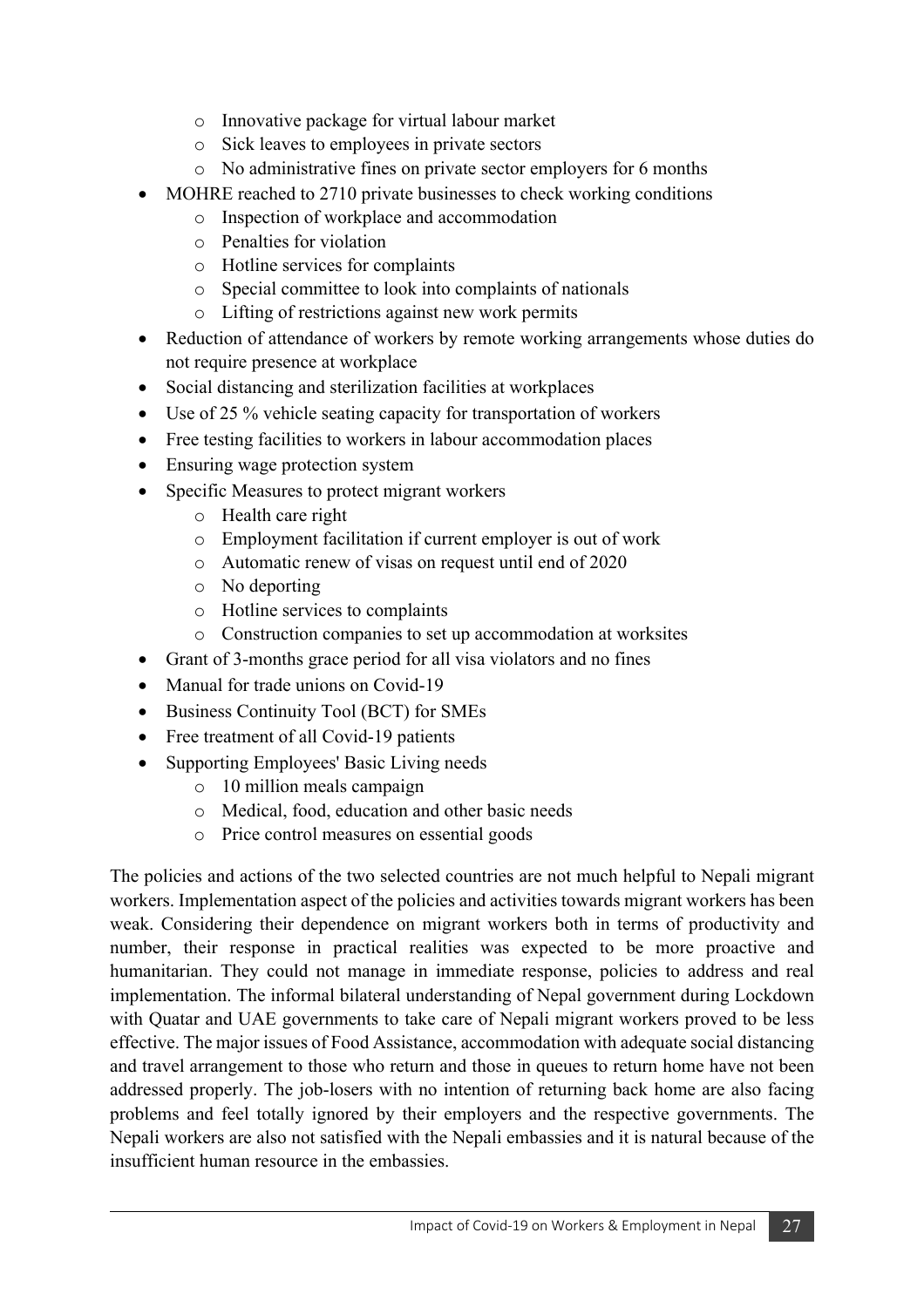- Innovative package for virtual labour market
  - Sick leaves to employees in private sectors
  - No administrative fines on private sector employers for 6 months
- MOHRE reached to 2710 private businesses to check working conditions
  - Inspection of workplace and accommodation
  - Penalties for violation
  - Hotline services for complaints
  - Special committee to look into complaints of nationals
  - Lifting of restrictions against new work permits
- Reduction of attendance of workers by remote working arrangements whose duties do not require presence at workplace
- Social distancing and sterilization facilities at workplaces
- Use of 25 % vehicle seating capacity for transportation of workers
- Free testing facilities to workers in labour accommodation places
- Ensuring wage protection system
- Specific Measures to protect migrant workers
  - Health care right
  - Employment facilitation if current employer is out of work
  - Automatic renew of visas on request until end of 2020
  - No deporting
  - Hotline services to complaints
  - Construction companies to set up accommodation at worksites
- Grant of 3-months grace period for all visa violators and no fines
- Manual for trade unions on Covid-19
- Business Continuity Tool (BCT) for SMEs
- Free treatment of all Covid-19 patients
- Supporting Employees' Basic Living needs
  - 10 million meals campaign
  - Medical, food, education and other basic needs
  - Price control measures on essential goods

The policies and actions of the two selected countries are not much helpful to Nepali migrant workers. Implementation aspect of the policies and activities towards migrant workers has been weak. Considering their dependence on migrant workers both in terms of productivity and number, their response in practical realities was expected to be more proactive and humanitarian. They could not manage in immediate response, policies to address and real implementation. The informal bilateral understanding of Nepal government during Lockdown with Quatar and UAE governments to take care of Nepali migrant workers proved to be less effective. The major issues of Food Assistance, accommodation with adequate social distancing and travel arrangement to those who return and those in queues to return home have not been addressed properly. The job-losers with no intention of returning back home are also facing problems and feel totally ignored by their employers and the respective governments. The Nepali workers are also not satisfied with the Nepali embassies and it is natural because of the insufficient human resource in the embassies.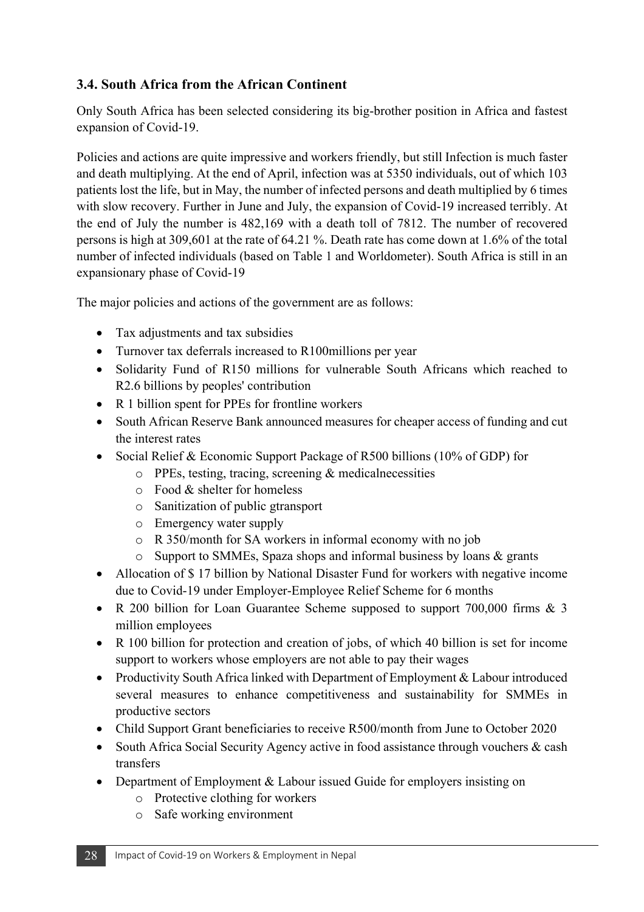### 3.4. South Africa from the African Continent

Only South Africa has been selected considering its big-brother position in Africa and fastest expansion of Covid-19.

Policies and actions are quite impressive and workers friendly, but still Infection is much faster and death multiplying. At the end of April, infection was at 5350 individuals, out of which 103 patients lost the life, but in May, the number of infected persons and death multiplied by 6 times with slow recovery. Further in June and July, the expansion of Covid-19 increased terribly. At the end of July the number is 482,169 with a death toll of 7812. The number of recovered persons is high at 309,601 at the rate of 64.21 %. Death rate has come down at 1.6% of the total number of infected individuals (based on Table 1 and Worldometer). South Africa is still in an expansionary phase of Covid-19

The major policies and actions of the government are as follows:

- Tax adjustments and tax subsidies
- Turnover tax deferrals increased to R100millions per year
- Solidarity Fund of R150 millions for vulnerable South Africans which reached to R2.6 billions by peoples' contribution
- R 1 billion spent for PPEs for frontline workers
- South African Reserve Bank announced measures for cheaper access of funding and cut the interest rates
- Social Relief & Economic Support Package of R500 billions (10% of GDP) for
  - PPEs, testing, tracing, screening & medicalnecessities
  - Food & shelter for homeless
  - Sanitization of public gtransport
  - Emergency water supply
  - R 350/month for SA workers in informal economy with no job
  - Support to SMMEs, Spaza shops and informal business by loans & grants
- Allocation of $ 17 billion by National Disaster Fund for workers with negative income due to Covid-19 under Employer-Employee Relief Scheme for 6 months
- R 200 billion for Loan Guarantee Scheme supposed to support 700,000 firms & 3 million employees
- R 100 billion for protection and creation of jobs, of which 40 billion is set for income support to workers whose employers are not able to pay their wages
- Productivity South Africa linked with Department of Employment & Labour introduced several measures to enhance competitiveness and sustainability for SMMEs in productive sectors
- Child Support Grant beneficiaries to receive R500/month from June to October 2020
- South Africa Social Security Agency active in food assistance through vouchers & cash transfers
- Department of Employment & Labour issued Guide for employers insisting on
  - Protective clothing for workers
  - Safe working environment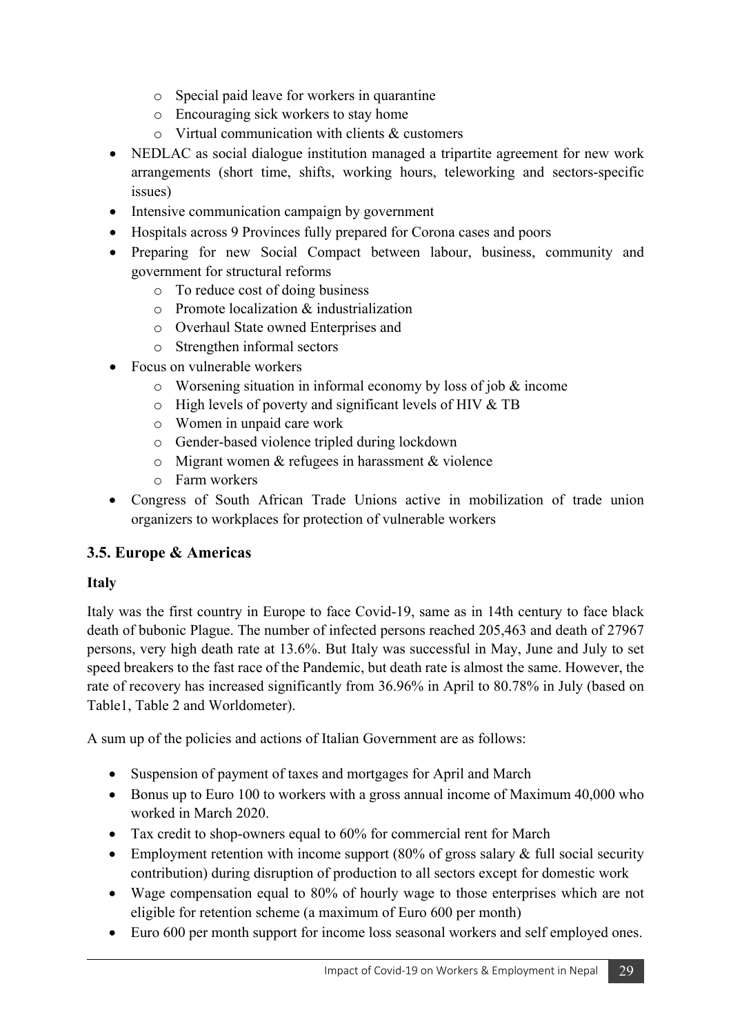- Special paid leave for workers in quarantine
    - Encouraging sick workers to stay home
    - Virtual communication with clients & customers
- NEDLAC as social dialogue institution managed a tripartite agreement for new work arrangements (short time, shifts, working hours, teleworking and sectors-specific issues)
- Intensive communication campaign by government
- Hospitals across 9 Provinces fully prepared for Corona cases and poors
- Preparing for new Social Compact between labour, business, community and government for structural reforms
    - To reduce cost of doing business
    - Promote localization & industrialization
    - Overhaul State owned Enterprises and
    - Strengthen informal sectors
- Focus on vulnerable workers
    - Worsening situation in informal economy by loss of job & income
    - High levels of poverty and significant levels of HIV & TB
    - Women in unpaid care work
    - Gender-based violence tripled during lockdown
    - Migrant women & refugees in harassment & violence
    - Farm workers
- Congress of South African Trade Unions active in mobilization of trade union organizers to workplaces for protection of vulnerable workers

### 3.5. Europe & Americas

**Italy**

Italy was the first country in Europe to face Covid-19, same as in 14th century to face black death of bubonic Plague. The number of infected persons reached 205,463 and death of 27967 persons, very high death rate at 13.6%. But Italy was successful in May, June and July to set speed breakers to the fast race of the Pandemic, but death rate is almost the same. However, the rate of recovery has increased significantly from 36.96% in April to 80.78% in July (based on Table1, Table 2 and Worldometer).

A sum up of the policies and actions of Italian Government are as follows:

- Suspension of payment of taxes and mortgages for April and March
- Bonus up to Euro 100 to workers with a gross annual income of Maximum 40,000 who worked in March 2020.
- Tax credit to shop-owners equal to 60% for commercial rent for March
- Employment retention with income support (80% of gross salary & full social security contribution) during disruption of production to all sectors except for domestic work
- Wage compensation equal to 80% of hourly wage to those enterprises which are not eligible for retention scheme (a maximum of Euro 600 per month)
- Euro 600 per month support for income loss seasonal workers and self employed ones.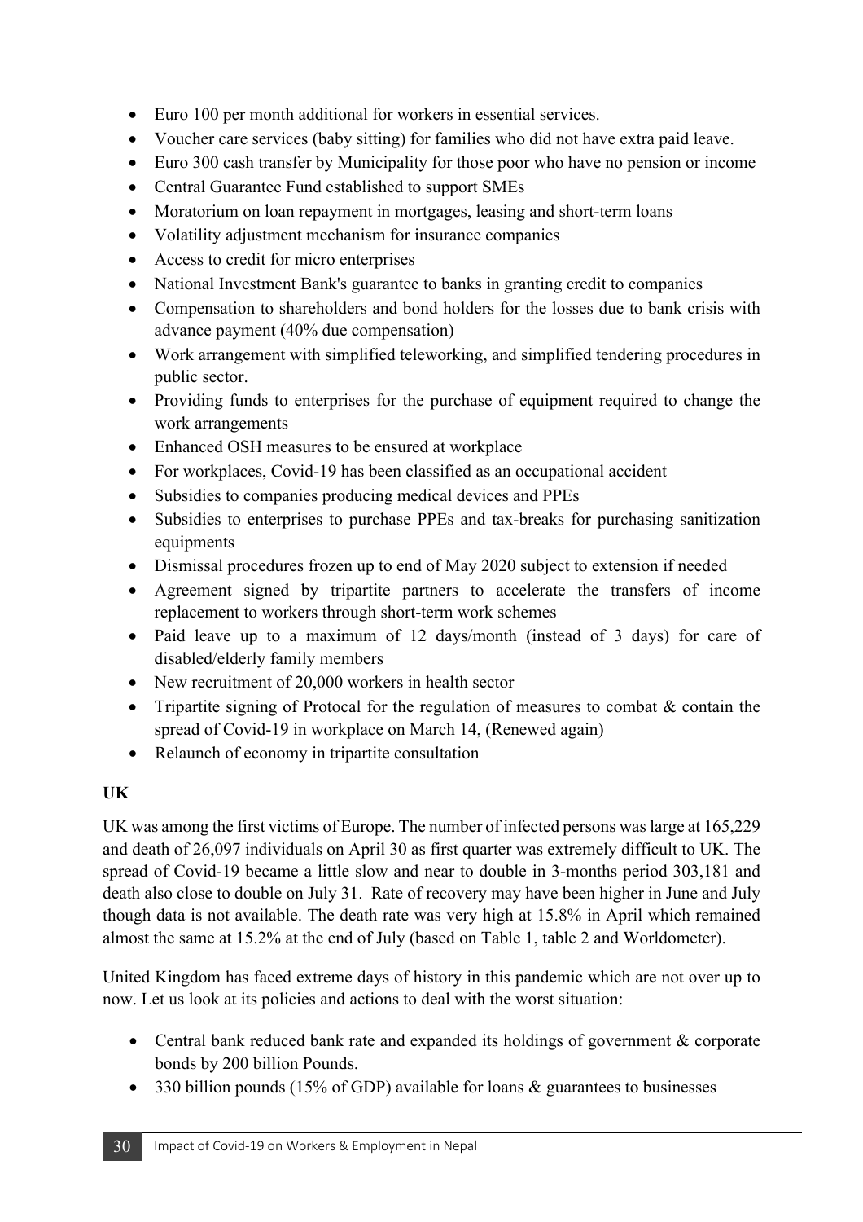- Euro 100 per month additional for workers in essential services.
- Voucher care services (baby sitting) for families who did not have extra paid leave.
- Euro 300 cash transfer by Municipality for those poor who have no pension or income
- Central Guarantee Fund established to support SMEs
- Moratorium on loan repayment in mortgages, leasing and short-term loans
- Volatility adjustment mechanism for insurance companies
- Access to credit for micro enterprises
- National Investment Bank's guarantee to banks in granting credit to companies
- Compensation to shareholders and bond holders for the losses due to bank crisis with advance payment (40% due compensation)
- Work arrangement with simplified teleworking, and simplified tendering procedures in public sector.
- Providing funds to enterprises for the purchase of equipment required to change the work arrangements
- Enhanced OSH measures to be ensured at workplace
- For workplaces, Covid-19 has been classified as an occupational accident
- Subsidies to companies producing medical devices and PPEs
- Subsidies to enterprises to purchase PPEs and tax-breaks for purchasing sanitization equipments
- Dismissal procedures frozen up to end of May 2020 subject to extension if needed
- Agreement signed by tripartite partners to accelerate the transfers of income replacement to workers through short-term work schemes
- Paid leave up to a maximum of 12 days/month (instead of 3 days) for care of disabled/elderly family members
- New recruitment of 20,000 workers in health sector
- Tripartite signing of Protocal for the regulation of measures to combat & contain the spread of Covid-19 in workplace on March 14, (Renewed again)
- Relaunch of economy in tripartite consultation

**UK**

UK was among the first victims of Europe. The number of infected persons was large at 165,229 and death of 26,097 individuals on April 30 as first quarter was extremely difficult to UK. The spread of Covid-19 became a little slow and near to double in 3-months period 303,181 and death also close to double on July 31. Rate of recovery may have been higher in June and July though data is not available. The death rate was very high at 15.8% in April which remained almost the same at 15.2% at the end of July (based on Table 1, table 2 and Worldometer).

United Kingdom has faced extreme days of history in this pandemic which are not over up to now. Let us look at its policies and actions to deal with the worst situation:

- Central bank reduced bank rate and expanded its holdings of government & corporate bonds by 200 billion Pounds.
- 330 billion pounds (15% of GDP) available for loans & guarantees to businesses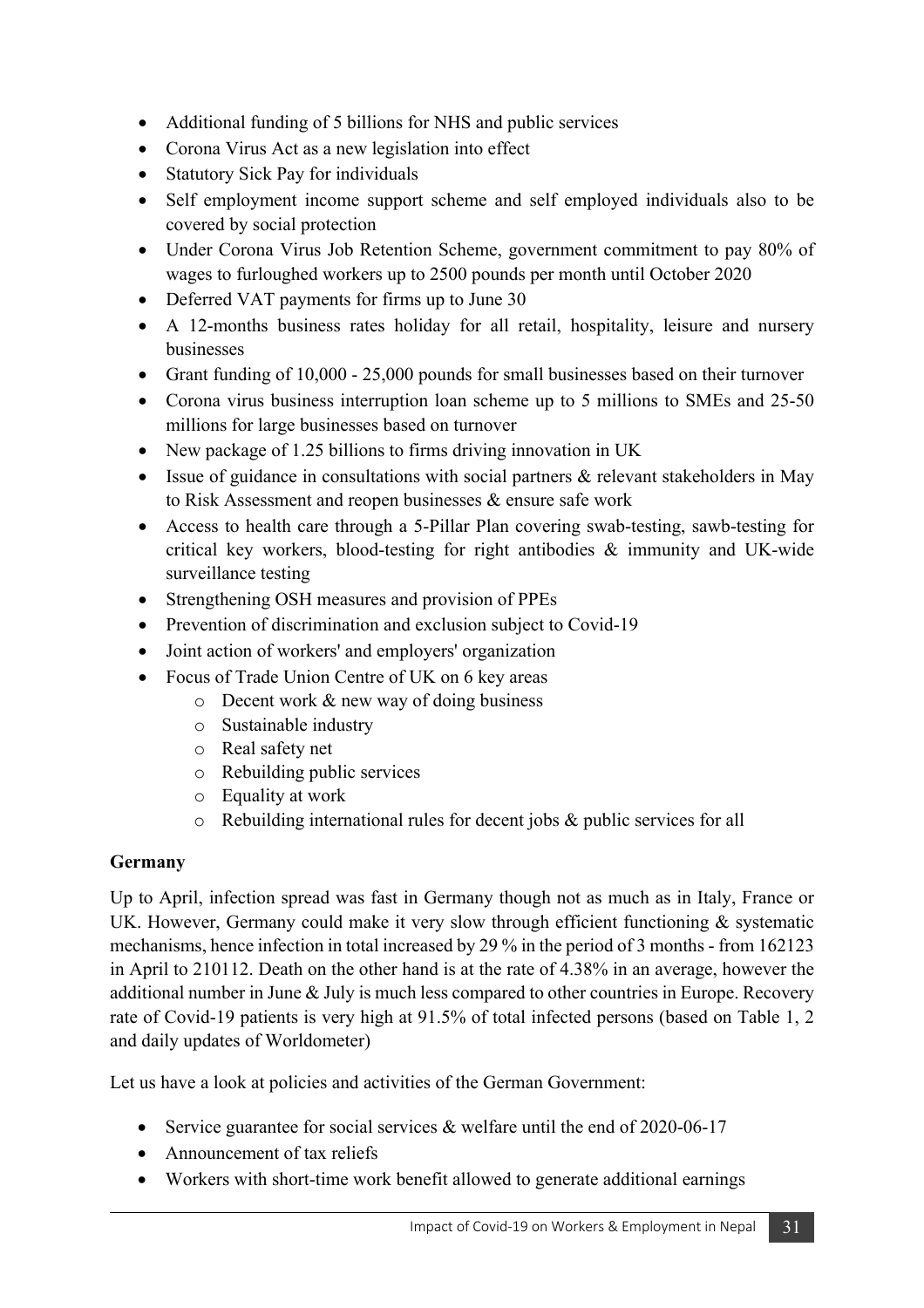- Additional funding of 5 billions for NHS and public services
- Corona Virus Act as a new legislation into effect
- Statutory Sick Pay for individuals
- Self employment income support scheme and self employed individuals also to be covered by social protection
- Under Corona Virus Job Retention Scheme, government commitment to pay 80% of wages to furloughed workers up to 2500 pounds per month until October 2020
- Deferred VAT payments for firms up to June 30
- A 12-months business rates holiday for all retail, hospitality, leisure and nursery businesses
- Grant funding of 10,000 - 25,000 pounds for small businesses based on their turnover
- Corona virus business interruption loan scheme up to 5 millions to SMEs and 25-50 millions for large businesses based on turnover
- New package of 1.25 billions to firms driving innovation in UK
- Issue of guidance in consultations with social partners & relevant stakeholders in May to Risk Assessment and reopen businesses & ensure safe work
- Access to health care through a 5-Pillar Plan covering swab-testing, sawb-testing for critical key workers, blood-testing for right antibodies & immunity and UK-wide surveillance testing
- Strengthening OSH measures and provision of PPEs
- Prevention of discrimination and exclusion subject to Covid-19
- Joint action of workers' and employers' organization
- Focus of Trade Union Centre of UK on 6 key areas
  - Decent work & new way of doing business
  - Sustainable industry
  - Real safety net
  - Rebuilding public services
  - Equality at work
  - Rebuilding international rules for decent jobs & public services for all

**Germany**

Up to April, infection spread was fast in Germany though not as much as in Italy, France or UK. However, Germany could make it very slow through efficient functioning & systematic mechanisms, hence infection in total increased by 29 % in the period of 3 months - from 162123 in April to 210112. Death on the other hand is at the rate of 4.38% in an average, however the additional number in June & July is much less compared to other countries in Europe. Recovery rate of Covid-19 patients is very high at 91.5% of total infected persons (based on Table 1, 2 and daily updates of Worldometer)

Let us have a look at policies and activities of the German Government:

- Service guarantee for social services & welfare until the end of 2020-06-17
- Announcement of tax reliefs
- Workers with short-time work benefit allowed to generate additional earnings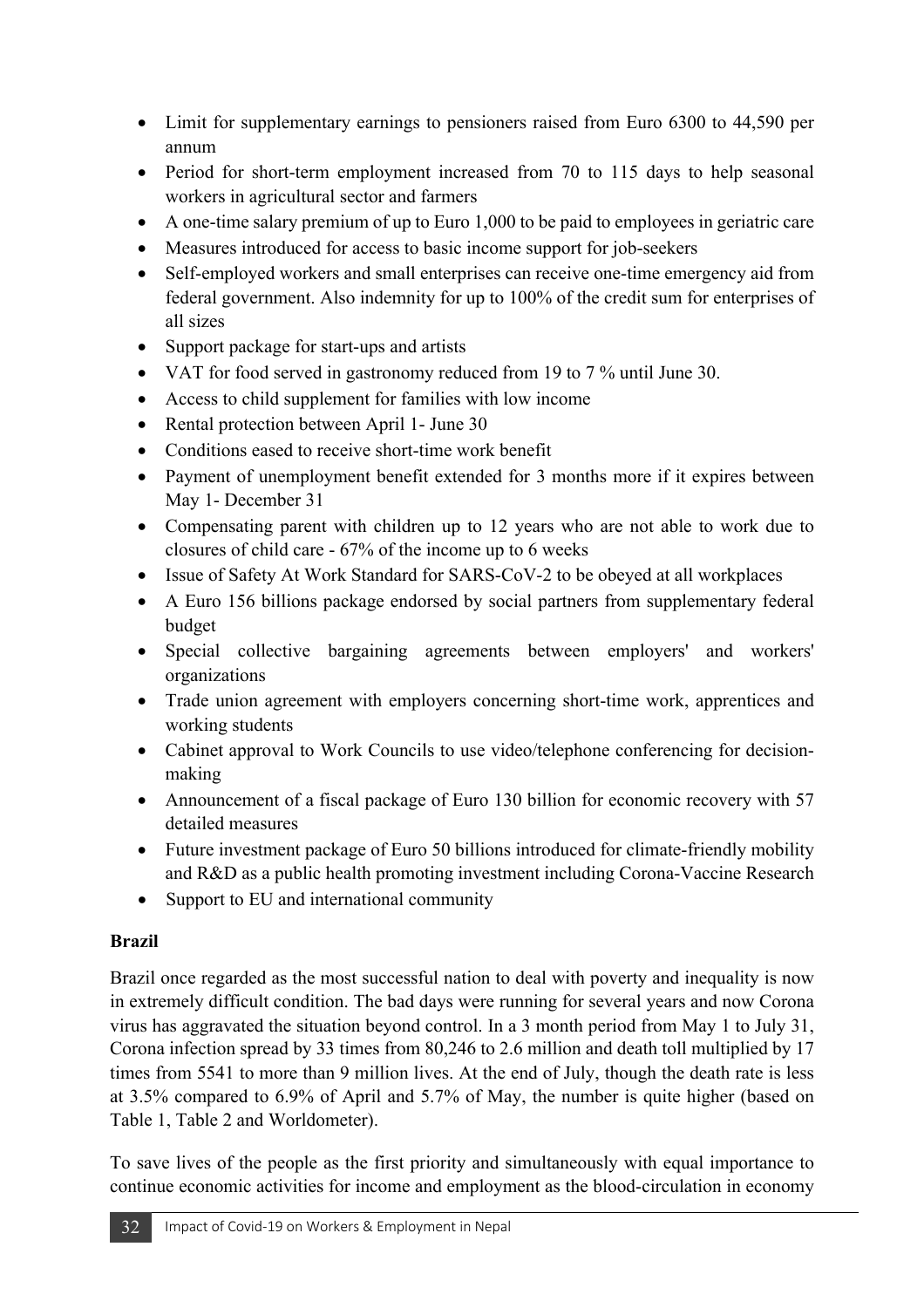- Limit for supplementary earnings to pensioners raised from Euro 6300 to 44,590 per annum
- Period for short-term employment increased from 70 to 115 days to help seasonal workers in agricultural sector and farmers
- A one-time salary premium of up to Euro 1,000 to be paid to employees in geriatric care
- Measures introduced for access to basic income support for job-seekers
- Self-employed workers and small enterprises can receive one-time emergency aid from federal government. Also indemnity for up to 100% of the credit sum for enterprises of all sizes
- Support package for start-ups and artists
- VAT for food served in gastronomy reduced from 19 to 7 % until June 30.
- Access to child supplement for families with low income
- Rental protection between April 1- June 30
- Conditions eased to receive short-time work benefit
- Payment of unemployment benefit extended for 3 months more if it expires between May 1- December 31
- Compensating parent with children up to 12 years who are not able to work due to closures of child care - 67% of the income up to 6 weeks
- Issue of Safety At Work Standard for SARS-CoV-2 to be obeyed at all workplaces
- A Euro 156 billions package endorsed by social partners from supplementary federal budget
- Special collective bargaining agreements between employers' and workers' organizations
- Trade union agreement with employers concerning short-time work, apprentices and working students
- Cabinet approval to Work Councils to use video/telephone conferencing for decision-making
- Announcement of a fiscal package of Euro 130 billion for economic recovery with 57 detailed measures
- Future investment package of Euro 50 billions introduced for climate-friendly mobility and R&D as a public health promoting investment including Corona-Vaccine Research
- Support to EU and international community

**Brazil**

Brazil once regarded as the most successful nation to deal with poverty and inequality is now in extremely difficult condition. The bad days were running for several years and now Corona virus has aggravated the situation beyond control. In a 3 month period from May 1 to July 31, Corona infection spread by 33 times from 80,246 to 2.6 million and death toll multiplied by 17 times from 5541 to more than 9 million lives. At the end of July, though the death rate is less at 3.5% compared to 6.9% of April and 5.7% of May, the number is quite higher (based on Table 1, Table 2 and Worldometer).

To save lives of the people as the first priority and simultaneously with equal importance to continue economic activities for income and employment as the blood-circulation in economy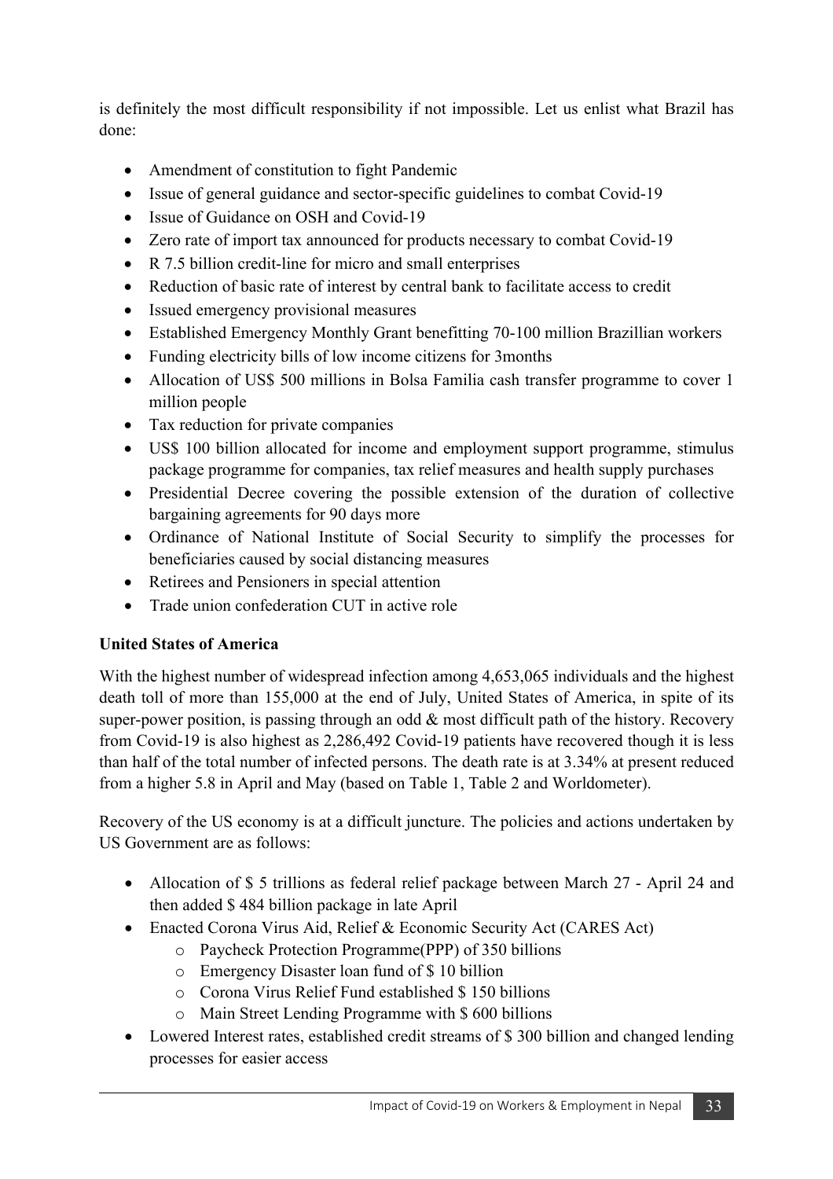is definitely the most difficult responsibility if not impossible. Let us enlist what Brazil has done:

- Amendment of constitution to fight Pandemic
- Issue of general guidance and sector-specific guidelines to combat Covid-19
- Issue of Guidance on OSH and Covid-19
- Zero rate of import tax announced for products necessary to combat Covid-19
- R 7.5 billion credit-line for micro and small enterprises
- Reduction of basic rate of interest by central bank to facilitate access to credit
- Issued emergency provisional measures
- Established Emergency Monthly Grant benefitting 70-100 million Brazillian workers
- Funding electricity bills of low income citizens for 3months
- Allocation of US$ 500 millions in Bolsa Familia cash transfer programme to cover 1 million people
- Tax reduction for private companies
- US$ 100 billion allocated for income and employment support programme, stimulus package programme for companies, tax relief measures and health supply purchases
- Presidential Decree covering the possible extension of the duration of collective bargaining agreements for 90 days more
- Ordinance of National Institute of Social Security to simplify the processes for beneficiaries caused by social distancing measures
- Retirees and Pensioners in special attention
- Trade union confederation CUT in active role

**United States of America**

With the highest number of widespread infection among 4,653,065 individuals and the highest death toll of more than 155,000 at the end of July, United States of America, in spite of its super-power position, is passing through an odd & most difficult path of the history. Recovery from Covid-19 is also highest as 2,286,492 Covid-19 patients have recovered though it is less than half of the total number of infected persons. The death rate is at 3.34% at present reduced from a higher 5.8 in April and May (based on Table 1, Table 2 and Worldometer).

Recovery of the US economy is at a difficult juncture. The policies and actions undertaken by US Government are as follows:

- Allocation of $ 5 trillions as federal relief package between March 27 - April 24 and then added $ 484 billion package in late April
- Enacted Corona Virus Aid, Relief & Economic Security Act (CARES Act)
  - Paycheck Protection Programme(PPP) of 350 billions
  - Emergency Disaster loan fund of $ 10 billion
  - Corona Virus Relief Fund established $ 150 billions
  - Main Street Lending Programme with $ 600 billions
- Lowered Interest rates, established credit streams of $ 300 billion and changed lending processes for easier access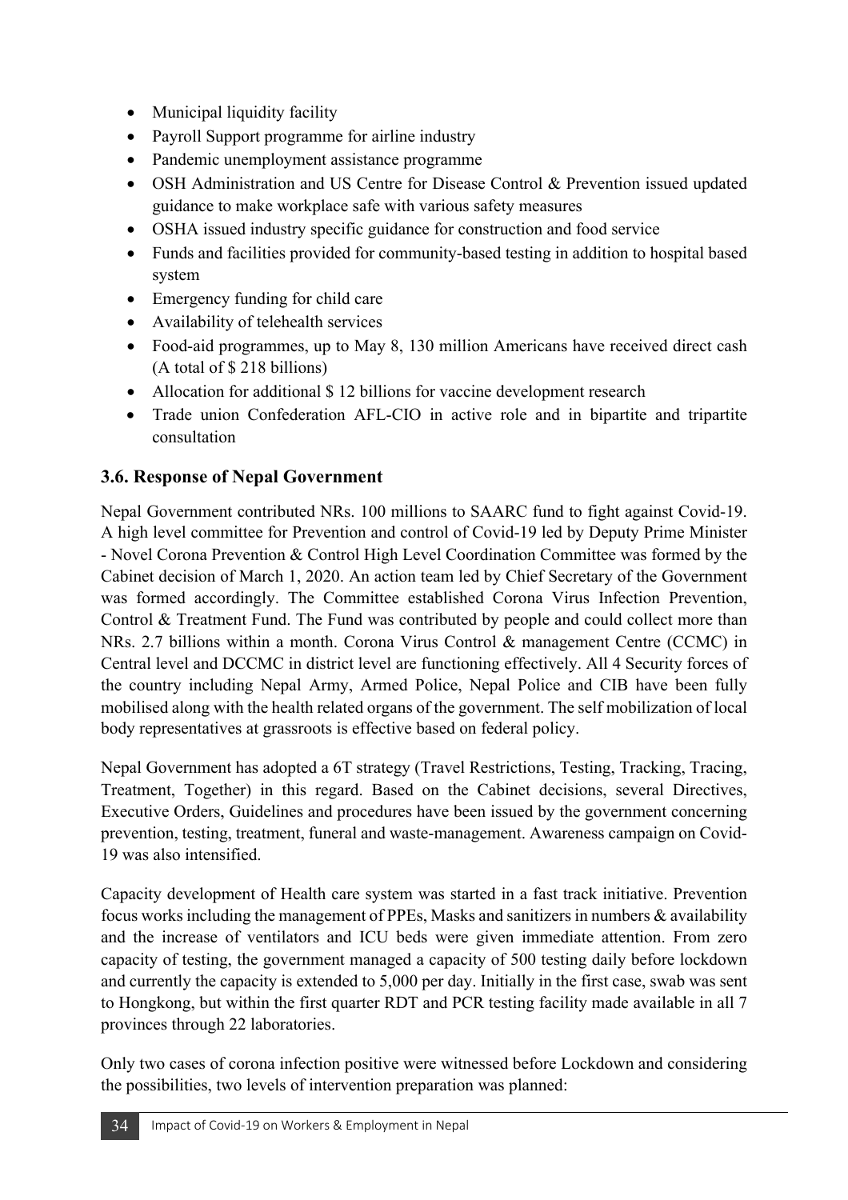- Municipal liquidity facility
- Payroll Support programme for airline industry
- Pandemic unemployment assistance programme
- OSH Administration and US Centre for Disease Control & Prevention issued updated guidance to make workplace safe with various safety measures
- OSHA issued industry specific guidance for construction and food service
- Funds and facilities provided for community-based testing in addition to hospital based system
- Emergency funding for child care
- Availability of telehealth services
- Food-aid programmes, up to May 8, 130 million Americans have received direct cash (A total of $ 218 billions)
- Allocation for additional $ 12 billions for vaccine development research
- Trade union Confederation AFL-CIO in active role and in bipartite and tripartite consultation

### 3.6. Response of Nepal Government

Nepal Government contributed NRs. 100 millions to SAARC fund to fight against Covid-19. A high level committee for Prevention and control of Covid-19 led by Deputy Prime Minister - Novel Corona Prevention & Control High Level Coordination Committee was formed by the Cabinet decision of March 1, 2020. An action team led by Chief Secretary of the Government was formed accordingly. The Committee established Corona Virus Infection Prevention, Control & Treatment Fund. The Fund was contributed by people and could collect more than NRs. 2.7 billions within a month. Corona Virus Control & management Centre (CCMC) in Central level and DCCMC in district level are functioning effectively. All 4 Security forces of the country including Nepal Army, Armed Police, Nepal Police and CIB have been fully mobilised along with the health related organs of the government. The self mobilization of local body representatives at grassroots is effective based on federal policy.

Nepal Government has adopted a 6T strategy (Travel Restrictions, Testing, Tracking, Tracing, Treatment, Together) in this regard. Based on the Cabinet decisions, several Directives, Executive Orders, Guidelines and procedures have been issued by the government concerning prevention, testing, treatment, funeral and waste-management. Awareness campaign on Covid-19 was also intensified.

Capacity development of Health care system was started in a fast track initiative. Prevention focus works including the management of PPEs, Masks and sanitizers in numbers & availability and the increase of ventilators and ICU beds were given immediate attention. From zero capacity of testing, the government managed a capacity of 500 testing daily before lockdown and currently the capacity is extended to 5,000 per day. Initially in the first case, swab was sent to Hongkong, but within the first quarter RDT and PCR testing facility made available in all 7 provinces through 22 laboratories.

Only two cases of corona infection positive were witnessed before Lockdown and considering the possibilities, two levels of intervention preparation was planned: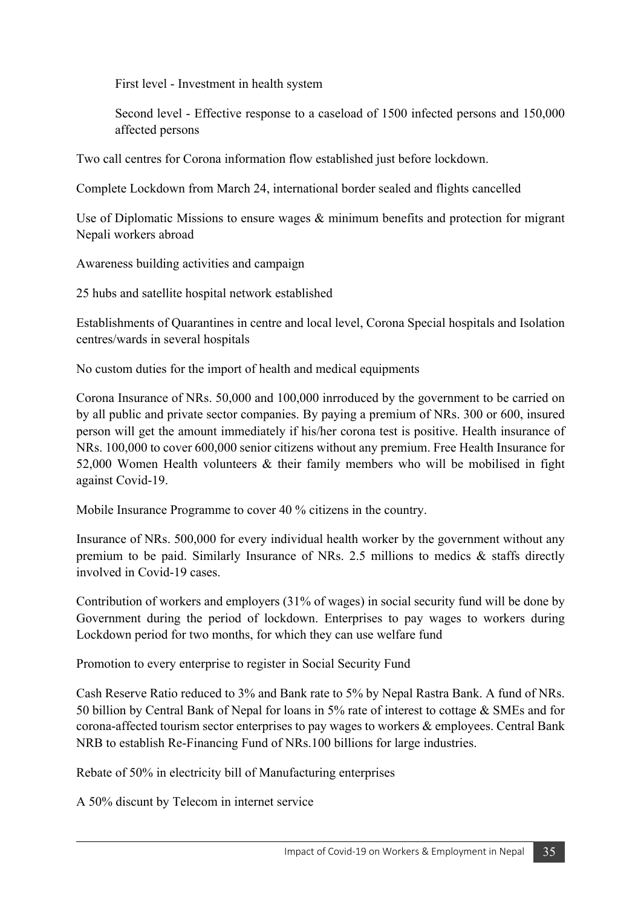First level - Investment in health system

Second level - Effective response to a caseload of 1500 infected persons and 150,000 affected persons

Two call centres for Corona information flow established just before lockdown.

Complete Lockdown from March 24, international border sealed and flights cancelled

Use of Diplomatic Missions to ensure wages & minimum benefits and protection for migrant Nepali workers abroad

Awareness building activities and campaign

25 hubs and satellite hospital network established

Establishments of Quarantines in centre and local level, Corona Special hospitals and Isolation centres/wards in several hospitals

No custom duties for the import of health and medical equipments

Corona Insurance of NRs. 50,000 and 100,000 inrroduced by the government to be carried on by all public and private sector companies. By paying a premium of NRs. 300 or 600, insured person will get the amount immediately if his/her corona test is positive. Health insurance of NRs. 100,000 to cover 600,000 senior citizens without any premium. Free Health Insurance for 52,000 Women Health volunteers & their family members who will be mobilised in fight against Covid-19.

Mobile Insurance Programme to cover 40 % citizens in the country.

Insurance of NRs. 500,000 for every individual health worker by the government without any premium to be paid. Similarly Insurance of NRs. 2.5 millions to medics & staffs directly involved in Covid-19 cases.

Contribution of workers and employers (31% of wages) in social security fund will be done by Government during the period of lockdown. Enterprises to pay wages to workers during Lockdown period for two months, for which they can use welfare fund

Promotion to every enterprise to register in Social Security Fund

Cash Reserve Ratio reduced to 3% and Bank rate to 5% by Nepal Rastra Bank. A fund of NRs. 50 billion by Central Bank of Nepal for loans in 5% rate of interest to cottage & SMEs and for corona-affected tourism sector enterprises to pay wages to workers & employees. Central Bank NRB to establish Re-Financing Fund of NRs.100 billions for large industries.

Rebate of 50% in electricity bill of Manufacturing enterprises

A 50% discunt by Telecom in internet service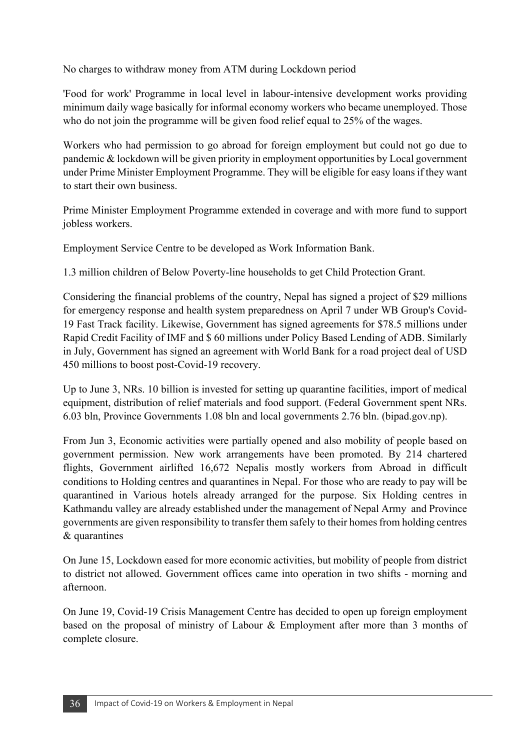No charges to withdraw money from ATM during Lockdown period

'Food for work' Programme in local level in labour-intensive development works providing minimum daily wage basically for informal economy workers who became unemployed. Those who do not join the programme will be given food relief equal to 25% of the wages.

Workers who had permission to go abroad for foreign employment but could not go due to pandemic & lockdown will be given priority in employment opportunities by Local government under Prime Minister Employment Programme. They will be eligible for easy loans if they want to start their own business.

Prime Minister Employment Programme extended in coverage and with more fund to support jobless workers.

Employment Service Centre to be developed as Work Information Bank.

1.3 million children of Below Poverty-line households to get Child Protection Grant.

Considering the financial problems of the country, Nepal has signed a project of $29 millions for emergency response and health system preparedness on April 7 under WB Group's Covid-19 Fast Track facility. Likewise, Government has signed agreements for $78.5 millions under Rapid Credit Facility of IMF and $ 60 millions under Policy Based Lending of ADB. Similarly in July, Government has signed an agreement with World Bank for a road project deal of USD 450 millions to boost post-Covid-19 recovery.

Up to June 3, NRs. 10 billion is invested for setting up quarantine facilities, import of medical equipment, distribution of relief materials and food support. (Federal Government spent NRs. 6.03 bln, Province Governments 1.08 bln and local governments 2.76 bln. (bipad.gov.np).

From Jun 3, Economic activities were partially opened and also mobility of people based on government permission. New work arrangements have been promoted. By 214 chartered flights, Government airlifted 16,672 Nepalis mostly workers from Abroad in difficult conditions to Holding centres and quarantines in Nepal. For those who are ready to pay will be quarantined in Various hotels already arranged for the purpose. Six Holding centres in Kathmandu valley are already established under the management of Nepal Army and Province governments are given responsibility to transfer them safely to their homes from holding centres & quarantines

On June 15, Lockdown eased for more economic activities, but mobility of people from district to district not allowed. Government offices came into operation in two shifts - morning and afternoon.

On June 19, Covid-19 Crisis Management Centre has decided to open up foreign employment based on the proposal of ministry of Labour & Employment after more than 3 months of complete closure.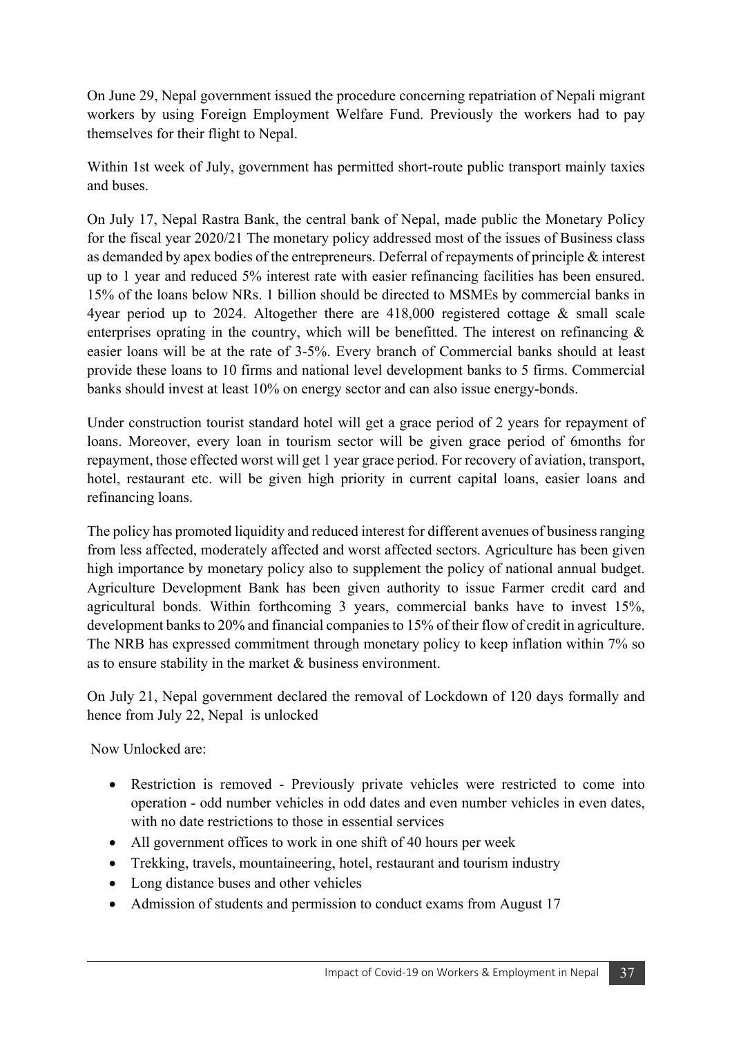On June 29, Nepal government issued the procedure concerning repatriation of Nepali migrant workers by using Foreign Employment Welfare Fund. Previously the workers had to pay themselves for their flight to Nepal.

Within 1st week of July, government has permitted short-route public transport mainly taxies and buses.

On July 17, Nepal Rastra Bank, the central bank of Nepal, made public the Monetary Policy for the fiscal year 2020/21 The monetary policy addressed most of the issues of Business class as demanded by apex bodies of the entrepreneurs. Deferral of repayments of principle & interest up to 1 year and reduced 5% interest rate with easier refinancing facilities has been ensured. 15% of the loans below NRs. 1 billion should be directed to MSMEs by commercial banks in 4year period up to 2024. Altogether there are 418,000 registered cottage & small scale enterprises oprating in the country, which will be benefitted. The interest on refinancing & easier loans will be at the rate of 3-5%. Every branch of Commercial banks should at least provide these loans to 10 firms and national level development banks to 5 firms. Commercial banks should invest at least 10% on energy sector and can also issue energy-bonds.

Under construction tourist standard hotel will get a grace period of 2 years for repayment of loans. Moreover, every loan in tourism sector will be given grace period of 6months for repayment, those effected worst will get 1 year grace period. For recovery of aviation, transport, hotel, restaurant etc. will be given high priority in current capital loans, easier loans and refinancing loans.

The policy has promoted liquidity and reduced interest for different avenues of business ranging from less affected, moderately affected and worst affected sectors. Agriculture has been given high importance by monetary policy also to supplement the policy of national annual budget. Agriculture Development Bank has been given authority to issue Farmer credit card and agricultural bonds. Within forthcoming 3 years, commercial banks have to invest 15%, development banks to 20% and financial companies to 15% of their flow of credit in agriculture. The NRB has expressed commitment through monetary policy to keep inflation within 7% so as to ensure stability in the market & business environment.

On July 21, Nepal government declared the removal of Lockdown of 120 days formally and hence from July 22, Nepal is unlocked

Now Unlocked are:

- Restriction is removed - Previously private vehicles were restricted to come into operation - odd number vehicles in odd dates and even number vehicles in even dates, with no date restrictions to those in essential services
- All government offices to work in one shift of 40 hours per week
- Trekking, travels, mountaineering, hotel, restaurant and tourism industry
- Long distance buses and other vehicles
- Admission of students and permission to conduct exams from August 17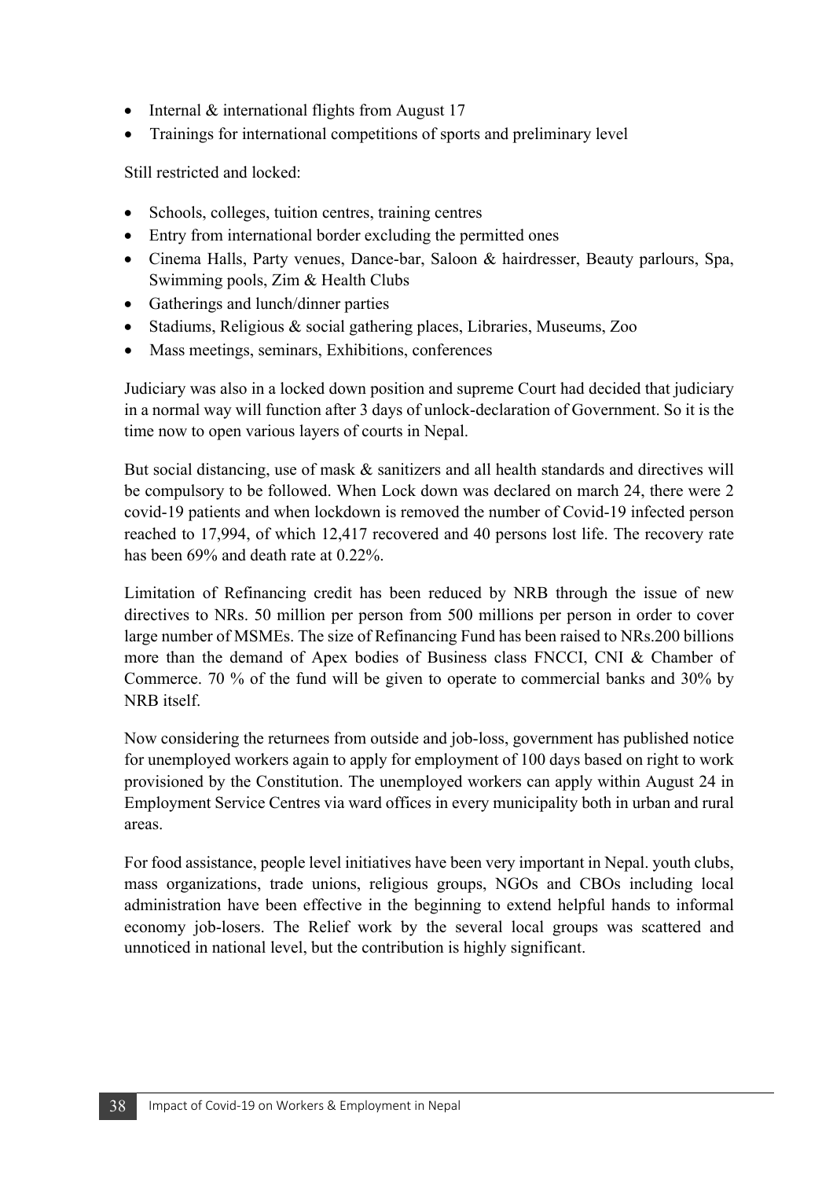- Internal & international flights from August 17
- Trainings for international competitions of sports and preliminary level

Still restricted and locked:

- Schools, colleges, tuition centres, training centres
- Entry from international border excluding the permitted ones
- Cinema Halls, Party venues, Dance-bar, Saloon & hairdresser, Beauty parlours, Spa, Swimming pools, Zim & Health Clubs
- Gatherings and lunch/dinner parties
- Stadiums, Religious & social gathering places, Libraries, Museums, Zoo
- Mass meetings, seminars, Exhibitions, conferences

Judiciary was also in a locked down position and supreme Court had decided that judiciary in a normal way will function after 3 days of unlock-declaration of Government. So it is the time now to open various layers of courts in Nepal.

But social distancing, use of mask & sanitizers and all health standards and directives will be compulsory to be followed. When Lock down was declared on march 24, there were 2 covid-19 patients and when lockdown is removed the number of Covid-19 infected person reached to 17,994, of which 12,417 recovered and 40 persons lost life. The recovery rate has been 69% and death rate at 0.22%.

Limitation of Refinancing credit has been reduced by NRB through the issue of new directives to NRs. 50 million per person from 500 millions per person in order to cover large number of MSMEs. The size of Refinancing Fund has been raised to NRs.200 billions more than the demand of Apex bodies of Business class FNCCI, CNI & Chamber of Commerce. 70 % of the fund will be given to operate to commercial banks and 30% by NRB itself.

Now considering the returnees from outside and job-loss, government has published notice for unemployed workers again to apply for employment of 100 days based on right to work provisioned by the Constitution. The unemployed workers can apply within August 24 in Employment Service Centres via ward offices in every municipality both in urban and rural areas.

For food assistance, people level initiatives have been very important in Nepal. youth clubs, mass organizations, trade unions, religious groups, NGOs and CBOs including local administration have been effective in the beginning to extend helpful hands to informal economy job-losers. The Relief work by the several local groups was scattered and unnoticed in national level, but the contribution is highly significant.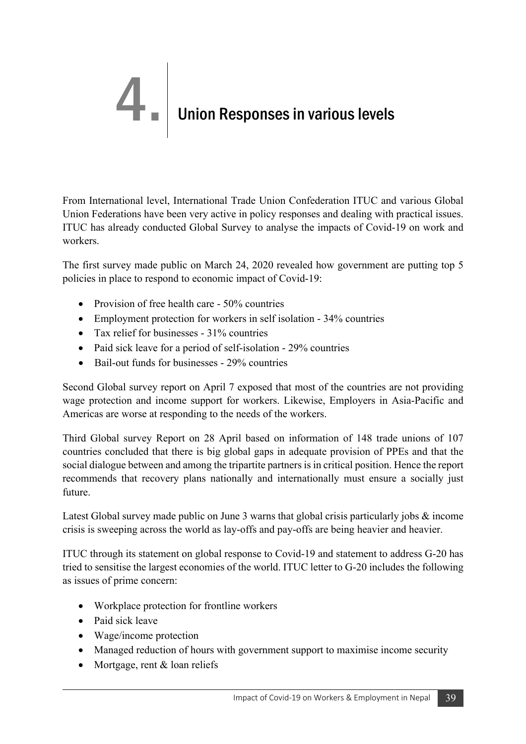# 4. Union Responses in various levels

From International level, International Trade Union Confederation ITUC and various Global Union Federations have been very active in policy responses and dealing with practical issues. ITUC has already conducted Global Survey to analyse the impacts of Covid-19 on work and workers.

The first survey made public on March 24, 2020 revealed how government are putting top 5 policies in place to respond to economic impact of Covid-19:

- Provision of free health care - 50% countries
- Employment protection for workers in self isolation - 34% countries
- Tax relief for businesses - 31% countries
- Paid sick leave for a period of self-isolation - 29% countries
- Bail-out funds for businesses - 29% countries

Second Global survey report on April 7 exposed that most of the countries are not providing wage protection and income support for workers. Likewise, Employers in Asia-Pacific and Americas are worse at responding to the needs of the workers.

Third Global survey Report on 28 April based on information of 148 trade unions of 107 countries concluded that there is big global gaps in adequate provision of PPEs and that the social dialogue between and among the tripartite partners is in critical position. Hence the report recommends that recovery plans nationally and internationally must ensure a socially just future.

Latest Global survey made public on June 3 warns that global crisis particularly jobs & income crisis is sweeping across the world as lay-offs and pay-offs are being heavier and heavier.

ITUC through its statement on global response to Covid-19 and statement to address G-20 has tried to sensitise the largest economies of the world. ITUC letter to G-20 includes the following as issues of prime concern:

- Workplace protection for frontline workers
- Paid sick leave
- Wage/income protection
- Managed reduction of hours with government support to maximise income security
- Mortgage, rent & loan reliefs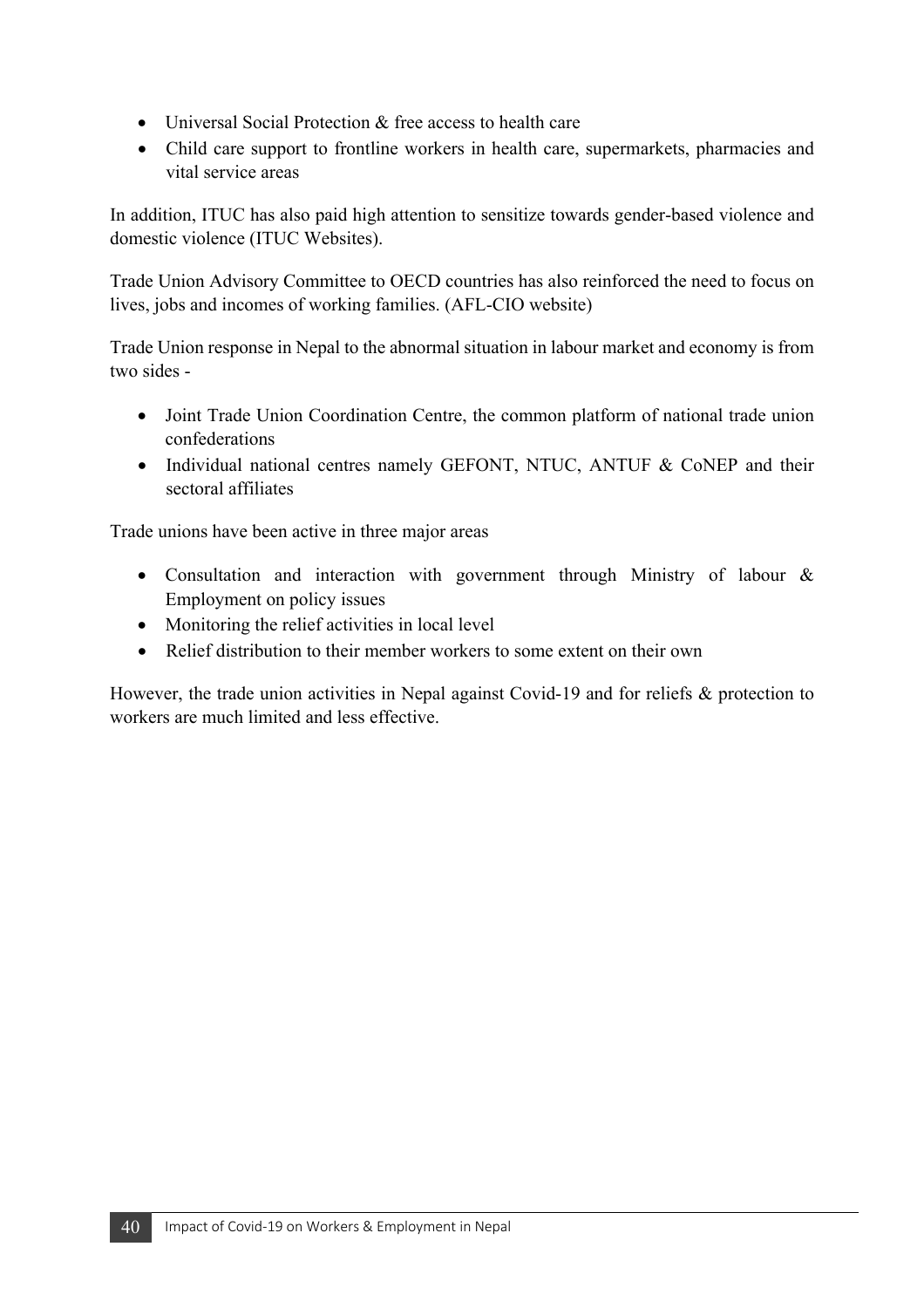- Universal Social Protection & free access to health care
- Child care support to frontline workers in health care, supermarkets, pharmacies and vital service areas

In addition, ITUC has also paid high attention to sensitize towards gender-based violence and domestic violence (ITUC Websites).

Trade Union Advisory Committee to OECD countries has also reinforced the need to focus on lives, jobs and incomes of working families. (AFL-CIO website)

Trade Union response in Nepal to the abnormal situation in labour market and economy is from two sides -

- Joint Trade Union Coordination Centre, the common platform of national trade union confederations
- Individual national centres namely GEFONT, NTUC, ANTUF & CoNEP and their sectoral affiliates

Trade unions have been active in three major areas

- Consultation and interaction with government through Ministry of labour & Employment on policy issues
- Monitoring the relief activities in local level
- Relief distribution to their member workers to some extent on their own

However, the trade union activities in Nepal against Covid-19 and for reliefs & protection to workers are much limited and less effective.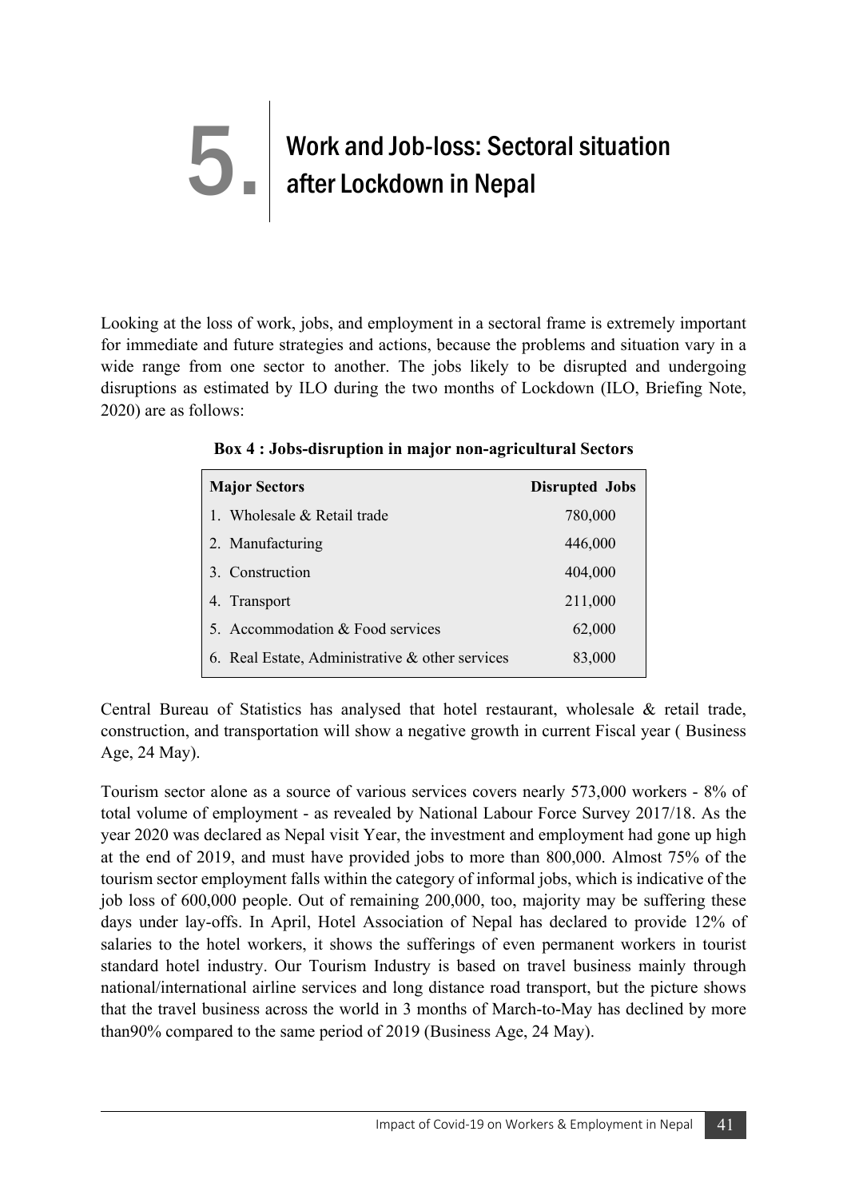# 5. Work and Job-loss: Sectoral situation after Lockdown in Nepal

Looking at the loss of work, jobs, and employment in a sectoral frame is extremely important for immediate and future strategies and actions, because the problems and situation vary in a wide range from one sector to another. The jobs likely to be disrupted and undergoing disruptions as estimated by ILO during the two months of Lockdown (ILO, Briefing Note, 2020) are as follows:

**Box 4 : Jobs-disruption in major non-agricultural Sectors**

| Major Sectors | Disrupted Jobs |
|---|---|
| 1. Wholesale & Retail trade | 780,000 |
| 2. Manufacturing | 446,000 |
| 3. Construction | 404,000 |
| 4. Transport | 211,000 |
| 5. Accommodation & Food services | 62,000 |
| 6. Real Estate, Administrative & other services | 83,000 |

Central Bureau of Statistics has analysed that hotel restaurant, wholesale & retail trade, construction, and transportation will show a negative growth in current Fiscal year ( Business Age, 24 May).

Tourism sector alone as a source of various services covers nearly 573,000 workers - 8% of total volume of employment - as revealed by National Labour Force Survey 2017/18. As the year 2020 was declared as Nepal visit Year, the investment and employment had gone up high at the end of 2019, and must have provided jobs to more than 800,000. Almost 75% of the tourism sector employment falls within the category of informal jobs, which is indicative of the job loss of 600,000 people. Out of remaining 200,000, too, majority may be suffering these days under lay-offs. In April, Hotel Association of Nepal has declared to provide 12% of salaries to the hotel workers, it shows the sufferings of even permanent workers in tourist standard hotel industry. Our Tourism Industry is based on travel business mainly through national/international airline services and long distance road transport, but the picture shows that the travel business across the world in 3 months of March-to-May has declined by more than90% compared to the same period of 2019 (Business Age, 24 May).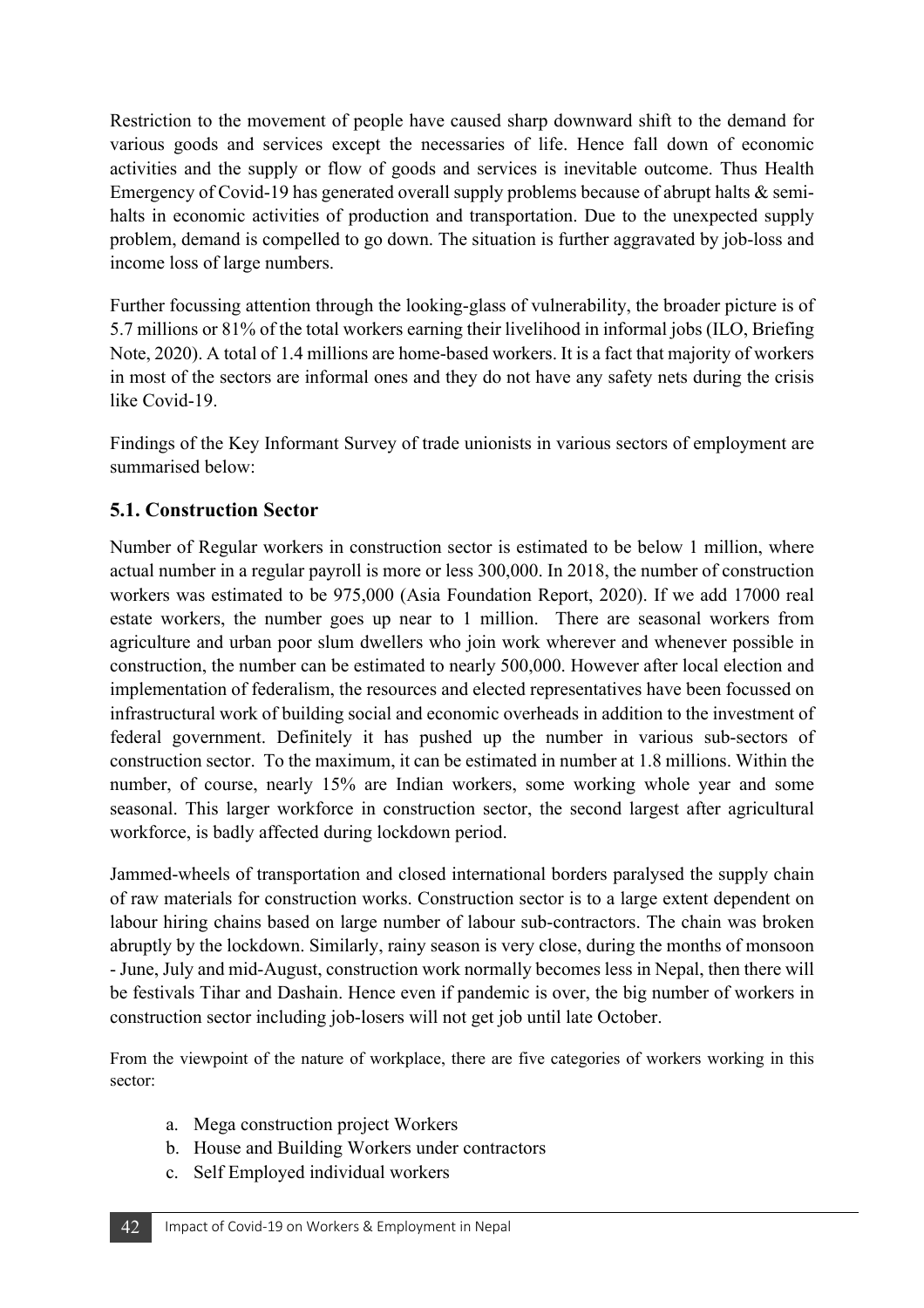Restriction to the movement of people have caused sharp downward shift to the demand for various goods and services except the necessaries of life. Hence fall down of economic activities and the supply or flow of goods and services is inevitable outcome. Thus Health Emergency of Covid-19 has generated overall supply problems because of abrupt halts & semi-halts in economic activities of production and transportation. Due to the unexpected supply problem, demand is compelled to go down. The situation is further aggravated by job-loss and income loss of large numbers.

Further focussing attention through the looking-glass of vulnerability, the broader picture is of 5.7 millions or 81% of the total workers earning their livelihood in informal jobs (ILO, Briefing Note, 2020). A total of 1.4 millions are home-based workers. It is a fact that majority of workers in most of the sectors are informal ones and they do not have any safety nets during the crisis like Covid-19.

Findings of the Key Informant Survey of trade unionists in various sectors of employment are summarised below:

## 5.1. Construction Sector

Number of Regular workers in construction sector is estimated to be below 1 million, where actual number in a regular payroll is more or less 300,000. In 2018, the number of construction workers was estimated to be 975,000 (Asia Foundation Report, 2020). If we add 17000 real estate workers, the number goes up near to 1 million. There are seasonal workers from agriculture and urban poor slum dwellers who join work wherever and whenever possible in construction, the number can be estimated to nearly 500,000. However after local election and implementation of federalism, the resources and elected representatives have been focussed on infrastructural work of building social and economic overheads in addition to the investment of federal government. Definitely it has pushed up the number in various sub-sectors of construction sector. To the maximum, it can be estimated in number at 1.8 millions. Within the number, of course, nearly 15% are Indian workers, some working whole year and some seasonal. This larger workforce in construction sector, the second largest after agricultural workforce, is badly affected during lockdown period.

Jammed-wheels of transportation and closed international borders paralysed the supply chain of raw materials for construction works. Construction sector is to a large extent dependent on labour hiring chains based on large number of labour sub-contractors. The chain was broken abruptly by the lockdown. Similarly, rainy season is very close, during the months of monsoon - June, July and mid-August, construction work normally becomes less in Nepal, then there will be festivals Tihar and Dashain. Hence even if pandemic is over, the big number of workers in construction sector including job-losers will not get job until late October.

From the viewpoint of the nature of workplace, there are five categories of workers working in this sector:

a. Mega construction project Workers
b. House and Building Workers under contractors
c. Self Employed individual workers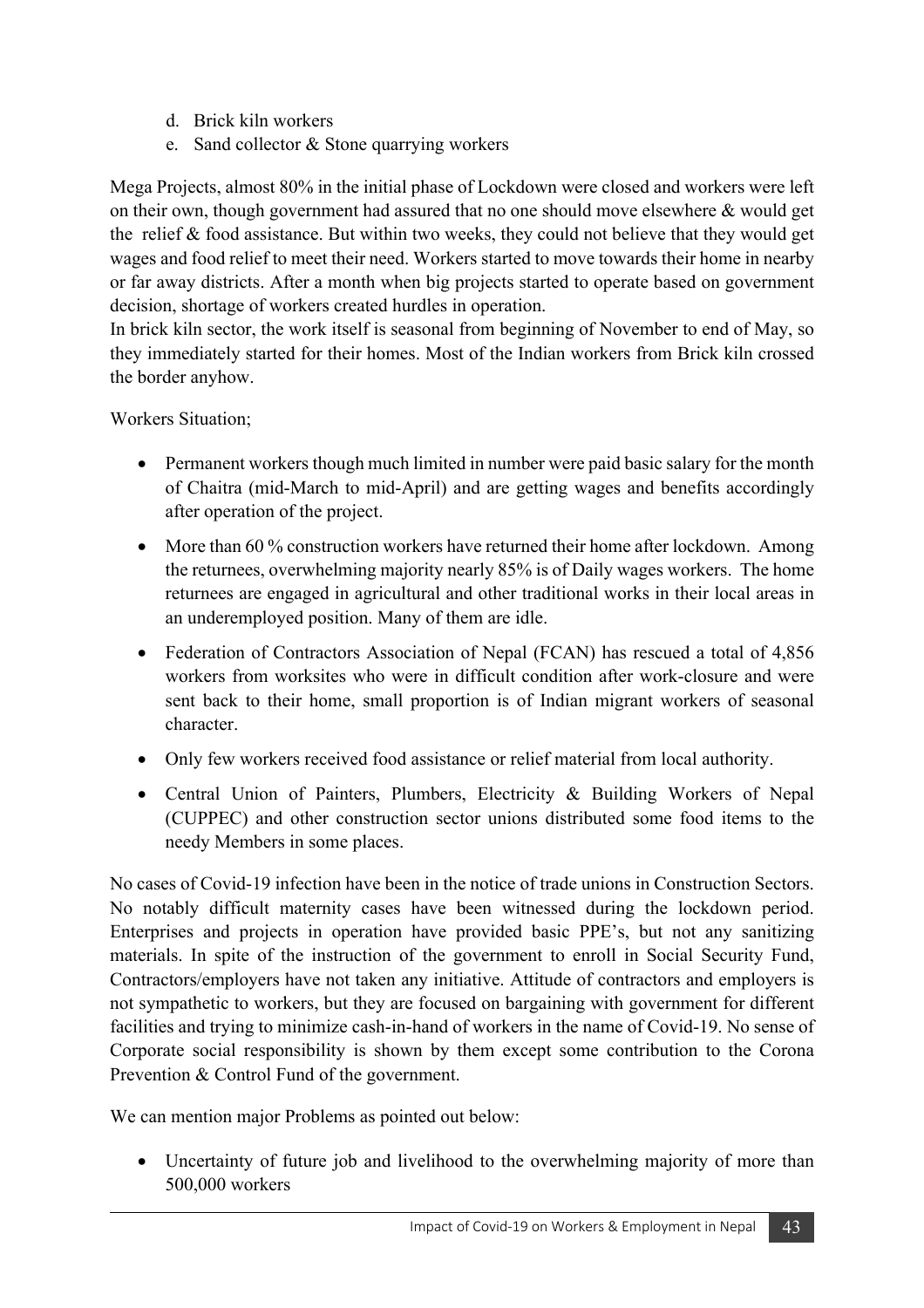d. Brick kiln workers
e. Sand collector & Stone quarrying workers

Mega Projects, almost 80% in the initial phase of Lockdown were closed and workers were left on their own, though government had assured that no one should move elsewhere & would get the relief & food assistance. But within two weeks, they could not believe that they would get wages and food relief to meet their need. Workers started to move towards their home in nearby or far away districts. After a month when big projects started to operate based on government decision, shortage of workers created hurdles in operation.
In brick kiln sector, the work itself is seasonal from beginning of November to end of May, so they immediately started for their homes. Most of the Indian workers from Brick kiln crossed the border anyhow.

Workers Situation;

- Permanent workers though much limited in number were paid basic salary for the month of Chaitra (mid-March to mid-April) and are getting wages and benefits accordingly after operation of the project.
- More than 60 % construction workers have returned their home after lockdown. Among the returnees, overwhelming majority nearly 85% is of Daily wages workers. The home returnees are engaged in agricultural and other traditional works in their local areas in an underemployed position. Many of them are idle.
- Federation of Contractors Association of Nepal (FCAN) has rescued a total of 4,856 workers from worksites who were in difficult condition after work-closure and were sent back to their home, small proportion is of Indian migrant workers of seasonal character.
- Only few workers received food assistance or relief material from local authority.
- Central Union of Painters, Plumbers, Electricity & Building Workers of Nepal (CUPPEC) and other construction sector unions distributed some food items to the needy Members in some places.

No cases of Covid-19 infection have been in the notice of trade unions in Construction Sectors. No notably difficult maternity cases have been witnessed during the lockdown period. Enterprises and projects in operation have provided basic PPE's, but not any sanitizing materials. In spite of the instruction of the government to enroll in Social Security Fund, Contractors/employers have not taken any initiative. Attitude of contractors and employers is not sympathetic to workers, but they are focused on bargaining with government for different facilities and trying to minimize cash-in-hand of workers in the name of Covid-19. No sense of Corporate social responsibility is shown by them except some contribution to the Corona Prevention & Control Fund of the government.

We can mention major Problems as pointed out below:

- Uncertainty of future job and livelihood to the overwhelming majority of more than 500,000 workers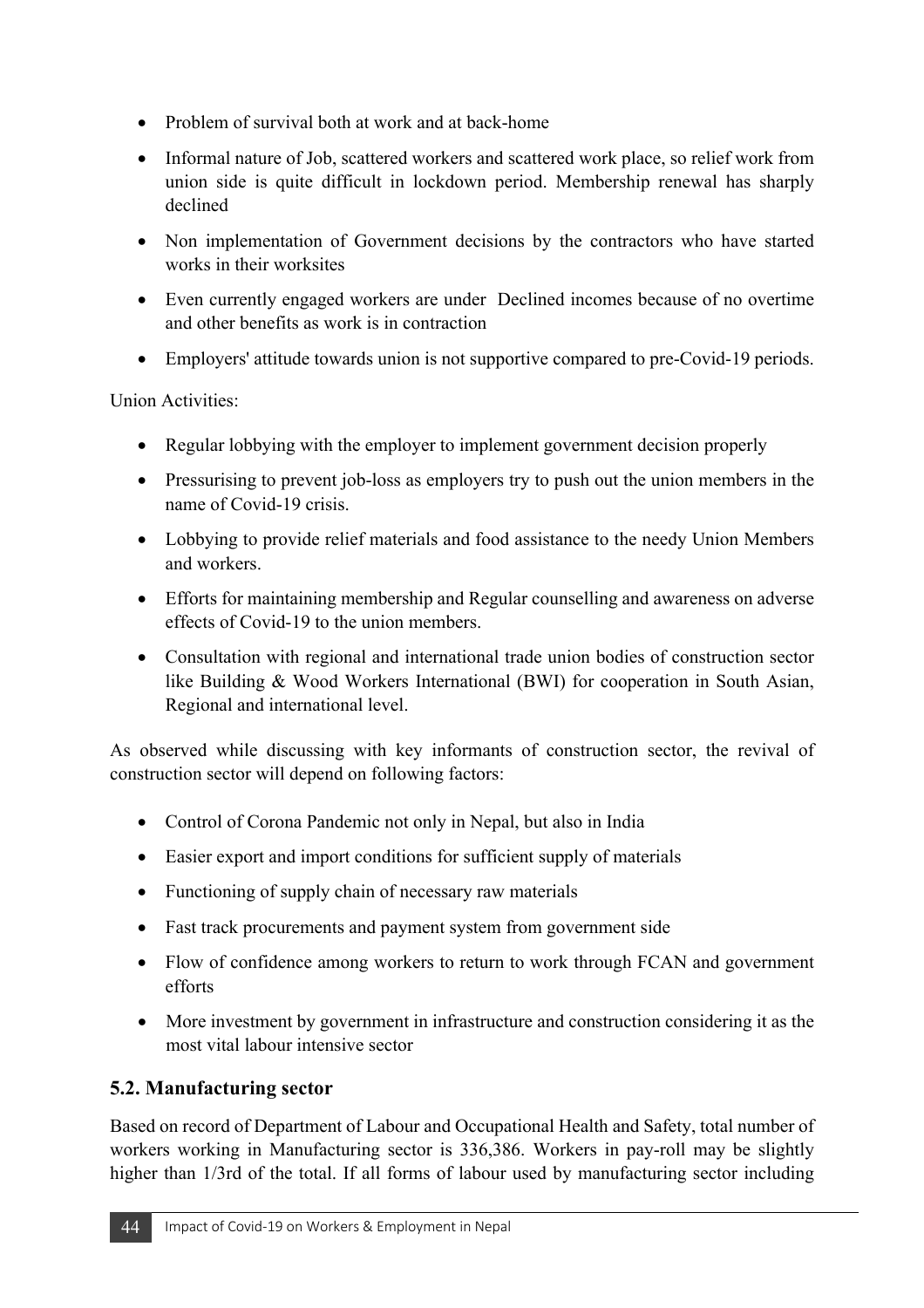- Problem of survival both at work and at back-home
- Informal nature of Job, scattered workers and scattered work place, so relief work from union side is quite difficult in lockdown period. Membership renewal has sharply declined
- Non implementation of Government decisions by the contractors who have started works in their worksites
- Even currently engaged workers are under Declined incomes because of no overtime and other benefits as work is in contraction
- Employers' attitude towards union is not supportive compared to pre-Covid-19 periods.

Union Activities:

- Regular lobbying with the employer to implement government decision properly
- Pressurising to prevent job-loss as employers try to push out the union members in the name of Covid-19 crisis.
- Lobbying to provide relief materials and food assistance to the needy Union Members and workers.
- Efforts for maintaining membership and Regular counselling and awareness on adverse effects of Covid-19 to the union members.
- Consultation with regional and international trade union bodies of construction sector like Building & Wood Workers International (BWI) for cooperation in South Asian, Regional and international level.

As observed while discussing with key informants of construction sector, the revival of construction sector will depend on following factors:

- Control of Corona Pandemic not only in Nepal, but also in India
- Easier export and import conditions for sufficient supply of materials
- Functioning of supply chain of necessary raw materials
- Fast track procurements and payment system from government side
- Flow of confidence among workers to return to work through FCAN and government efforts
- More investment by government in infrastructure and construction considering it as the most vital labour intensive sector

## 5.2. Manufacturing sector

Based on record of Department of Labour and Occupational Health and Safety, total number of workers working in Manufacturing sector is 336,386. Workers in pay-roll may be slightly higher than 1/3rd of the total. If all forms of labour used by manufacturing sector including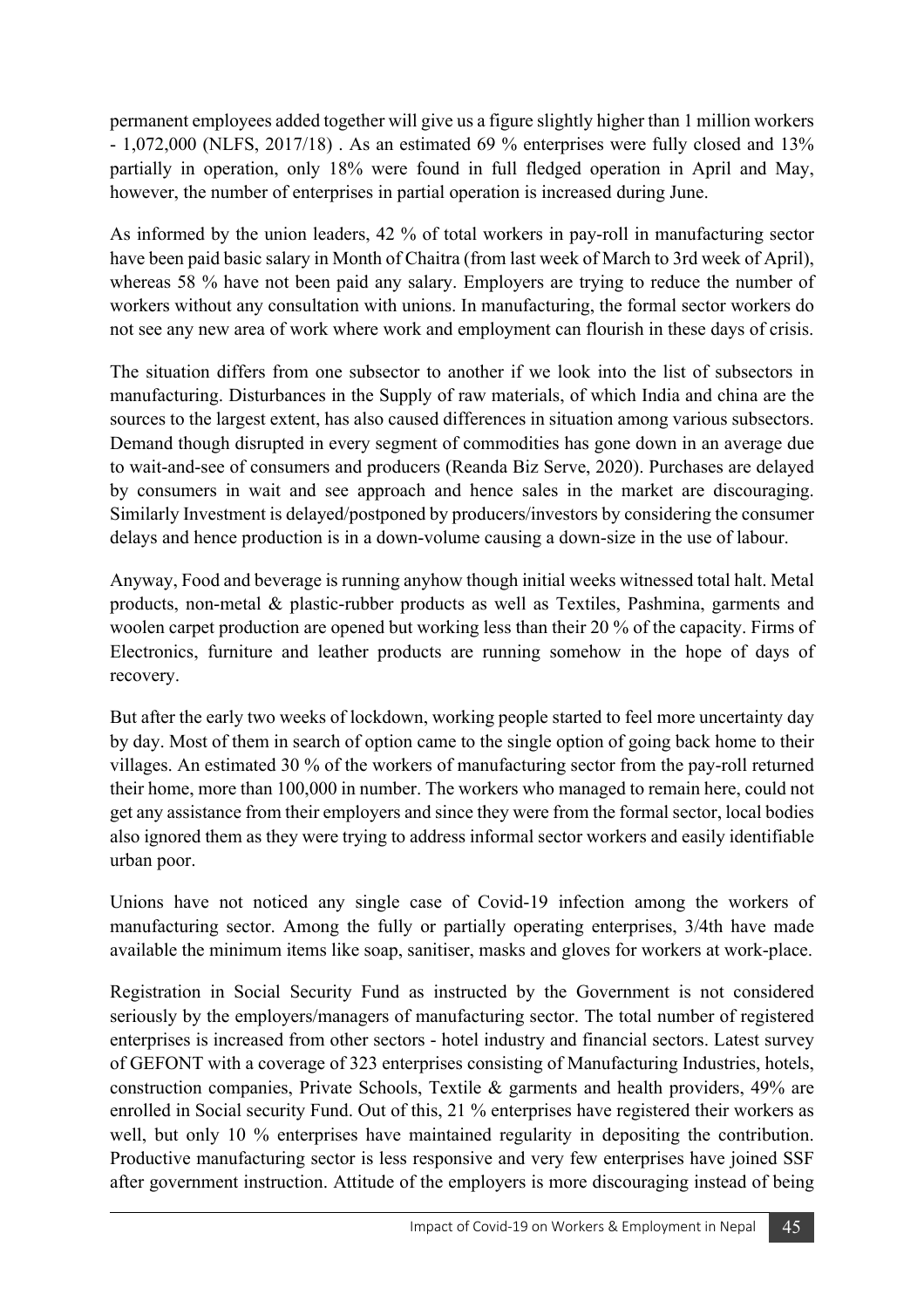permanent employees added together will give us a figure slightly higher than 1 million workers - 1,072,000 (NLFS, 2017/18) . As an estimated 69 % enterprises were fully closed and 13% partially in operation, only 18% were found in full fledged operation in April and May, however, the number of enterprises in partial operation is increased during June.

As informed by the union leaders, 42 % of total workers in pay-roll in manufacturing sector have been paid basic salary in Month of Chaitra (from last week of March to 3rd week of April), whereas 58 % have not been paid any salary. Employers are trying to reduce the number of workers without any consultation with unions. In manufacturing, the formal sector workers do not see any new area of work where work and employment can flourish in these days of crisis.

The situation differs from one subsector to another if we look into the list of subsectors in manufacturing. Disturbances in the Supply of raw materials, of which India and china are the sources to the largest extent, has also caused differences in situation among various subsectors. Demand though disrupted in every segment of commodities has gone down in an average due to wait-and-see of consumers and producers (Reanda Biz Serve, 2020). Purchases are delayed by consumers in wait and see approach and hence sales in the market are discouraging. Similarly Investment is delayed/postponed by producers/investors by considering the consumer delays and hence production is in a down-volume causing a down-size in the use of labour.

Anyway, Food and beverage is running anyhow though initial weeks witnessed total halt. Metal products, non-metal & plastic-rubber products as well as Textiles, Pashmina, garments and woolen carpet production are opened but working less than their 20 % of the capacity. Firms of Electronics, furniture and leather products are running somehow in the hope of days of recovery.

But after the early two weeks of lockdown, working people started to feel more uncertainty day by day. Most of them in search of option came to the single option of going back home to their villages. An estimated 30 % of the workers of manufacturing sector from the pay-roll returned their home, more than 100,000 in number. The workers who managed to remain here, could not get any assistance from their employers and since they were from the formal sector, local bodies also ignored them as they were trying to address informal sector workers and easily identifiable urban poor.

Unions have not noticed any single case of Covid-19 infection among the workers of manufacturing sector. Among the fully or partially operating enterprises, 3/4th have made available the minimum items like soap, sanitiser, masks and gloves for workers at work-place.

Registration in Social Security Fund as instructed by the Government is not considered seriously by the employers/managers of manufacturing sector. The total number of registered enterprises is increased from other sectors - hotel industry and financial sectors. Latest survey of GEFONT with a coverage of 323 enterprises consisting of Manufacturing Industries, hotels, construction companies, Private Schools, Textile & garments and health providers, 49% are enrolled in Social security Fund. Out of this, 21 % enterprises have registered their workers as well, but only 10 % enterprises have maintained regularity in depositing the contribution. Productive manufacturing sector is less responsive and very few enterprises have joined SSF after government instruction. Attitude of the employers is more discouraging instead of being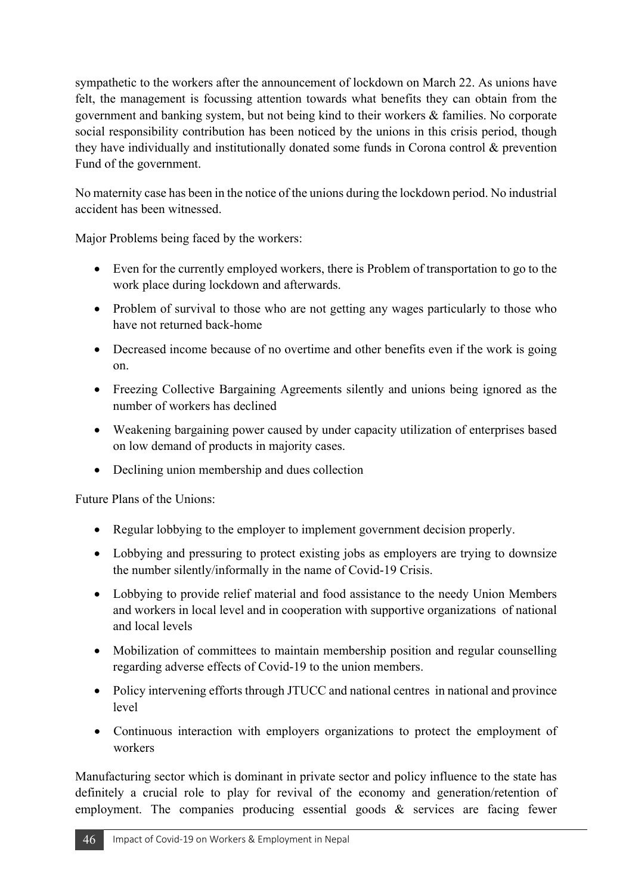sympathetic to the workers after the announcement of lockdown on March 22. As unions have felt, the management is focussing attention towards what benefits they can obtain from the government and banking system, but not being kind to their workers & families. No corporate social responsibility contribution has been noticed by the unions in this crisis period, though they have individually and institutionally donated some funds in Corona control & prevention Fund of the government.

No maternity case has been in the notice of the unions during the lockdown period. No industrial accident has been witnessed.

Major Problems being faced by the workers:

- Even for the currently employed workers, there is Problem of transportation to go to the work place during lockdown and afterwards.
- Problem of survival to those who are not getting any wages particularly to those who have not returned back-home
- Decreased income because of no overtime and other benefits even if the work is going on.
- Freezing Collective Bargaining Agreements silently and unions being ignored as the number of workers has declined
- Weakening bargaining power caused by under capacity utilization of enterprises based on low demand of products in majority cases.
- Declining union membership and dues collection

Future Plans of the Unions:

- Regular lobbying to the employer to implement government decision properly.
- Lobbying and pressuring to protect existing jobs as employers are trying to downsize the number silently/informally in the name of Covid-19 Crisis.
- Lobbying to provide relief material and food assistance to the needy Union Members and workers in local level and in cooperation with supportive organizations of national and local levels
- Mobilization of committees to maintain membership position and regular counselling regarding adverse effects of Covid-19 to the union members.
- Policy intervening efforts through JTUCC and national centres in national and province level
- Continuous interaction with employers organizations to protect the employment of workers

Manufacturing sector which is dominant in private sector and policy influence to the state has definitely a crucial role to play for revival of the economy and generation/retention of employment. The companies producing essential goods & services are facing fewer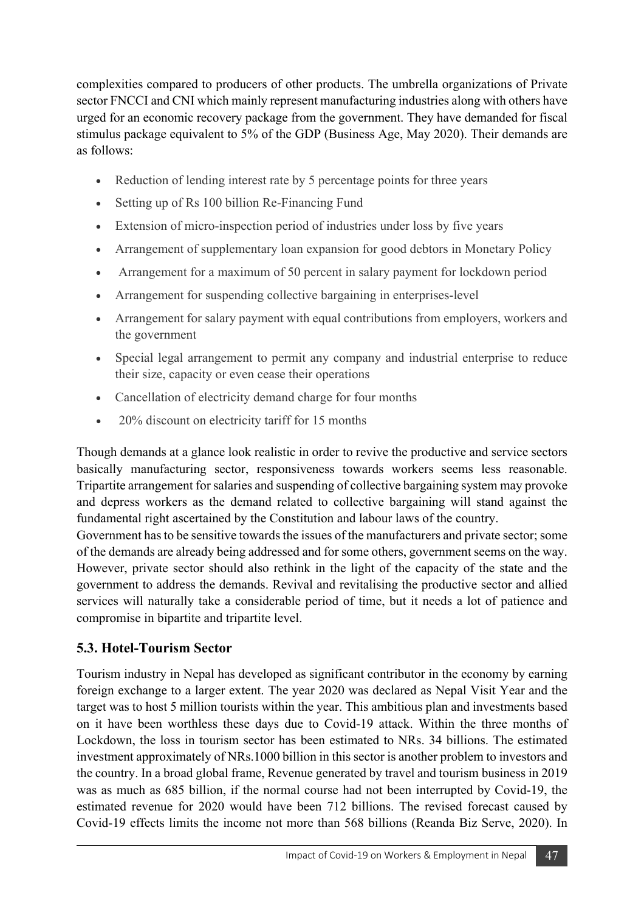complexities compared to producers of other products. The umbrella organizations of Private sector FNCCI and CNI which mainly represent manufacturing industries along with others have urged for an economic recovery package from the government. They have demanded for fiscal stimulus package equivalent to 5% of the GDP (Business Age, May 2020). Their demands are as follows:

- Reduction of lending interest rate by 5 percentage points for three years
- Setting up of Rs 100 billion Re-Financing Fund
- Extension of micro-inspection period of industries under loss by five years
- Arrangement of supplementary loan expansion for good debtors in Monetary Policy
- Arrangement for a maximum of 50 percent in salary payment for lockdown period
- Arrangement for suspending collective bargaining in enterprises-level
- Arrangement for salary payment with equal contributions from employers, workers and the government
- Special legal arrangement to permit any company and industrial enterprise to reduce their size, capacity or even cease their operations
- Cancellation of electricity demand charge for four months
- 20% discount on electricity tariff for 15 months

Though demands at a glance look realistic in order to revive the productive and service sectors basically manufacturing sector, responsiveness towards workers seems less reasonable. Tripartite arrangement for salaries and suspending of collective bargaining system may provoke and depress workers as the demand related to collective bargaining will stand against the fundamental right ascertained by the Constitution and labour laws of the country.

Government has to be sensitive towards the issues of the manufacturers and private sector; some of the demands are already being addressed and for some others, government seems on the way. However, private sector should also rethink in the light of the capacity of the state and the government to address the demands. Revival and revitalising the productive sector and allied services will naturally take a considerable period of time, but it needs a lot of patience and compromise in bipartite and tripartite level.

### 5.3. Hotel-Tourism Sector

Tourism industry in Nepal has developed as significant contributor in the economy by earning foreign exchange to a larger extent. The year 2020 was declared as Nepal Visit Year and the target was to host 5 million tourists within the year. This ambitious plan and investments based on it have been worthless these days due to Covid-19 attack. Within the three months of Lockdown, the loss in tourism sector has been estimated to NRs. 34 billions. The estimated investment approximately of NRs.1000 billion in this sector is another problem to investors and the country. In a broad global frame, Revenue generated by travel and tourism business in 2019 was as much as 685 billion, if the normal course had not been interrupted by Covid-19, the estimated revenue for 2020 would have been 712 billions. The revised forecast caused by Covid-19 effects limits the income not more than 568 billions (Reanda Biz Serve, 2020). In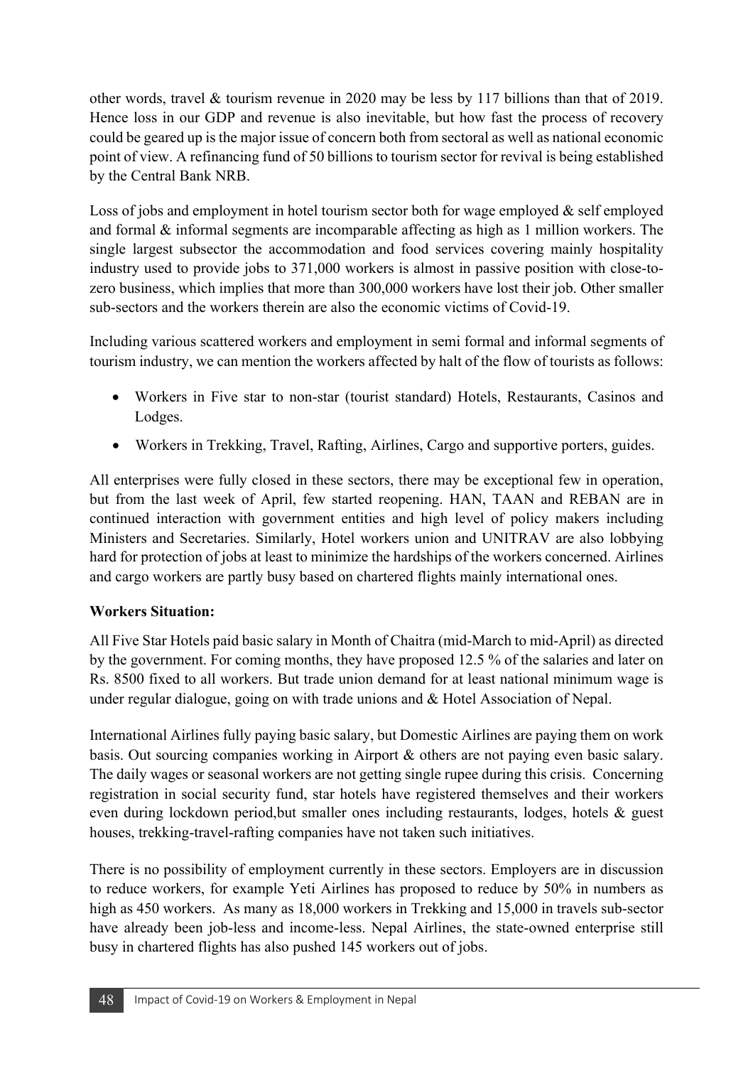other words, travel & tourism revenue in 2020 may be less by 117 billions than that of 2019. Hence loss in our GDP and revenue is also inevitable, but how fast the process of recovery could be geared up is the major issue of concern both from sectoral as well as national economic point of view. A refinancing fund of 50 billions to tourism sector for revival is being established by the Central Bank NRB.

Loss of jobs and employment in hotel tourism sector both for wage employed & self employed and formal & informal segments are incomparable affecting as high as 1 million workers. The single largest subsector the accommodation and food services covering mainly hospitality industry used to provide jobs to 371,000 workers is almost in passive position with close-to-zero business, which implies that more than 300,000 workers have lost their job. Other smaller sub-sectors and the workers therein are also the economic victims of Covid-19.

Including various scattered workers and employment in semi formal and informal segments of tourism industry, we can mention the workers affected by halt of the flow of tourists as follows:

- Workers in Five star to non-star (tourist standard) Hotels, Restaurants, Casinos and Lodges.
- Workers in Trekking, Travel, Rafting, Airlines, Cargo and supportive porters, guides.

All enterprises were fully closed in these sectors, there may be exceptional few in operation, but from the last week of April, few started reopening. HAN, TAAN and REBAN are in continued interaction with government entities and high level of policy makers including Ministers and Secretaries. Similarly, Hotel workers union and UNITRAV are also lobbying hard for protection of jobs at least to minimize the hardships of the workers concerned. Airlines and cargo workers are partly busy based on chartered flights mainly international ones.

**Workers Situation:**

All Five Star Hotels paid basic salary in Month of Chaitra (mid-March to mid-April) as directed by the government. For coming months, they have proposed 12.5 % of the salaries and later on Rs. 8500 fixed to all workers. But trade union demand for at least national minimum wage is under regular dialogue, going on with trade unions and & Hotel Association of Nepal.

International Airlines fully paying basic salary, but Domestic Airlines are paying them on work basis. Out sourcing companies working in Airport & others are not paying even basic salary. The daily wages or seasonal workers are not getting single rupee during this crisis. Concerning registration in social security fund, star hotels have registered themselves and their workers even during lockdown period,but smaller ones including restaurants, lodges, hotels & guest houses, trekking-travel-rafting companies have not taken such initiatives.

There is no possibility of employment currently in these sectors. Employers are in discussion to reduce workers, for example Yeti Airlines has proposed to reduce by 50% in numbers as high as 450 workers. As many as 18,000 workers in Trekking and 15,000 in travels sub-sector have already been job-less and income-less. Nepal Airlines, the state-owned enterprise still busy in chartered flights has also pushed 145 workers out of jobs.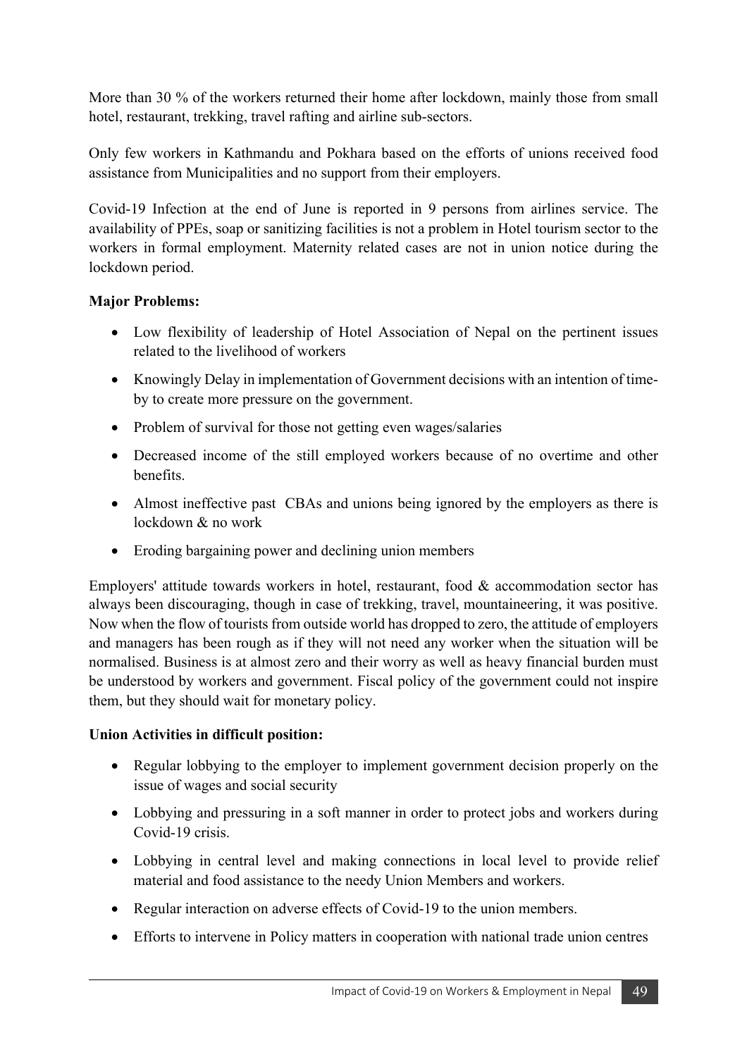More than 30 % of the workers returned their home after lockdown, mainly those from small hotel, restaurant, trekking, travel rafting and airline sub-sectors.

Only few workers in Kathmandu and Pokhara based on the efforts of unions received food assistance from Municipalities and no support from their employers.

Covid-19 Infection at the end of June is reported in 9 persons from airlines service. The availability of PPEs, soap or sanitizing facilities is not a problem in Hotel tourism sector to the workers in formal employment. Maternity related cases are not in union notice during the lockdown period.

**Major Problems:**

- Low flexibility of leadership of Hotel Association of Nepal on the pertinent issues related to the livelihood of workers
- Knowingly Delay in implementation of Government decisions with an intention of time-by to create more pressure on the government.
- Problem of survival for those not getting even wages/salaries
- Decreased income of the still employed workers because of no overtime and other benefits.
- Almost ineffective past CBAs and unions being ignored by the employers as there is lockdown & no work
- Eroding bargaining power and declining union members

Employers' attitude towards workers in hotel, restaurant, food & accommodation sector has always been discouraging, though in case of trekking, travel, mountaineering, it was positive. Now when the flow of tourists from outside world has dropped to zero, the attitude of employers and managers has been rough as if they will not need any worker when the situation will be normalised. Business is at almost zero and their worry as well as heavy financial burden must be understood by workers and government. Fiscal policy of the government could not inspire them, but they should wait for monetary policy.

**Union Activities in difficult position:**

- Regular lobbying to the employer to implement government decision properly on the issue of wages and social security
- Lobbying and pressuring in a soft manner in order to protect jobs and workers during Covid-19 crisis.
- Lobbying in central level and making connections in local level to provide relief material and food assistance to the needy Union Members and workers.
- Regular interaction on adverse effects of Covid-19 to the union members.
- Efforts to intervene in Policy matters in cooperation with national trade union centres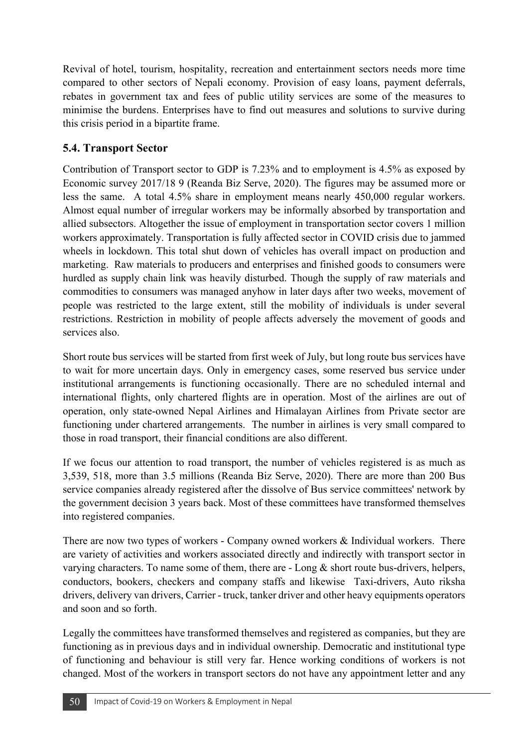Revival of hotel, tourism, hospitality, recreation and entertainment sectors needs more time compared to other sectors of Nepali economy. Provision of easy loans, payment deferrals, rebates in government tax and fees of public utility services are some of the measures to minimise the burdens. Enterprises have to find out measures and solutions to survive during this crisis period in a bipartite frame.

## 5.4. Transport Sector

Contribution of Transport sector to GDP is 7.23% and to employment is 4.5% as exposed by Economic survey 2017/18 9 (Reanda Biz Serve, 2020). The figures may be assumed more or less the same. A total 4.5% share in employment means nearly 450,000 regular workers. Almost equal number of irregular workers may be informally absorbed by transportation and allied subsectors. Altogether the issue of employment in transportation sector covers 1 million workers approximately. Transportation is fully affected sector in COVID crisis due to jammed wheels in lockdown. This total shut down of vehicles has overall impact on production and marketing. Raw materials to producers and enterprises and finished goods to consumers were hurdled as supply chain link was heavily disturbed. Though the supply of raw materials and commodities to consumers was managed anyhow in later days after two weeks, movement of people was restricted to the large extent, still the mobility of individuals is under several restrictions. Restriction in mobility of people affects adversely the movement of goods and services also.

Short route bus services will be started from first week of July, but long route bus services have to wait for more uncertain days. Only in emergency cases, some reserved bus service under institutional arrangements is functioning occasionally. There are no scheduled internal and international flights, only chartered flights are in operation. Most of the airlines are out of operation, only state-owned Nepal Airlines and Himalayan Airlines from Private sector are functioning under chartered arrangements. The number in airlines is very small compared to those in road transport, their financial conditions are also different.

If we focus our attention to road transport, the number of vehicles registered is as much as 3,539, 518, more than 3.5 millions (Reanda Biz Serve, 2020). There are more than 200 Bus service companies already registered after the dissolve of Bus service committees' network by the government decision 3 years back. Most of these committees have transformed themselves into registered companies.

There are now two types of workers - Company owned workers & Individual workers. There are variety of activities and workers associated directly and indirectly with transport sector in varying characters. To name some of them, there are - Long & short route bus-drivers, helpers, conductors, bookers, checkers and company staffs and likewise Taxi-drivers, Auto riksha drivers, delivery van drivers, Carrier - truck, tanker driver and other heavy equipments operators and soon and so forth.

Legally the committees have transformed themselves and registered as companies, but they are functioning as in previous days and in individual ownership. Democratic and institutional type of functioning and behaviour is still very far. Hence working conditions of workers is not changed. Most of the workers in transport sectors do not have any appointment letter and any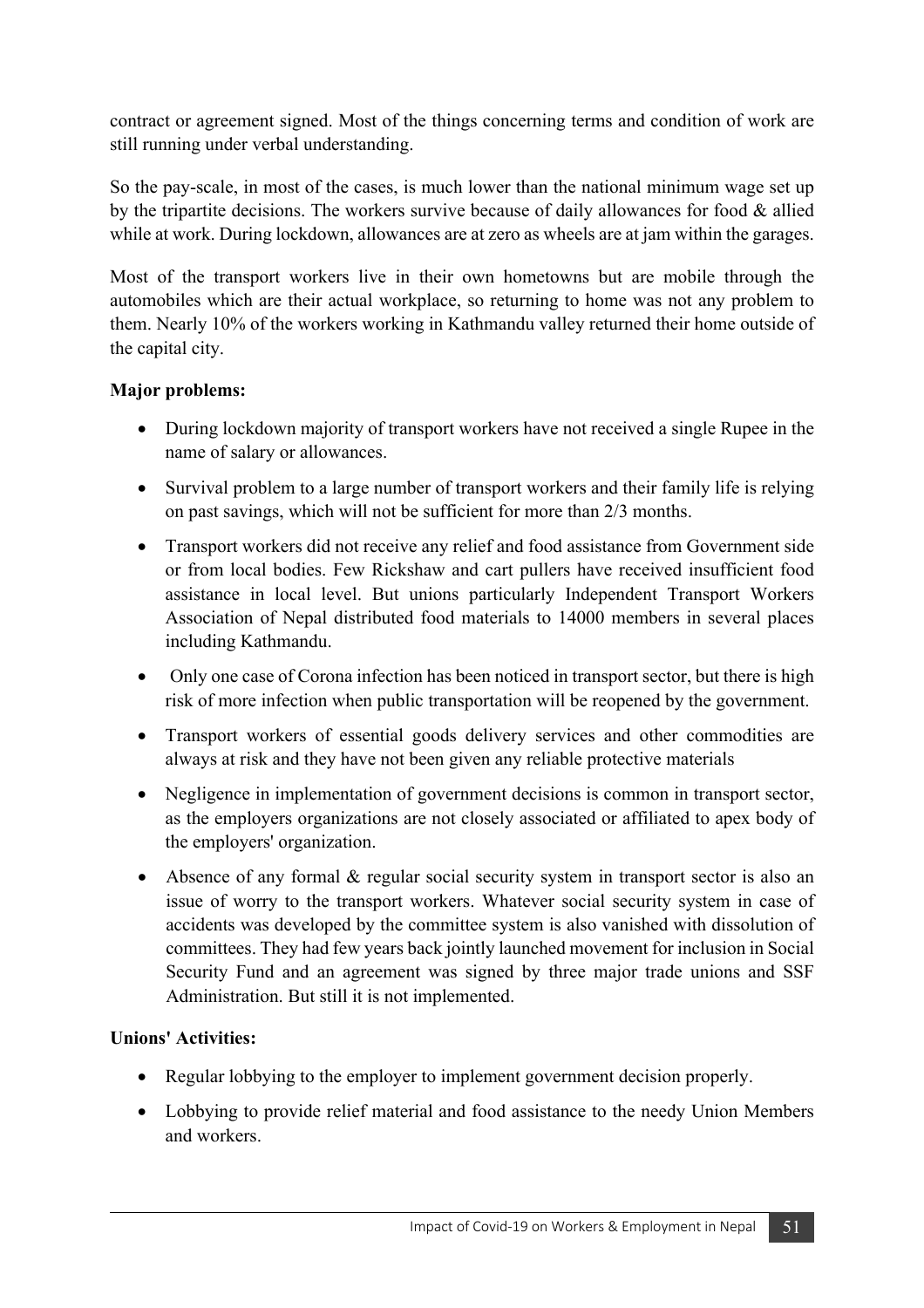contract or agreement signed. Most of the things concerning terms and condition of work are still running under verbal understanding.

So the pay-scale, in most of the cases, is much lower than the national minimum wage set up by the tripartite decisions. The workers survive because of daily allowances for food & allied while at work. During lockdown, allowances are at zero as wheels are at jam within the garages.

Most of the transport workers live in their own hometowns but are mobile through the automobiles which are their actual workplace, so returning to home was not any problem to them. Nearly 10% of the workers working in Kathmandu valley returned their home outside of the capital city.

**Major problems:**

- During lockdown majority of transport workers have not received a single Rupee in the name of salary or allowances.
- Survival problem to a large number of transport workers and their family life is relying on past savings, which will not be sufficient for more than 2/3 months.
- Transport workers did not receive any relief and food assistance from Government side or from local bodies. Few Rickshaw and cart pullers have received insufficient food assistance in local level. But unions particularly Independent Transport Workers Association of Nepal distributed food materials to 14000 members in several places including Kathmandu.
- Only one case of Corona infection has been noticed in transport sector, but there is high risk of more infection when public transportation will be reopened by the government.
- Transport workers of essential goods delivery services and other commodities are always at risk and they have not been given any reliable protective materials
- Negligence in implementation of government decisions is common in transport sector, as the employers organizations are not closely associated or affiliated to apex body of the employers' organization.
- Absence of any formal & regular social security system in transport sector is also an issue of worry to the transport workers. Whatever social security system in case of accidents was developed by the committee system is also vanished with dissolution of committees. They had few years back jointly launched movement for inclusion in Social Security Fund and an agreement was signed by three major trade unions and SSF Administration. But still it is not implemented.

**Unions' Activities:**

- Regular lobbying to the employer to implement government decision properly.
- Lobbying to provide relief material and food assistance to the needy Union Members and workers.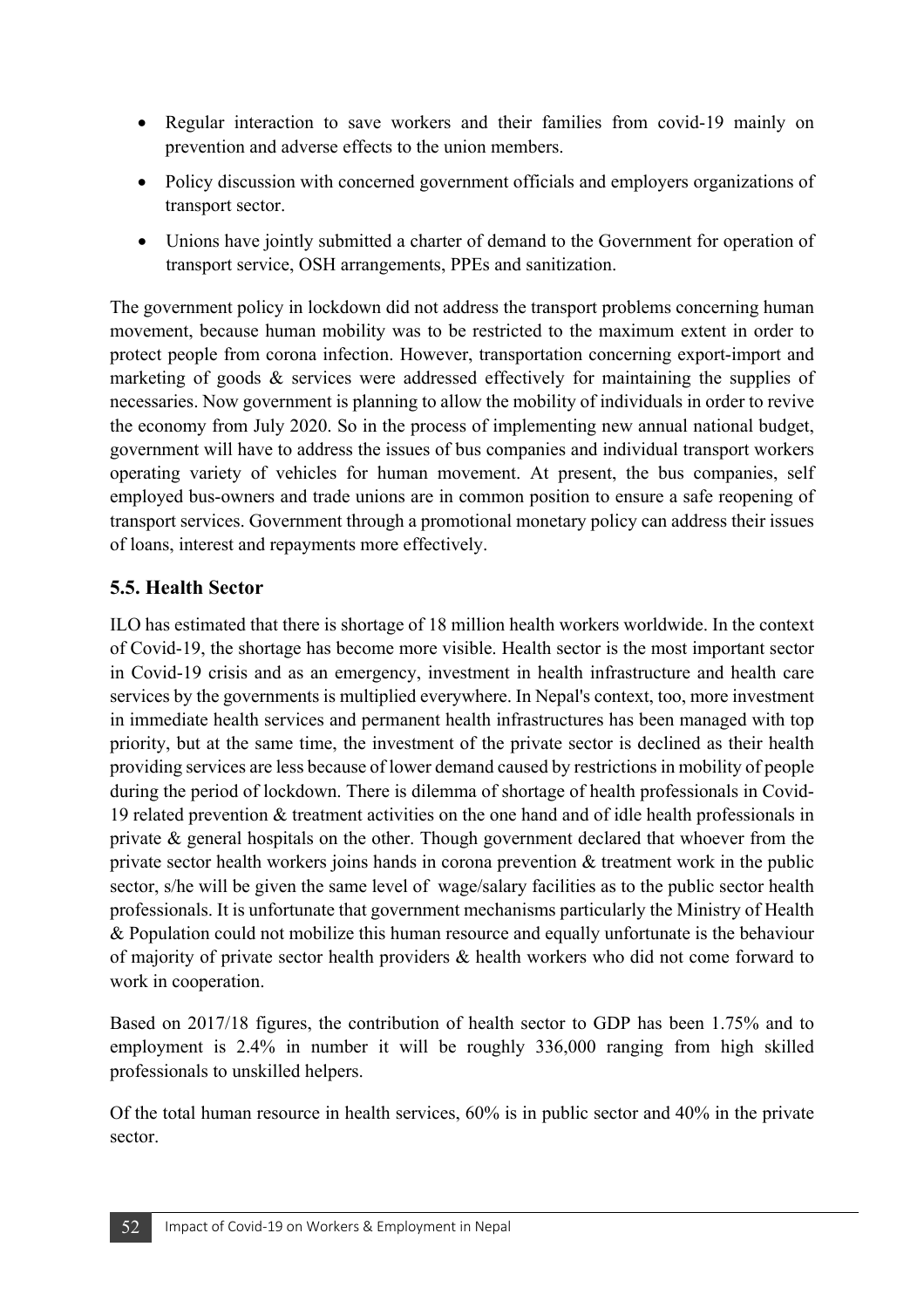- Regular interaction to save workers and their families from covid-19 mainly on prevention and adverse effects to the union members.
- Policy discussion with concerned government officials and employers organizations of transport sector.
- Unions have jointly submitted a charter of demand to the Government for operation of transport service, OSH arrangements, PPEs and sanitization.

The government policy in lockdown did not address the transport problems concerning human movement, because human mobility was to be restricted to the maximum extent in order to protect people from corona infection. However, transportation concerning export-import and marketing of goods & services were addressed effectively for maintaining the supplies of necessaries. Now government is planning to allow the mobility of individuals in order to revive the economy from July 2020. So in the process of implementing new annual national budget, government will have to address the issues of bus companies and individual transport workers operating variety of vehicles for human movement. At present, the bus companies, self employed bus-owners and trade unions are in common position to ensure a safe reopening of transport services. Government through a promotional monetary policy can address their issues of loans, interest and repayments more effectively.

## 5.5. Health Sector

ILO has estimated that there is shortage of 18 million health workers worldwide. In the context of Covid-19, the shortage has become more visible. Health sector is the most important sector in Covid-19 crisis and as an emergency, investment in health infrastructure and health care services by the governments is multiplied everywhere. In Nepal's context, too, more investment in immediate health services and permanent health infrastructures has been managed with top priority, but at the same time, the investment of the private sector is declined as their health providing services are less because of lower demand caused by restrictions in mobility of people during the period of lockdown. There is dilemma of shortage of health professionals in Covid-19 related prevention & treatment activities on the one hand and of idle health professionals in private & general hospitals on the other. Though government declared that whoever from the private sector health workers joins hands in corona prevention & treatment work in the public sector, s/he will be given the same level of wage/salary facilities as to the public sector health professionals. It is unfortunate that government mechanisms particularly the Ministry of Health & Population could not mobilize this human resource and equally unfortunate is the behaviour of majority of private sector health providers & health workers who did not come forward to work in cooperation.

Based on 2017/18 figures, the contribution of health sector to GDP has been 1.75% and to employment is 2.4% in number it will be roughly 336,000 ranging from high skilled professionals to unskilled helpers.

Of the total human resource in health services, 60% is in public sector and 40% in the private sector.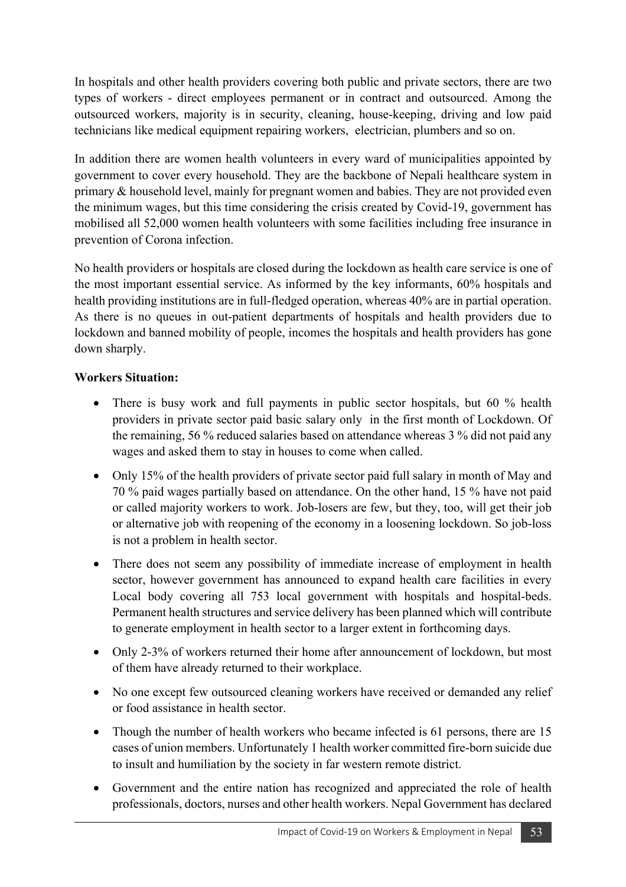In hospitals and other health providers covering both public and private sectors, there are two types of workers - direct employees permanent or in contract and outsourced. Among the outsourced workers, majority is in security, cleaning, house-keeping, driving and low paid technicians like medical equipment repairing workers, electrician, plumbers and so on.

In addition there are women health volunteers in every ward of municipalities appointed by government to cover every household. They are the backbone of Nepali healthcare system in primary & household level, mainly for pregnant women and babies. They are not provided even the minimum wages, but this time considering the crisis created by Covid-19, government has mobilised all 52,000 women health volunteers with some facilities including free insurance in prevention of Corona infection.

No health providers or hospitals are closed during the lockdown as health care service is one of the most important essential service. As informed by the key informants, 60% hospitals and health providing institutions are in full-fledged operation, whereas 40% are in partial operation. As there is no queues in out-patient departments of hospitals and health providers due to lockdown and banned mobility of people, incomes the hospitals and health providers has gone down sharply.

**Workers Situation:**

- There is busy work and full payments in public sector hospitals, but 60 % health providers in private sector paid basic salary only in the first month of Lockdown. Of the remaining, 56 % reduced salaries based on attendance whereas 3 % did not paid any wages and asked them to stay in houses to come when called.
- Only 15% of the health providers of private sector paid full salary in month of May and 70 % paid wages partially based on attendance. On the other hand, 15 % have not paid or called majority workers to work. Job-losers are few, but they, too, will get their job or alternative job with reopening of the economy in a loosening lockdown. So job-loss is not a problem in health sector.
- There does not seem any possibility of immediate increase of employment in health sector, however government has announced to expand health care facilities in every Local body covering all 753 local government with hospitals and hospital-beds. Permanent health structures and service delivery has been planned which will contribute to generate employment in health sector to a larger extent in forthcoming days.
- Only 2-3% of workers returned their home after announcement of lockdown, but most of them have already returned to their workplace.
- No one except few outsourced cleaning workers have received or demanded any relief or food assistance in health sector.
- Though the number of health workers who became infected is 61 persons, there are 15 cases of union members. Unfortunately 1 health worker committed fire-born suicide due to insult and humiliation by the society in far western remote district.
- Government and the entire nation has recognized and appreciated the role of health professionals, doctors, nurses and other health workers. Nepal Government has declared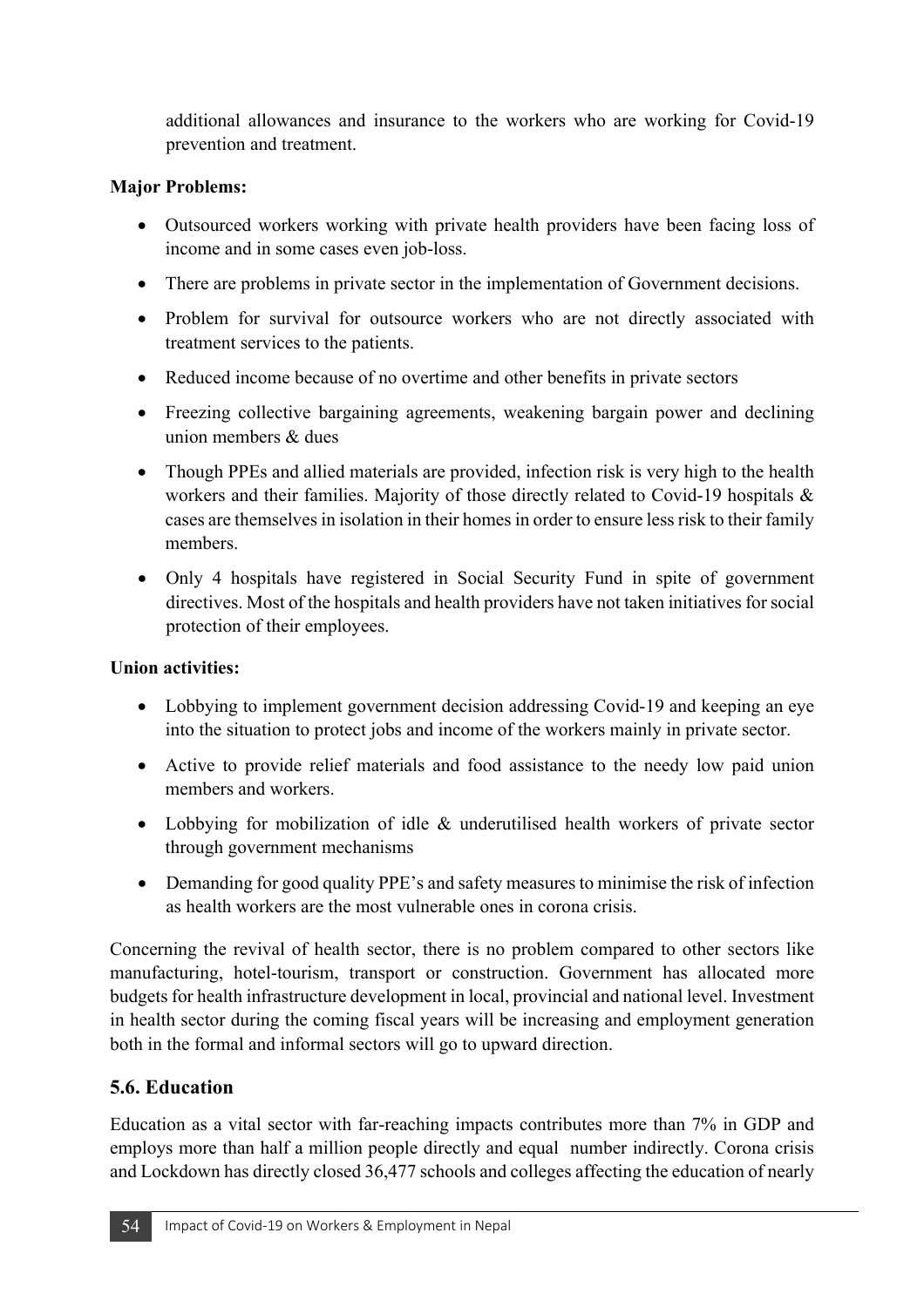additional allowances and insurance to the workers who are working for Covid-19 prevention and treatment.

**Major Problems:**

- Outsourced workers working with private health providers have been facing loss of income and in some cases even job-loss.
- There are problems in private sector in the implementation of Government decisions.
- Problem for survival for outsource workers who are not directly associated with treatment services to the patients.
- Reduced income because of no overtime and other benefits in private sectors
- Freezing collective bargaining agreements, weakening bargain power and declining union members & dues
- Though PPEs and allied materials are provided, infection risk is very high to the health workers and their families. Majority of those directly related to Covid-19 hospitals & cases are themselves in isolation in their homes in order to ensure less risk to their family members.
- Only 4 hospitals have registered in Social Security Fund in spite of government directives. Most of the hospitals and health providers have not taken initiatives for social protection of their employees.

**Union activities:**

- Lobbying to implement government decision addressing Covid-19 and keeping an eye into the situation to protect jobs and income of the workers mainly in private sector.
- Active to provide relief materials and food assistance to the needy low paid union members and workers.
- Lobbying for mobilization of idle & underutilised health workers of private sector through government mechanisms
- Demanding for good quality PPE's and safety measures to minimise the risk of infection as health workers are the most vulnerable ones in corona crisis.

Concerning the revival of health sector, there is no problem compared to other sectors like manufacturing, hotel-tourism, transport or construction. Government has allocated more budgets for health infrastructure development in local, provincial and national level. Investment in health sector during the coming fiscal years will be increasing and employment generation both in the formal and informal sectors will go to upward direction.

## 5.6. Education

Education as a vital sector with far-reaching impacts contributes more than 7% in GDP and employs more than half a million people directly and equal number indirectly. Corona crisis and Lockdown has directly closed 36,477 schools and colleges affecting the education of nearly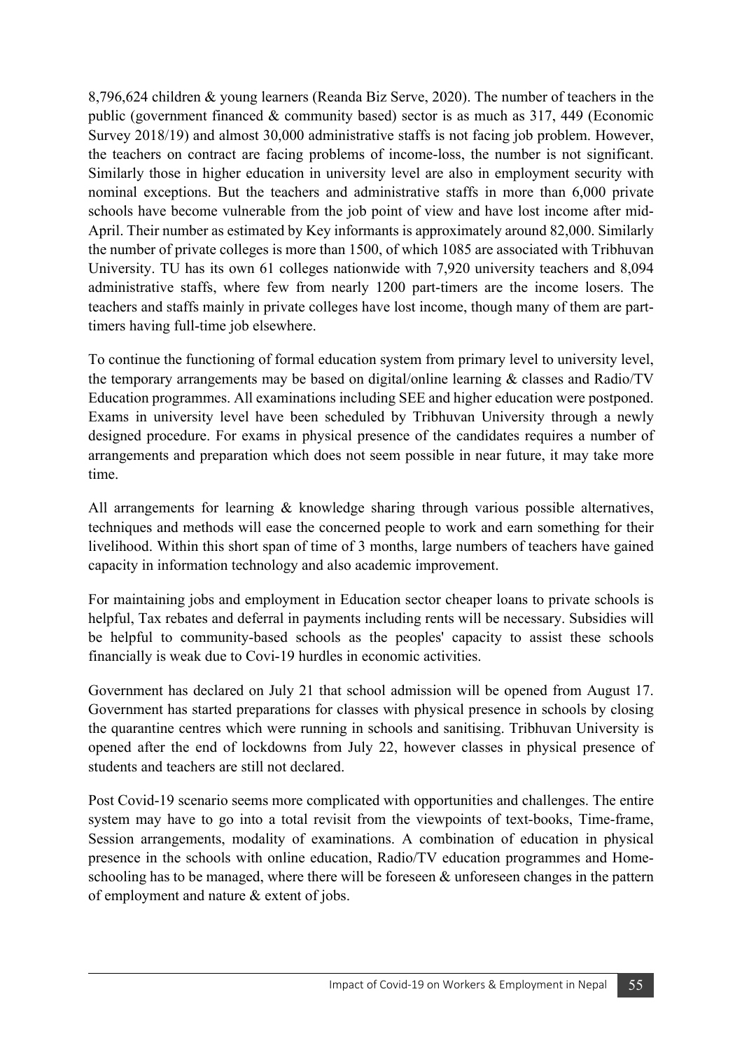8,796,624 children & young learners (Reanda Biz Serve, 2020). The number of teachers in the public (government financed & community based) sector is as much as 317, 449 (Economic Survey 2018/19) and almost 30,000 administrative staffs is not facing job problem. However, the teachers on contract are facing problems of income-loss, the number is not significant. Similarly those in higher education in university level are also in employment security with nominal exceptions. But the teachers and administrative staffs in more than 6,000 private schools have become vulnerable from the job point of view and have lost income after mid-April. Their number as estimated by Key informants is approximately around 82,000. Similarly the number of private colleges is more than 1500, of which 1085 are associated with Tribhuvan University. TU has its own 61 colleges nationwide with 7,920 university teachers and 8,094 administrative staffs, where few from nearly 1200 part-timers are the income losers. The teachers and staffs mainly in private colleges have lost income, though many of them are part-timers having full-time job elsewhere.

To continue the functioning of formal education system from primary level to university level, the temporary arrangements may be based on digital/online learning & classes and Radio/TV Education programmes. All examinations including SEE and higher education were postponed. Exams in university level have been scheduled by Tribhuvan University through a newly designed procedure. For exams in physical presence of the candidates requires a number of arrangements and preparation which does not seem possible in near future, it may take more time.

All arrangements for learning & knowledge sharing through various possible alternatives, techniques and methods will ease the concerned people to work and earn something for their livelihood. Within this short span of time of 3 months, large numbers of teachers have gained capacity in information technology and also academic improvement.

For maintaining jobs and employment in Education sector cheaper loans to private schools is helpful, Tax rebates and deferral in payments including rents will be necessary. Subsidies will be helpful to community-based schools as the peoples' capacity to assist these schools financially is weak due to Covi-19 hurdles in economic activities.

Government has declared on July 21 that school admission will be opened from August 17. Government has started preparations for classes with physical presence in schools by closing the quarantine centres which were running in schools and sanitising. Tribhuvan University is opened after the end of lockdowns from July 22, however classes in physical presence of students and teachers are still not declared.

Post Covid-19 scenario seems more complicated with opportunities and challenges. The entire system may have to go into a total revisit from the viewpoints of text-books, Time-frame, Session arrangements, modality of examinations. A combination of education in physical presence in the schools with online education, Radio/TV education programmes and Home-schooling has to be managed, where there will be foreseen & unforeseen changes in the pattern of employment and nature & extent of jobs.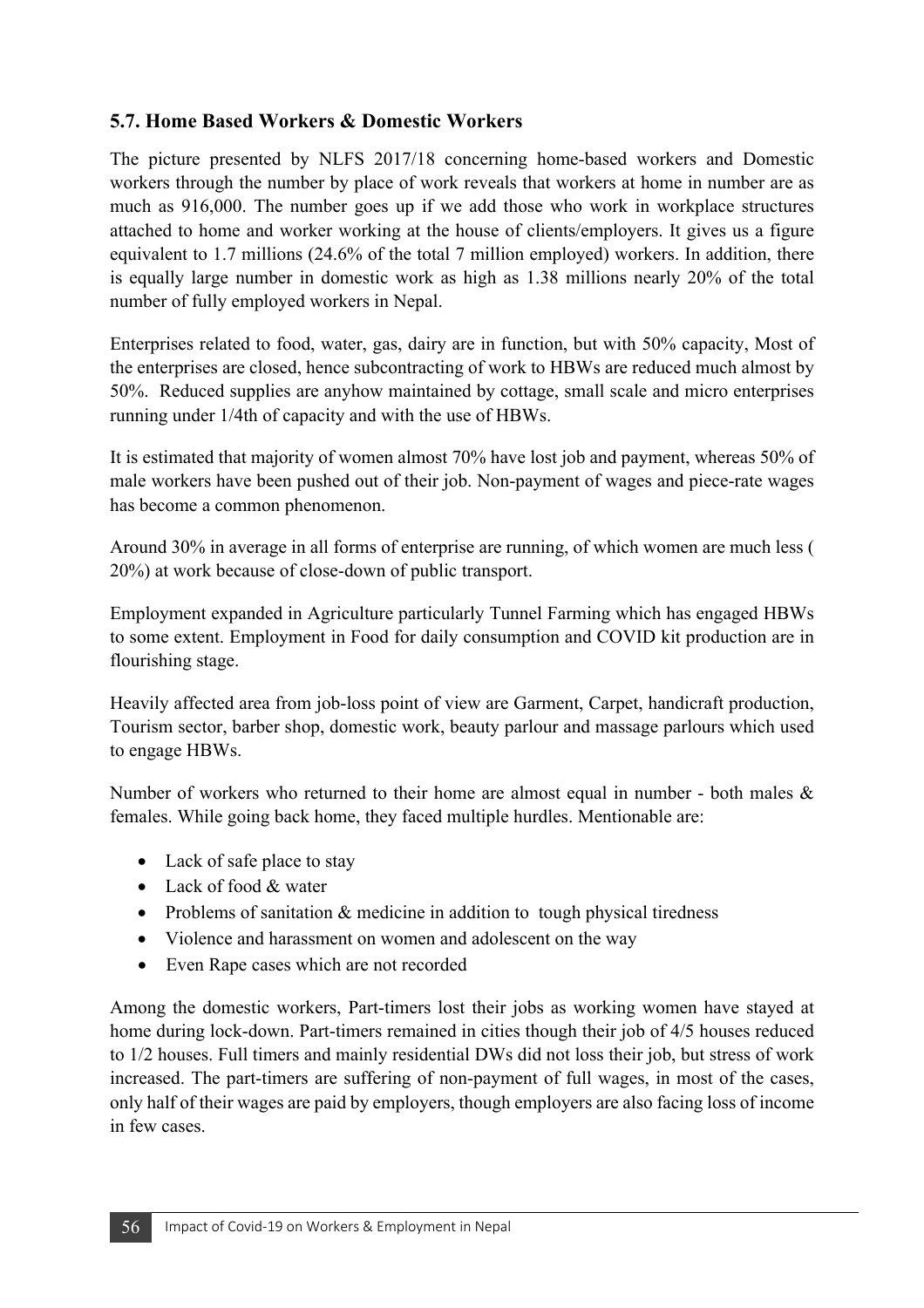### 5.7. Home Based Workers & Domestic Workers

The picture presented by NLFS 2017/18 concerning home-based workers and Domestic workers through the number by place of work reveals that workers at home in number are as much as 916,000. The number goes up if we add those who work in workplace structures attached to home and worker working at the house of clients/employers. It gives us a figure equivalent to 1.7 millions (24.6% of the total 7 million employed) workers. In addition, there is equally large number in domestic work as high as 1.38 millions nearly 20% of the total number of fully employed workers in Nepal.

Enterprises related to food, water, gas, dairy are in function, but with 50% capacity, Most of the enterprises are closed, hence subcontracting of work to HBWs are reduced much almost by 50%. Reduced supplies are anyhow maintained by cottage, small scale and micro enterprises running under 1/4th of capacity and with the use of HBWs.

It is estimated that majority of women almost 70% have lost job and payment, whereas 50% of male workers have been pushed out of their job. Non-payment of wages and piece-rate wages has become a common phenomenon.

Around 30% in average in all forms of enterprise are running, of which women are much less ( 20%) at work because of close-down of public transport.

Employment expanded in Agriculture particularly Tunnel Farming which has engaged HBWs to some extent. Employment in Food for daily consumption and COVID kit production are in flourishing stage.

Heavily affected area from job-loss point of view are Garment, Carpet, handicraft production, Tourism sector, barber shop, domestic work, beauty parlour and massage parlours which used to engage HBWs.

Number of workers who returned to their home are almost equal in number - both males & females. While going back home, they faced multiple hurdles. Mentionable are:

- Lack of safe place to stay
- Lack of food & water
- Problems of sanitation & medicine in addition to tough physical tiredness
- Violence and harassment on women and adolescent on the way
- Even Rape cases which are not recorded

Among the domestic workers, Part-timers lost their jobs as working women have stayed at home during lock-down. Part-timers remained in cities though their job of 4/5 houses reduced to 1/2 houses. Full timers and mainly residential DWs did not loss their job, but stress of work increased. The part-timers are suffering of non-payment of full wages, in most of the cases, only half of their wages are paid by employers, though employers are also facing loss of income in few cases.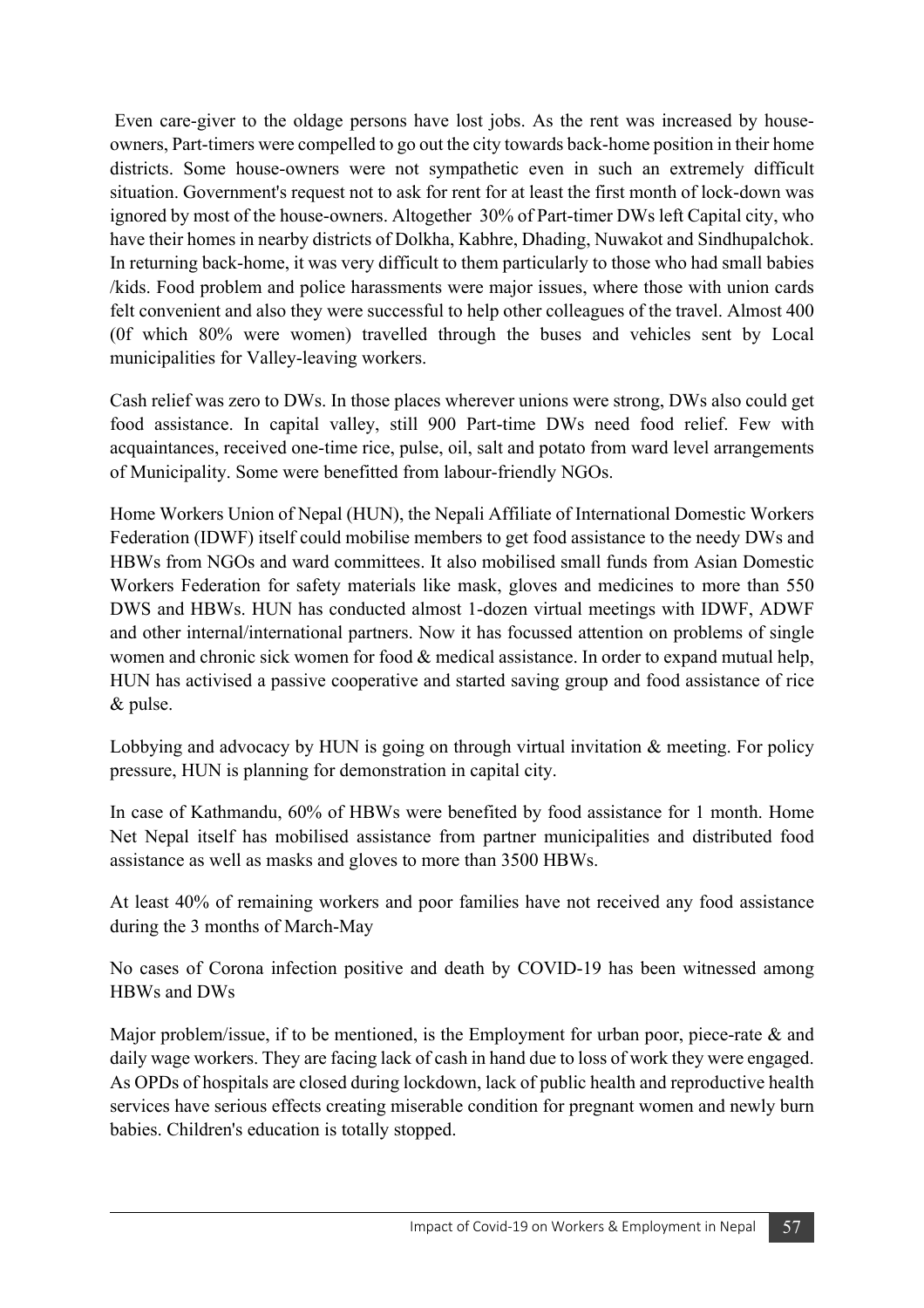Even care-giver to the oldage persons have lost jobs. As the rent was increased by house-owners, Part-timers were compelled to go out the city towards back-home position in their home districts. Some house-owners were not sympathetic even in such an extremely difficult situation. Government's request not to ask for rent for at least the first month of lock-down was ignored by most of the house-owners. Altogether 30% of Part-timer DWs left Capital city, who have their homes in nearby districts of Dolkha, Kabhre, Dhading, Nuwakot and Sindhupalchok. In returning back-home, it was very difficult to them particularly to those who had small babies /kids. Food problem and police harassments were major issues, where those with union cards felt convenient and also they were successful to help other colleagues of the travel. Almost 400 (0f which 80% were women) travelled through the buses and vehicles sent by Local municipalities for Valley-leaving workers.

Cash relief was zero to DWs. In those places wherever unions were strong, DWs also could get food assistance. In capital valley, still 900 Part-time DWs need food relief. Few with acquaintances, received one-time rice, pulse, oil, salt and potato from ward level arrangements of Municipality. Some were benefitted from labour-friendly NGOs.

Home Workers Union of Nepal (HUN), the Nepali Affiliate of International Domestic Workers Federation (IDWF) itself could mobilise members to get food assistance to the needy DWs and HBWs from NGOs and ward committees. It also mobilised small funds from Asian Domestic Workers Federation for safety materials like mask, gloves and medicines to more than 550 DWS and HBWs. HUN has conducted almost 1-dozen virtual meetings with IDWF, ADWF and other internal/international partners. Now it has focussed attention on problems of single women and chronic sick women for food & medical assistance. In order to expand mutual help, HUN has activised a passive cooperative and started saving group and food assistance of rice & pulse.

Lobbying and advocacy by HUN is going on through virtual invitation & meeting. For policy pressure, HUN is planning for demonstration in capital city.

In case of Kathmandu, 60% of HBWs were benefited by food assistance for 1 month. Home Net Nepal itself has mobilised assistance from partner municipalities and distributed food assistance as well as masks and gloves to more than 3500 HBWs.

At least 40% of remaining workers and poor families have not received any food assistance during the 3 months of March-May

No cases of Corona infection positive and death by COVID-19 has been witnessed among HBWs and DWs

Major problem/issue, if to be mentioned, is the Employment for urban poor, piece-rate & and daily wage workers. They are facing lack of cash in hand due to loss of work they were engaged. As OPDs of hospitals are closed during lockdown, lack of public health and reproductive health services have serious effects creating miserable condition for pregnant women and newly burn babies. Children's education is totally stopped.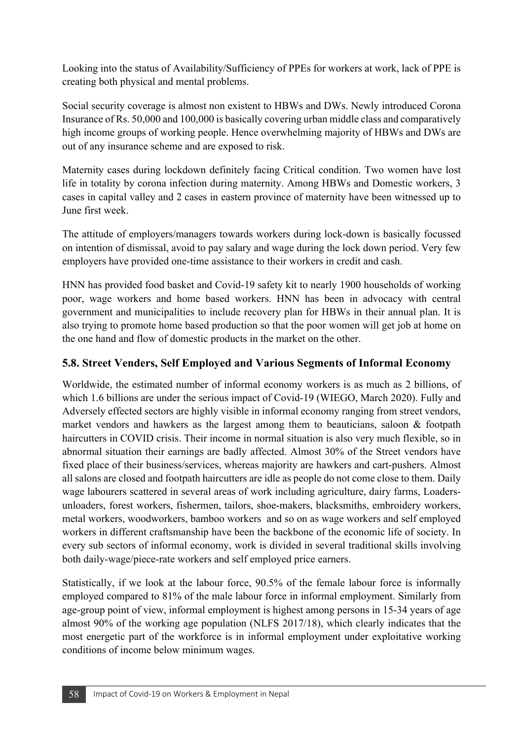Looking into the status of Availability/Sufficiency of PPEs for workers at work, lack of PPE is creating both physical and mental problems.

Social security coverage is almost non existent to HBWs and DWs. Newly introduced Corona Insurance of Rs. 50,000 and 100,000 is basically covering urban middle class and comparatively high income groups of working people. Hence overwhelming majority of HBWs and DWs are out of any insurance scheme and are exposed to risk.

Maternity cases during lockdown definitely facing Critical condition. Two women have lost life in totality by corona infection during maternity. Among HBWs and Domestic workers, 3 cases in capital valley and 2 cases in eastern province of maternity have been witnessed up to June first week.

The attitude of employers/managers towards workers during lock-down is basically focussed on intention of dismissal, avoid to pay salary and wage during the lock down period. Very few employers have provided one-time assistance to their workers in credit and cash.

HNN has provided food basket and Covid-19 safety kit to nearly 1900 households of working poor, wage workers and home based workers. HNN has been in advocacy with central government and municipalities to include recovery plan for HBWs in their annual plan. It is also trying to promote home based production so that the poor women will get job at home on the one hand and flow of domestic products in the market on the other.

## 5.8. Street Venders, Self Employed and Various Segments of Informal Economy

Worldwide, the estimated number of informal economy workers is as much as 2 billions, of which 1.6 billions are under the serious impact of Covid-19 (WIEGO, March 2020). Fully and Adversely effected sectors are highly visible in informal economy ranging from street vendors, market vendors and hawkers as the largest among them to beauticians, saloon & footpath haircutters in COVID crisis. Their income in normal situation is also very much flexible, so in abnormal situation their earnings are badly affected. Almost 30% of the Street vendors have fixed place of their business/services, whereas majority are hawkers and cart-pushers. Almost all salons are closed and footpath haircutters are idle as people do not come close to them. Daily wage labourers scattered in several areas of work including agriculture, dairy farms, Loaders-unloaders, forest workers, fishermen, tailors, shoe-makers, blacksmiths, embroidery workers, metal workers, woodworkers, bamboo workers and so on as wage workers and self employed workers in different craftsmanship have been the backbone of the economic life of society. In every sub sectors of informal economy, work is divided in several traditional skills involving both daily-wage/piece-rate workers and self employed price earners.

Statistically, if we look at the labour force, 90.5% of the female labour force is informally employed compared to 81% of the male labour force in informal employment. Similarly from age-group point of view, informal employment is highest among persons in 15-34 years of age almost 90% of the working age population (NLFS 2017/18), which clearly indicates that the most energetic part of the workforce is in informal employment under exploitative working conditions of income below minimum wages.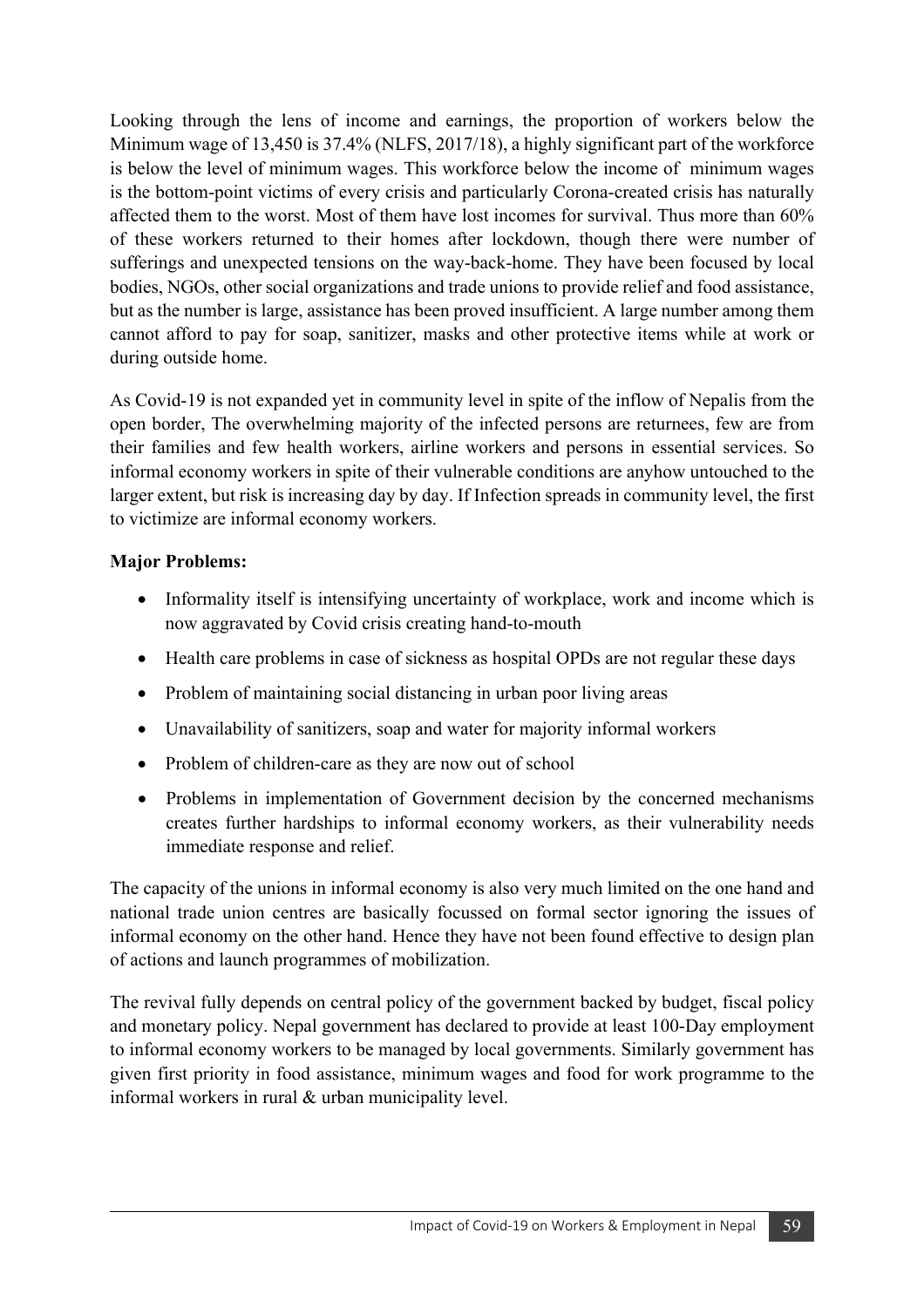Looking through the lens of income and earnings, the proportion of workers below the Minimum wage of 13,450 is 37.4% (NLFS, 2017/18), a highly significant part of the workforce is below the level of minimum wages. This workforce below the income of minimum wages is the bottom-point victims of every crisis and particularly Corona-created crisis has naturally affected them to the worst. Most of them have lost incomes for survival. Thus more than 60% of these workers returned to their homes after lockdown, though there were number of sufferings and unexpected tensions on the way-back-home. They have been focused by local bodies, NGOs, other social organizations and trade unions to provide relief and food assistance, but as the number is large, assistance has been proved insufficient. A large number among them cannot afford to pay for soap, sanitizer, masks and other protective items while at work or during outside home.

As Covid-19 is not expanded yet in community level in spite of the inflow of Nepalis from the open border, The overwhelming majority of the infected persons are returnees, few are from their families and few health workers, airline workers and persons in essential services. So informal economy workers in spite of their vulnerable conditions are anyhow untouched to the larger extent, but risk is increasing day by day. If Infection spreads in community level, the first to victimize are informal economy workers.

**Major Problems:**

- Informality itself is intensifying uncertainty of workplace, work and income which is now aggravated by Covid crisis creating hand-to-mouth
- Health care problems in case of sickness as hospital OPDs are not regular these days
- Problem of maintaining social distancing in urban poor living areas
- Unavailability of sanitizers, soap and water for majority informal workers
- Problem of children-care as they are now out of school
- Problems in implementation of Government decision by the concerned mechanisms creates further hardships to informal economy workers, as their vulnerability needs immediate response and relief.

The capacity of the unions in informal economy is also very much limited on the one hand and national trade union centres are basically focussed on formal sector ignoring the issues of informal economy on the other hand. Hence they have not been found effective to design plan of actions and launch programmes of mobilization.

The revival fully depends on central policy of the government backed by budget, fiscal policy and monetary policy. Nepal government has declared to provide at least 100-Day employment to informal economy workers to be managed by local governments. Similarly government has given first priority in food assistance, minimum wages and food for work programme to the informal workers in rural & urban municipality level.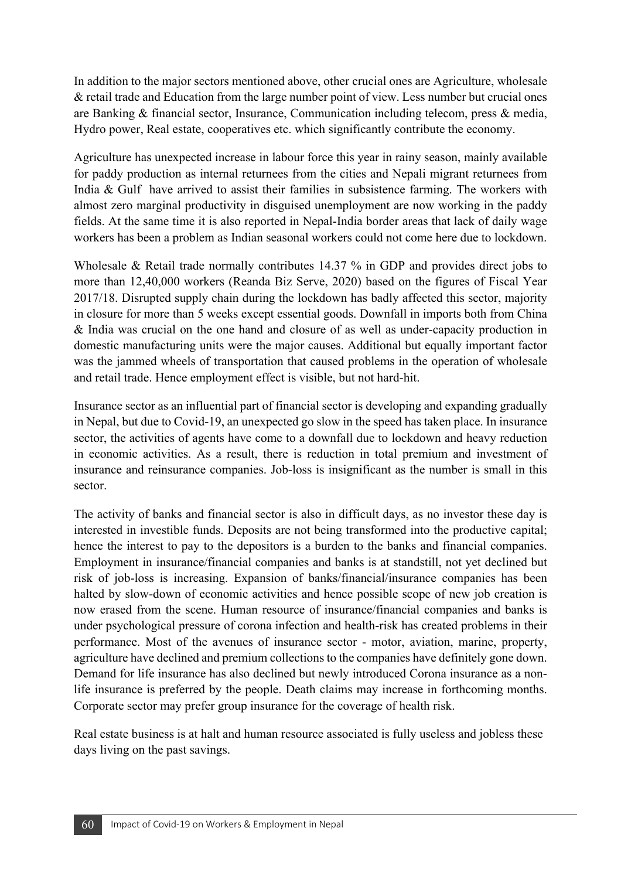In addition to the major sectors mentioned above, other crucial ones are Agriculture, wholesale & retail trade and Education from the large number point of view. Less number but crucial ones are Banking & financial sector, Insurance, Communication including telecom, press & media, Hydro power, Real estate, cooperatives etc. which significantly contribute the economy.

Agriculture has unexpected increase in labour force this year in rainy season, mainly available for paddy production as internal returnees from the cities and Nepali migrant returnees from India & Gulf have arrived to assist their families in subsistence farming. The workers with almost zero marginal productivity in disguised unemployment are now working in the paddy fields. At the same time it is also reported in Nepal-India border areas that lack of daily wage workers has been a problem as Indian seasonal workers could not come here due to lockdown.

Wholesale & Retail trade normally contributes 14.37 % in GDP and provides direct jobs to more than 12,40,000 workers (Reanda Biz Serve, 2020) based on the figures of Fiscal Year 2017/18. Disrupted supply chain during the lockdown has badly affected this sector, majority in closure for more than 5 weeks except essential goods. Downfall in imports both from China & India was crucial on the one hand and closure of as well as under-capacity production in domestic manufacturing units were the major causes. Additional but equally important factor was the jammed wheels of transportation that caused problems in the operation of wholesale and retail trade. Hence employment effect is visible, but not hard-hit.

Insurance sector as an influential part of financial sector is developing and expanding gradually in Nepal, but due to Covid-19, an unexpected go slow in the speed has taken place. In insurance sector, the activities of agents have come to a downfall due to lockdown and heavy reduction in economic activities. As a result, there is reduction in total premium and investment of insurance and reinsurance companies. Job-loss is insignificant as the number is small in this sector.

The activity of banks and financial sector is also in difficult days, as no investor these day is interested in investible funds. Deposits are not being transformed into the productive capital; hence the interest to pay to the depositors is a burden to the banks and financial companies. Employment in insurance/financial companies and banks is at standstill, not yet declined but risk of job-loss is increasing. Expansion of banks/financial/insurance companies has been halted by slow-down of economic activities and hence possible scope of new job creation is now erased from the scene. Human resource of insurance/financial companies and banks is under psychological pressure of corona infection and health-risk has created problems in their performance. Most of the avenues of insurance sector - motor, aviation, marine, property, agriculture have declined and premium collections to the companies have definitely gone down. Demand for life insurance has also declined but newly introduced Corona insurance as a non-life insurance is preferred by the people. Death claims may increase in forthcoming months. Corporate sector may prefer group insurance for the coverage of health risk.

Real estate business is at halt and human resource associated is fully useless and jobless these days living on the past savings.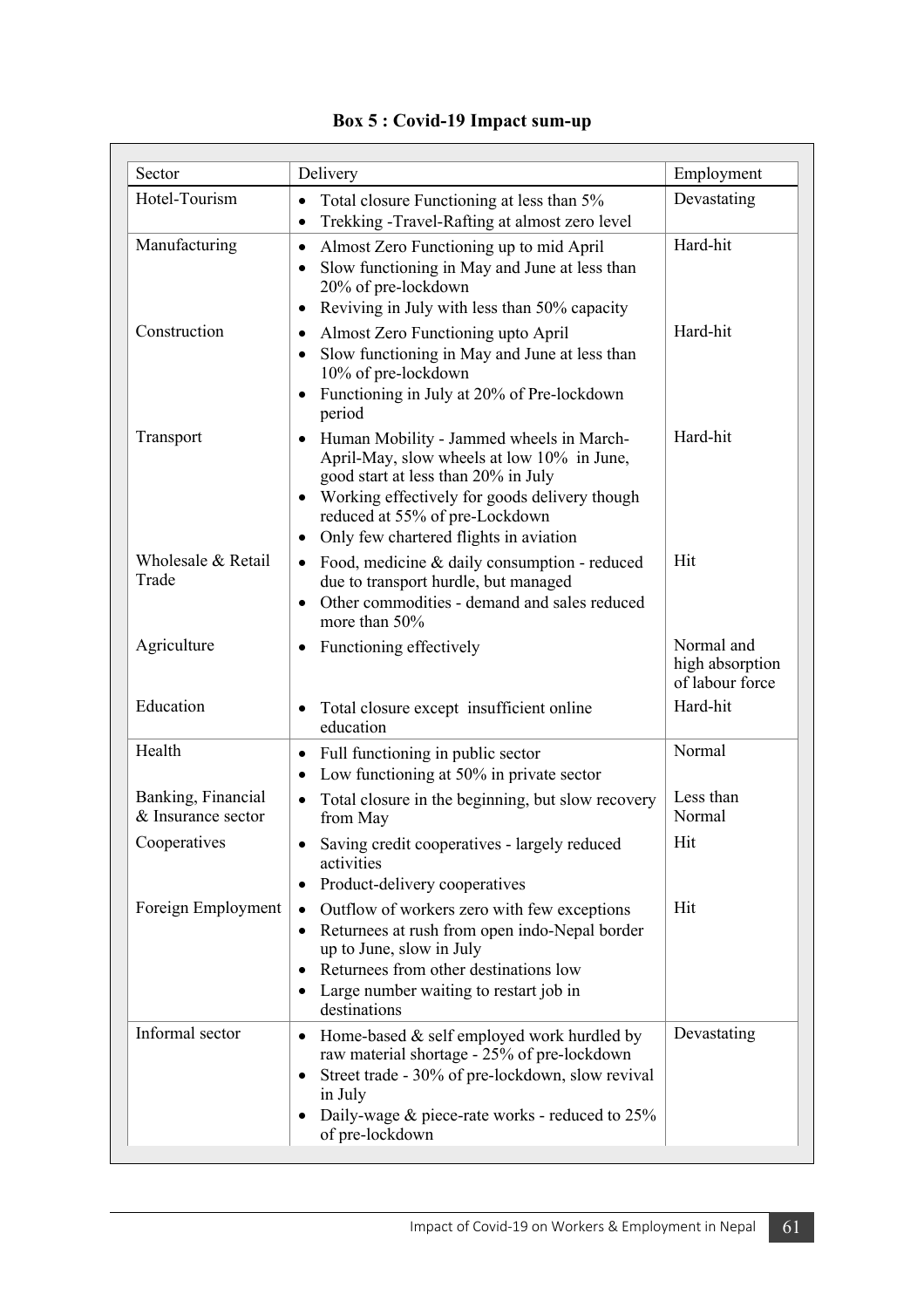**Box 5 : Covid-19 Impact sum-up**

| Sector | Delivery | Employment |
|---|---|---|
| Hotel-Tourism | • Total closure Functioning at less than 5%<br>• Trekking -Travel-Rafting at almost zero level | Devastating |
| Manufacturing | • Almost Zero Functioning up to mid April<br>• Slow functioning in May and June at less than 20% of pre-lockdown<br>• Reviving in July with less than 50% capacity | Hard-hit |
| Construction | • Almost Zero Functioning upto April<br>• Slow functioning in May and June at less than 10% of pre-lockdown<br>• Functioning in July at 20% of Pre-lockdown period | Hard-hit |
| Transport | • Human Mobility - Jammed wheels in March-April-May, slow wheels at low 10% in June, good start at less than 20% in July<br>• Working effectively for goods delivery though reduced at 55% of pre-Lockdown<br>• Only few chartered flights in aviation | Hard-hit |
| Wholesale & Retail Trade | • Food, medicine & daily consumption - reduced due to transport hurdle, but managed<br>• Other commodities - demand and sales reduced more than 50% | Hit |
| Agriculture | • Functioning effectively | Normal and high absorption of labour force |
| Education | • Total closure except insufficient online education | Hard-hit |
| Health | • Full functioning in public sector<br>• Low functioning at 50% in private sector | Normal |
| Banking, Financial & Insurance sector | • Total closure in the beginning, but slow recovery from May | Less than Normal |
| Cooperatives | • Saving credit cooperatives - largely reduced activities<br>• Product-delivery cooperatives | Hit |
| Foreign Employment | • Outflow of workers zero with few exceptions<br>• Returnees at rush from open indo-Nepal border up to June, slow in July<br>• Returnees from other destinations low<br>• Large number waiting to restart job in destinations | Hit |
| Informal sector | • Home-based & self employed work hurdled by raw material shortage - 25% of pre-lockdown<br>• Street trade - 30% of pre-lockdown, slow revival in July<br>• Daily-wage & piece-rate works - reduced to 25% of pre-lockdown | Devastating |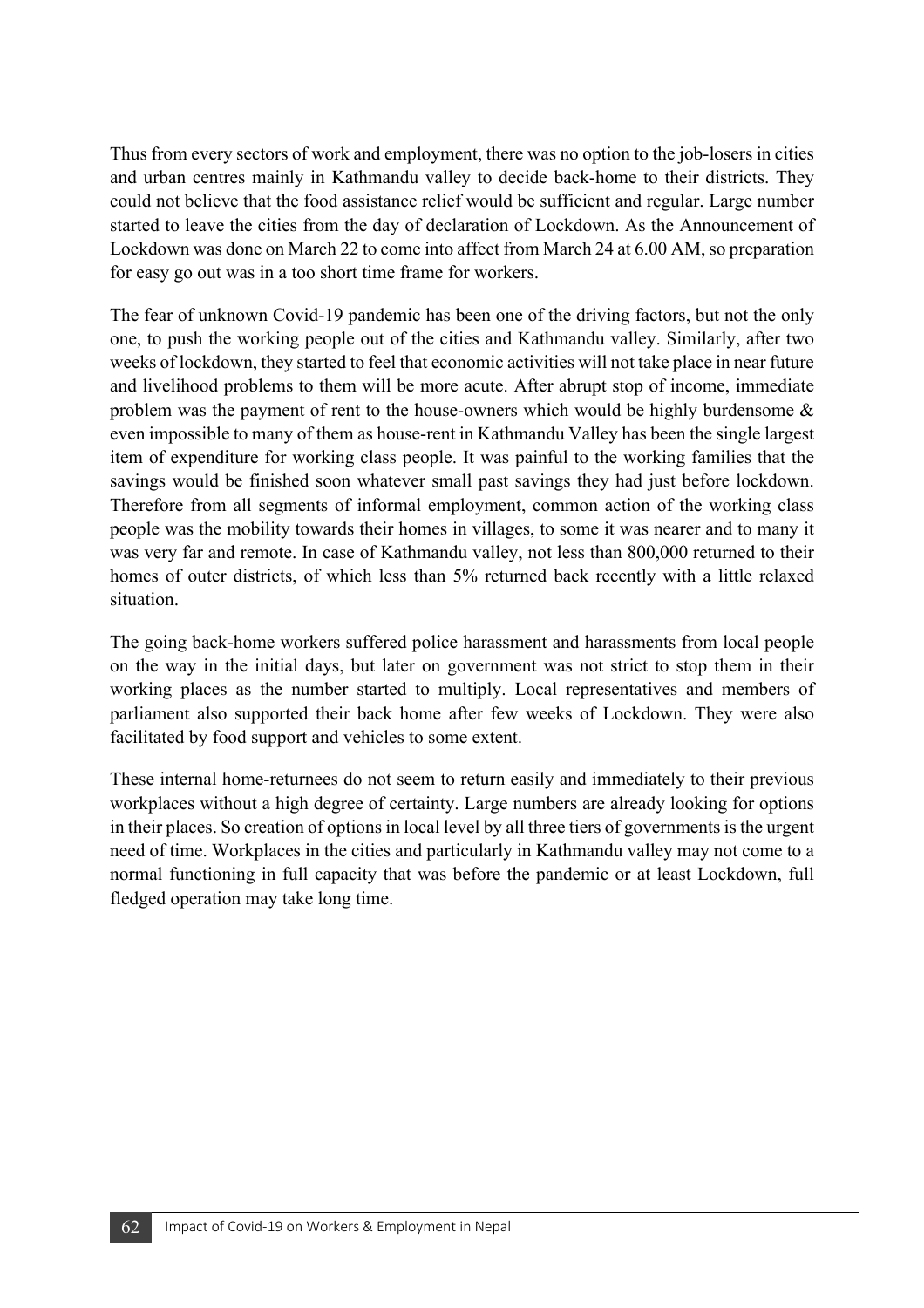Thus from every sectors of work and employment, there was no option to the job-losers in cities and urban centres mainly in Kathmandu valley to decide back-home to their districts. They could not believe that the food assistance relief would be sufficient and regular. Large number started to leave the cities from the day of declaration of Lockdown. As the Announcement of Lockdown was done on March 22 to come into affect from March 24 at 6.00 AM, so preparation for easy go out was in a too short time frame for workers.

The fear of unknown Covid-19 pandemic has been one of the driving factors, but not the only one, to push the working people out of the cities and Kathmandu valley. Similarly, after two weeks of lockdown, they started to feel that economic activities will not take place in near future and livelihood problems to them will be more acute. After abrupt stop of income, immediate problem was the payment of rent to the house-owners which would be highly burdensome & even impossible to many of them as house-rent in Kathmandu Valley has been the single largest item of expenditure for working class people. It was painful to the working families that the savings would be finished soon whatever small past savings they had just before lockdown. Therefore from all segments of informal employment, common action of the working class people was the mobility towards their homes in villages, to some it was nearer and to many it was very far and remote. In case of Kathmandu valley, not less than 800,000 returned to their homes of outer districts, of which less than 5% returned back recently with a little relaxed situation.

The going back-home workers suffered police harassment and harassments from local people on the way in the initial days, but later on government was not strict to stop them in their working places as the number started to multiply. Local representatives and members of parliament also supported their back home after few weeks of Lockdown. They were also facilitated by food support and vehicles to some extent.

These internal home-returnees do not seem to return easily and immediately to their previous workplaces without a high degree of certainty. Large numbers are already looking for options in their places. So creation of options in local level by all three tiers of governments is the urgent need of time. Workplaces in the cities and particularly in Kathmandu valley may not come to a normal functioning in full capacity that was before the pandemic or at least Lockdown, full fledged operation may take long time.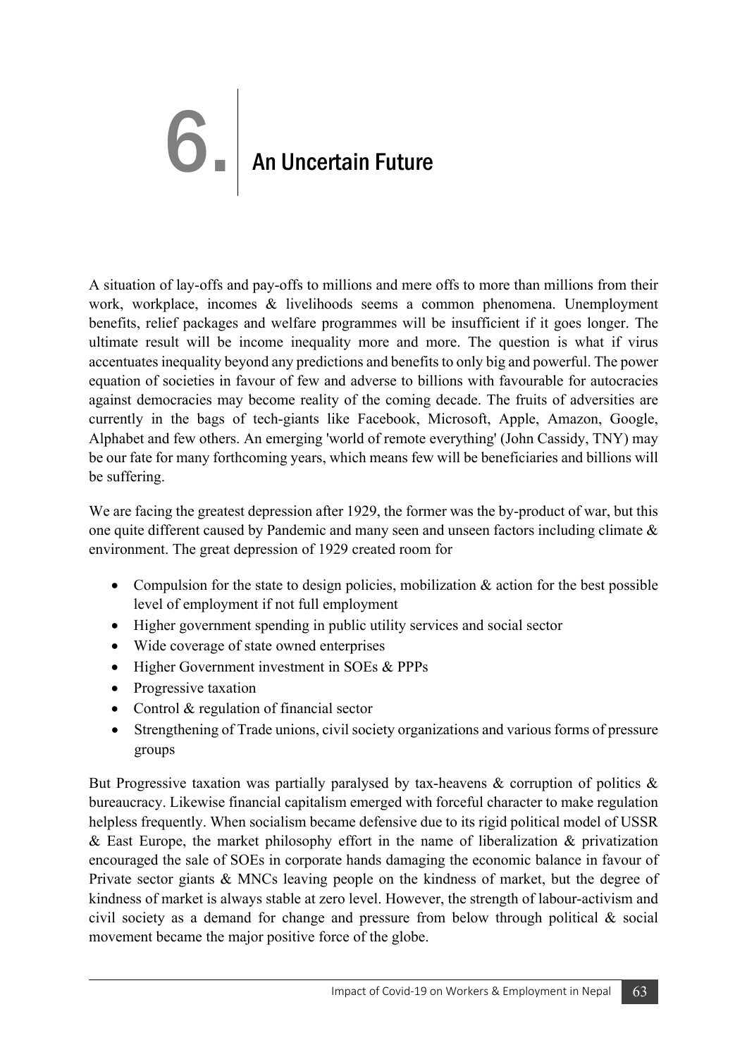# 6. An Uncertain Future

A situation of lay-offs and pay-offs to millions and mere offs to more than millions from their work, workplace, incomes & livelihoods seems a common phenomena. Unemployment benefits, relief packages and welfare programmes will be insufficient if it goes longer. The ultimate result will be income inequality more and more. The question is what if virus accentuates inequality beyond any predictions and benefits to only big and powerful. The power equation of societies in favour of few and adverse to billions with favourable for autocracies against democracies may become reality of the coming decade. The fruits of adversities are currently in the bags of tech-giants like Facebook, Microsoft, Apple, Amazon, Google, Alphabet and few others. An emerging 'world of remote everything' (John Cassidy, TNY) may be our fate for many forthcoming years, which means few will be beneficiaries and billions will be suffering.

We are facing the greatest depression after 1929, the former was the by-product of war, but this one quite different caused by Pandemic and many seen and unseen factors including climate & environment. The great depression of 1929 created room for

- Compulsion for the state to design policies, mobilization & action for the best possible level of employment if not full employment
- Higher government spending in public utility services and social sector
- Wide coverage of state owned enterprises
- Higher Government investment in SOEs & PPPs
- Progressive taxation
- Control & regulation of financial sector
- Strengthening of Trade unions, civil society organizations and various forms of pressure groups

But Progressive taxation was partially paralysed by tax-heavens & corruption of politics & bureaucracy. Likewise financial capitalism emerged with forceful character to make regulation helpless frequently. When socialism became defensive due to its rigid political model of USSR & East Europe, the market philosophy effort in the name of liberalization & privatization encouraged the sale of SOEs in corporate hands damaging the economic balance in favour of Private sector giants & MNCs leaving people on the kindness of market, but the degree of kindness of market is always stable at zero level. However, the strength of labour-activism and civil society as a demand for change and pressure from below through political & social movement became the major positive force of the globe.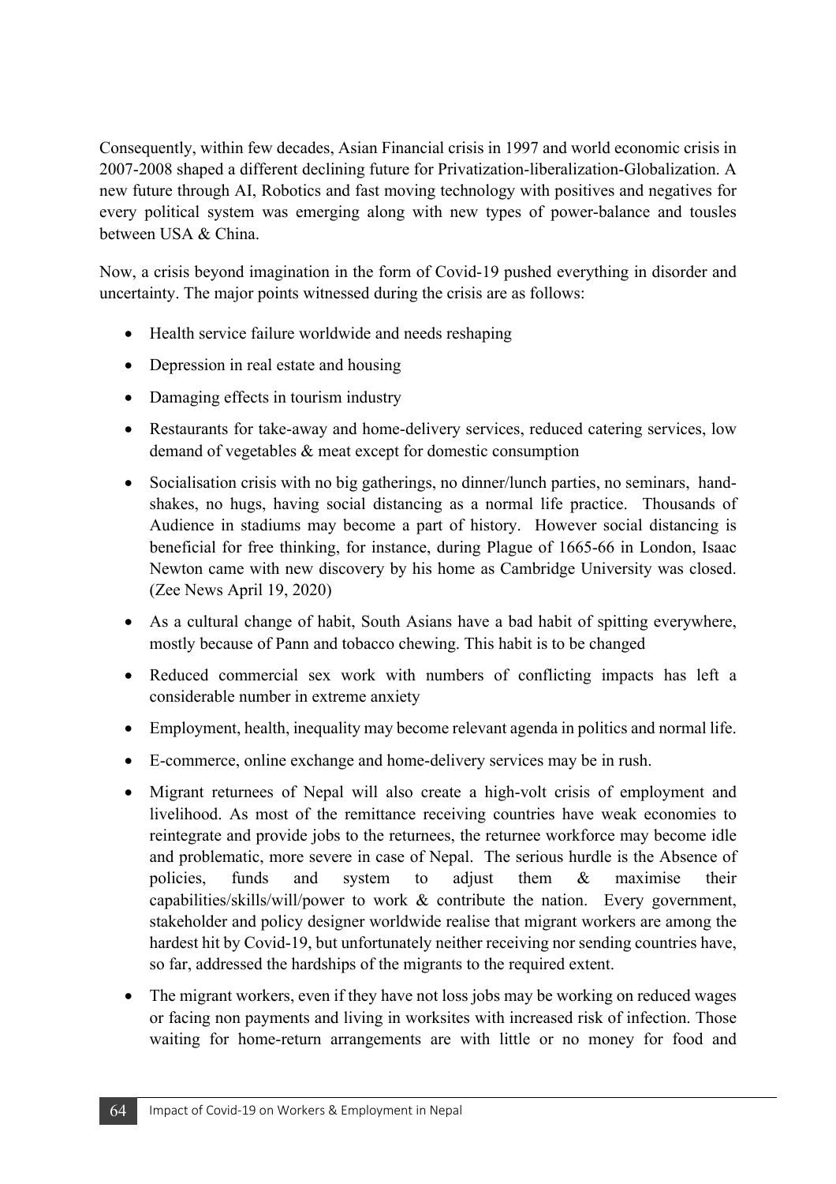Consequently, within few decades, Asian Financial crisis in 1997 and world economic crisis in 2007-2008 shaped a different declining future for Privatization-liberalization-Globalization. A new future through AI, Robotics and fast moving technology with positives and negatives for every political system was emerging along with new types of power-balance and tousles between USA & China.

Now, a crisis beyond imagination in the form of Covid-19 pushed everything in disorder and uncertainty. The major points witnessed during the crisis are as follows:

- Health service failure worldwide and needs reshaping
- Depression in real estate and housing
- Damaging effects in tourism industry
- Restaurants for take-away and home-delivery services, reduced catering services, low demand of vegetables & meat except for domestic consumption
- Socialisation crisis with no big gatherings, no dinner/lunch parties, no seminars, hand-shakes, no hugs, having social distancing as a normal life practice. Thousands of Audience in stadiums may become a part of history. However social distancing is beneficial for free thinking, for instance, during Plague of 1665-66 in London, Isaac Newton came with new discovery by his home as Cambridge University was closed. (Zee News April 19, 2020)
- As a cultural change of habit, South Asians have a bad habit of spitting everywhere, mostly because of Pann and tobacco chewing. This habit is to be changed
- Reduced commercial sex work with numbers of conflicting impacts has left a considerable number in extreme anxiety
- Employment, health, inequality may become relevant agenda in politics and normal life.
- E-commerce, online exchange and home-delivery services may be in rush.
- Migrant returnees of Nepal will also create a high-volt crisis of employment and livelihood. As most of the remittance receiving countries have weak economies to reintegrate and provide jobs to the returnees, the returnee workforce may become idle and problematic, more severe in case of Nepal. The serious hurdle is the Absence of policies, funds and system to adjust them & maximise their capabilities/skills/will/power to work & contribute the nation. Every government, stakeholder and policy designer worldwide realise that migrant workers are among the hardest hit by Covid-19, but unfortunately neither receiving nor sending countries have, so far, addressed the hardships of the migrants to the required extent.
- The migrant workers, even if they have not loss jobs may be working on reduced wages or facing non payments and living in worksites with increased risk of infection. Those waiting for home-return arrangements are with little or no money for food and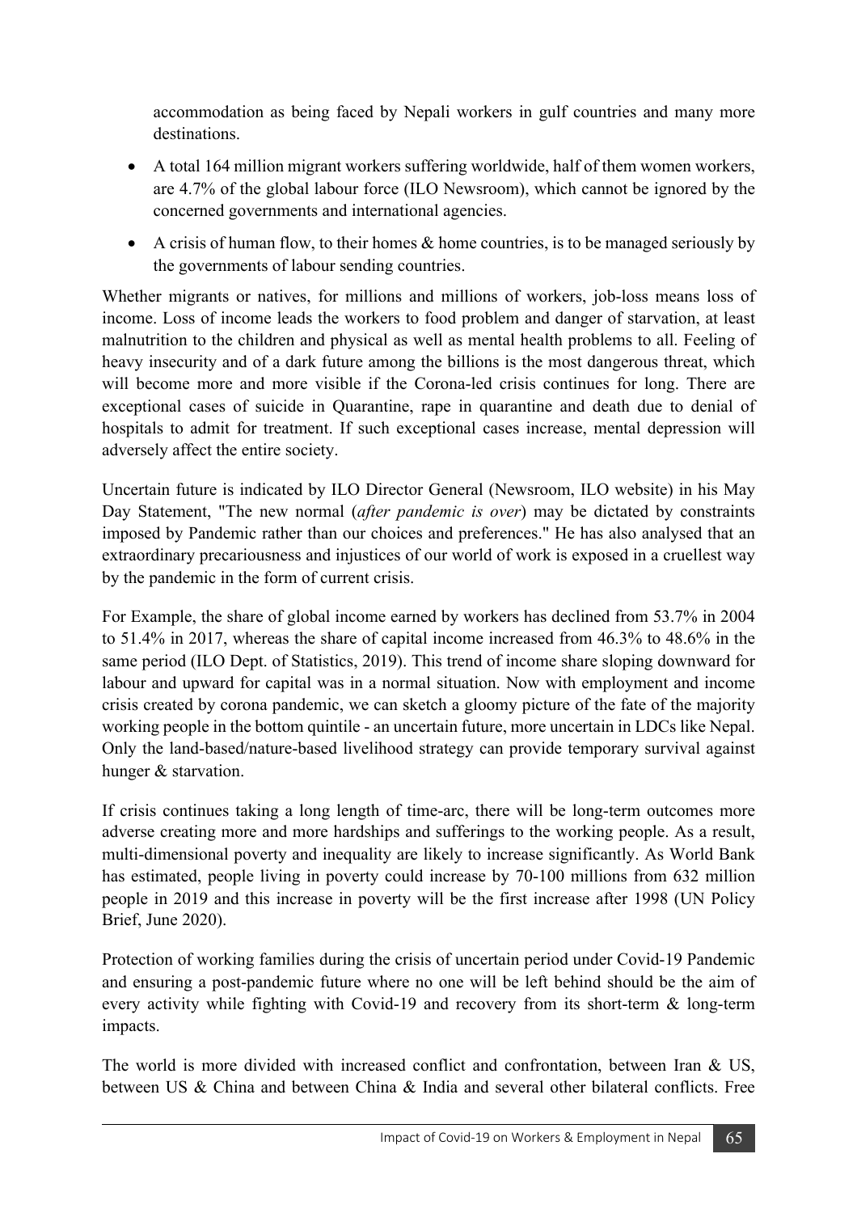accommodation as being faced by Nepali workers in gulf countries and many more destinations.

- A total 164 million migrant workers suffering worldwide, half of them women workers, are 4.7% of the global labour force (ILO Newsroom), which cannot be ignored by the concerned governments and international agencies.
- A crisis of human flow, to their homes & home countries, is to be managed seriously by the governments of labour sending countries.

Whether migrants or natives, for millions and millions of workers, job-loss means loss of income. Loss of income leads the workers to food problem and danger of starvation, at least malnutrition to the children and physical as well as mental health problems to all. Feeling of heavy insecurity and of a dark future among the billions is the most dangerous threat, which will become more and more visible if the Corona-led crisis continues for long. There are exceptional cases of suicide in Quarantine, rape in quarantine and death due to denial of hospitals to admit for treatment. If such exceptional cases increase, mental depression will adversely affect the entire society.

Uncertain future is indicated by ILO Director General (Newsroom, ILO website) in his May Day Statement, "The new normal (*after pandemic is over*) may be dictated by constraints imposed by Pandemic rather than our choices and preferences." He has also analysed that an extraordinary precariousness and injustices of our world of work is exposed in a cruellest way by the pandemic in the form of current crisis.

For Example, the share of global income earned by workers has declined from 53.7% in 2004 to 51.4% in 2017, whereas the share of capital income increased from 46.3% to 48.6% in the same period (ILO Dept. of Statistics, 2019). This trend of income share sloping downward for labour and upward for capital was in a normal situation. Now with employment and income crisis created by corona pandemic, we can sketch a gloomy picture of the fate of the majority working people in the bottom quintile - an uncertain future, more uncertain in LDCs like Nepal. Only the land-based/nature-based livelihood strategy can provide temporary survival against hunger & starvation.

If crisis continues taking a long length of time-arc, there will be long-term outcomes more adverse creating more and more hardships and sufferings to the working people. As a result, multi-dimensional poverty and inequality are likely to increase significantly. As World Bank has estimated, people living in poverty could increase by 70-100 millions from 632 million people in 2019 and this increase in poverty will be the first increase after 1998 (UN Policy Brief, June 2020).

Protection of working families during the crisis of uncertain period under Covid-19 Pandemic and ensuring a post-pandemic future where no one will be left behind should be the aim of every activity while fighting with Covid-19 and recovery from its short-term & long-term impacts.

The world is more divided with increased conflict and confrontation, between Iran & US, between US & China and between China & India and several other bilateral conflicts. Free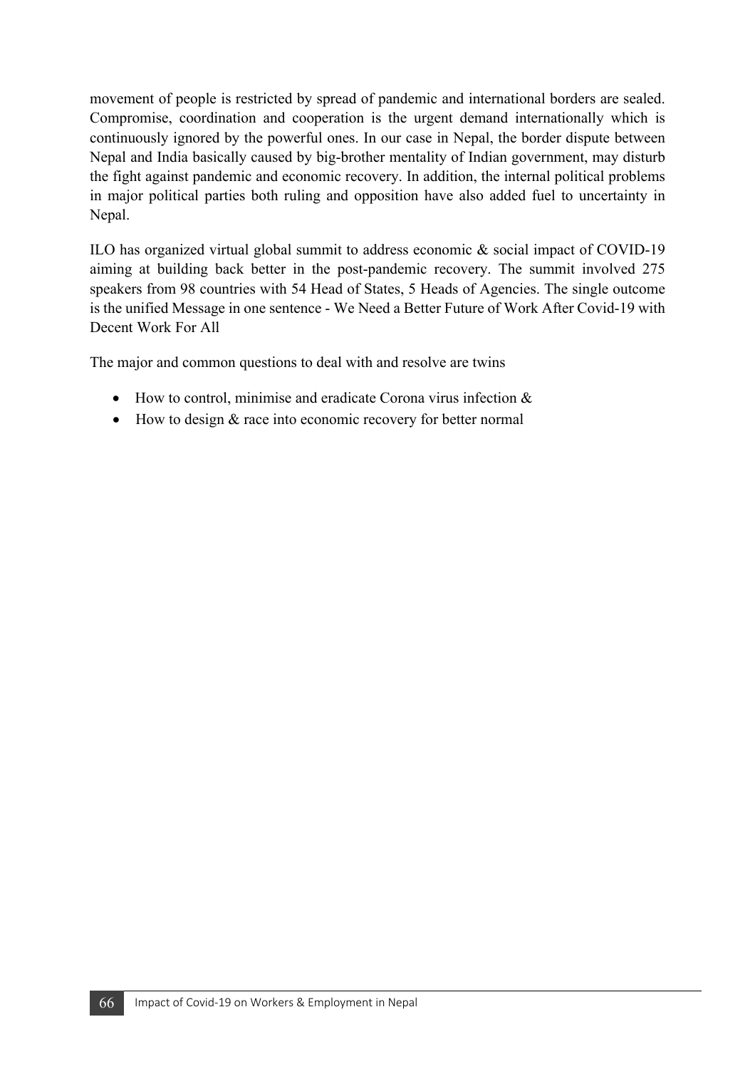movement of people is restricted by spread of pandemic and international borders are sealed. Compromise, coordination and cooperation is the urgent demand internationally which is continuously ignored by the powerful ones. In our case in Nepal, the border dispute between Nepal and India basically caused by big-brother mentality of Indian government, may disturb the fight against pandemic and economic recovery. In addition, the internal political problems in major political parties both ruling and opposition have also added fuel to uncertainty in Nepal.

ILO has organized virtual global summit to address economic & social impact of COVID-19 aiming at building back better in the post-pandemic recovery. The summit involved 275 speakers from 98 countries with 54 Head of States, 5 Heads of Agencies. The single outcome is the unified Message in one sentence - We Need a Better Future of Work After Covid-19 with Decent Work For All

The major and common questions to deal with and resolve are twins

- How to control, minimise and eradicate Corona virus infection &
- How to design & race into economic recovery for better normal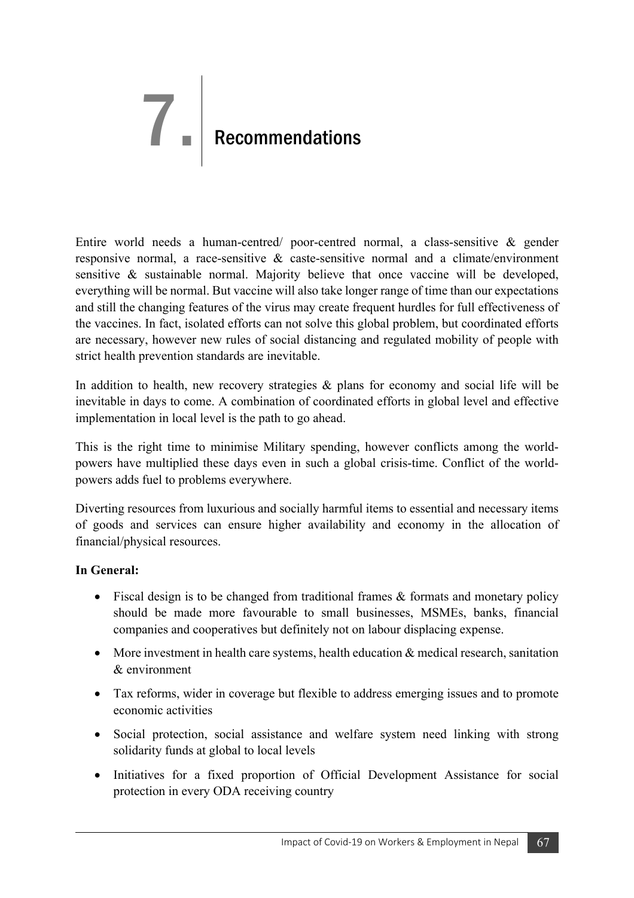# 7. Recommendations

Entire world needs a human-centred/ poor-centred normal, a class-sensitive & gender responsive normal, a race-sensitive & caste-sensitive normal and a climate/environment sensitive & sustainable normal. Majority believe that once vaccine will be developed, everything will be normal. But vaccine will also take longer range of time than our expectations and still the changing features of the virus may create frequent hurdles for full effectiveness of the vaccines. In fact, isolated efforts can not solve this global problem, but coordinated efforts are necessary, however new rules of social distancing and regulated mobility of people with strict health prevention standards are inevitable.

In addition to health, new recovery strategies & plans for economy and social life will be inevitable in days to come. A combination of coordinated efforts in global level and effective implementation in local level is the path to go ahead.

This is the right time to minimise Military spending, however conflicts among the world-powers have multiplied these days even in such a global crisis-time. Conflict of the world-powers adds fuel to problems everywhere.

Diverting resources from luxurious and socially harmful items to essential and necessary items of goods and services can ensure higher availability and economy in the allocation of financial/physical resources.

**In General:**

- Fiscal design is to be changed from traditional frames & formats and monetary policy should be made more favourable to small businesses, MSMEs, banks, financial companies and cooperatives but definitely not on labour displacing expense.
- More investment in health care systems, health education & medical research, sanitation & environment
- Tax reforms, wider in coverage but flexible to address emerging issues and to promote economic activities
- Social protection, social assistance and welfare system need linking with strong solidarity funds at global to local levels
- Initiatives for a fixed proportion of Official Development Assistance for social protection in every ODA receiving country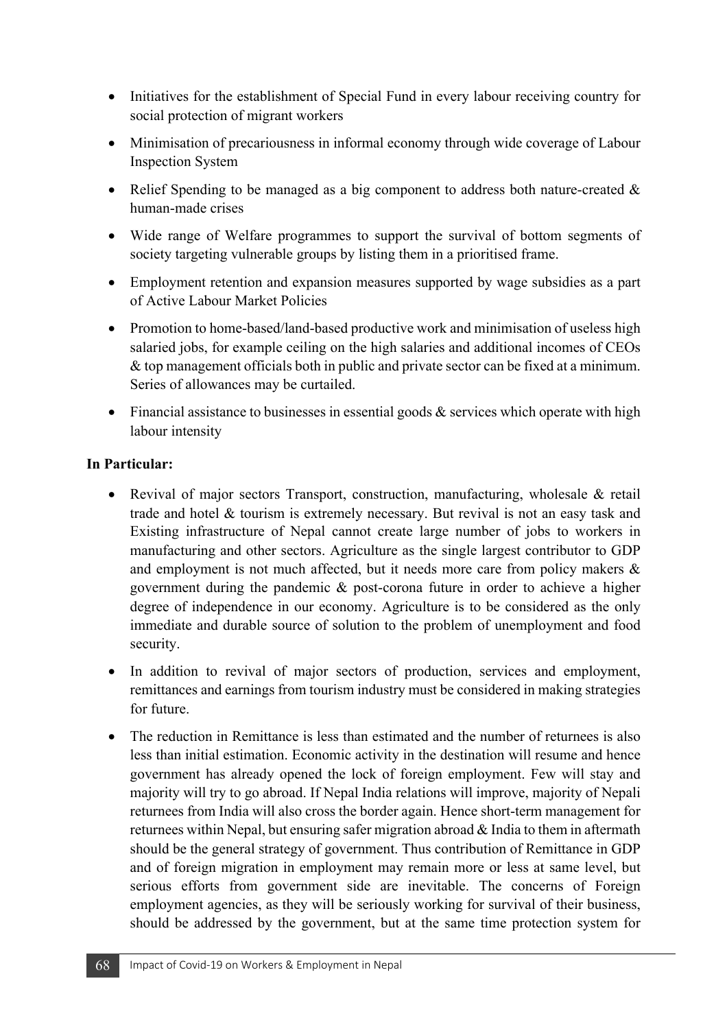- Initiatives for the establishment of Special Fund in every labour receiving country for social protection of migrant workers
- Minimisation of precariousness in informal economy through wide coverage of Labour Inspection System
- Relief Spending to be managed as a big component to address both nature-created & human-made crises
- Wide range of Welfare programmes to support the survival of bottom segments of society targeting vulnerable groups by listing them in a prioritised frame.
- Employment retention and expansion measures supported by wage subsidies as a part of Active Labour Market Policies
- Promotion to home-based/land-based productive work and minimisation of useless high salaried jobs, for example ceiling on the high salaries and additional incomes of CEOs & top management officials both in public and private sector can be fixed at a minimum. Series of allowances may be curtailed.
- Financial assistance to businesses in essential goods & services which operate with high labour intensity

**In Particular:**

- Revival of major sectors Transport, construction, manufacturing, wholesale & retail trade and hotel & tourism is extremely necessary. But revival is not an easy task and Existing infrastructure of Nepal cannot create large number of jobs to workers in manufacturing and other sectors. Agriculture as the single largest contributor to GDP and employment is not much affected, but it needs more care from policy makers & government during the pandemic & post-corona future in order to achieve a higher degree of independence in our economy. Agriculture is to be considered as the only immediate and durable source of solution to the problem of unemployment and food security.
- In addition to revival of major sectors of production, services and employment, remittances and earnings from tourism industry must be considered in making strategies for future.
- The reduction in Remittance is less than estimated and the number of returnees is also less than initial estimation. Economic activity in the destination will resume and hence government has already opened the lock of foreign employment. Few will stay and majority will try to go abroad. If Nepal India relations will improve, majority of Nepali returnees from India will also cross the border again. Hence short-term management for returnees within Nepal, but ensuring safer migration abroad & India to them in aftermath should be the general strategy of government. Thus contribution of Remittance in GDP and of foreign migration in employment may remain more or less at same level, but serious efforts from government side are inevitable. The concerns of Foreign employment agencies, as they will be seriously working for survival of their business, should be addressed by the government, but at the same time protection system for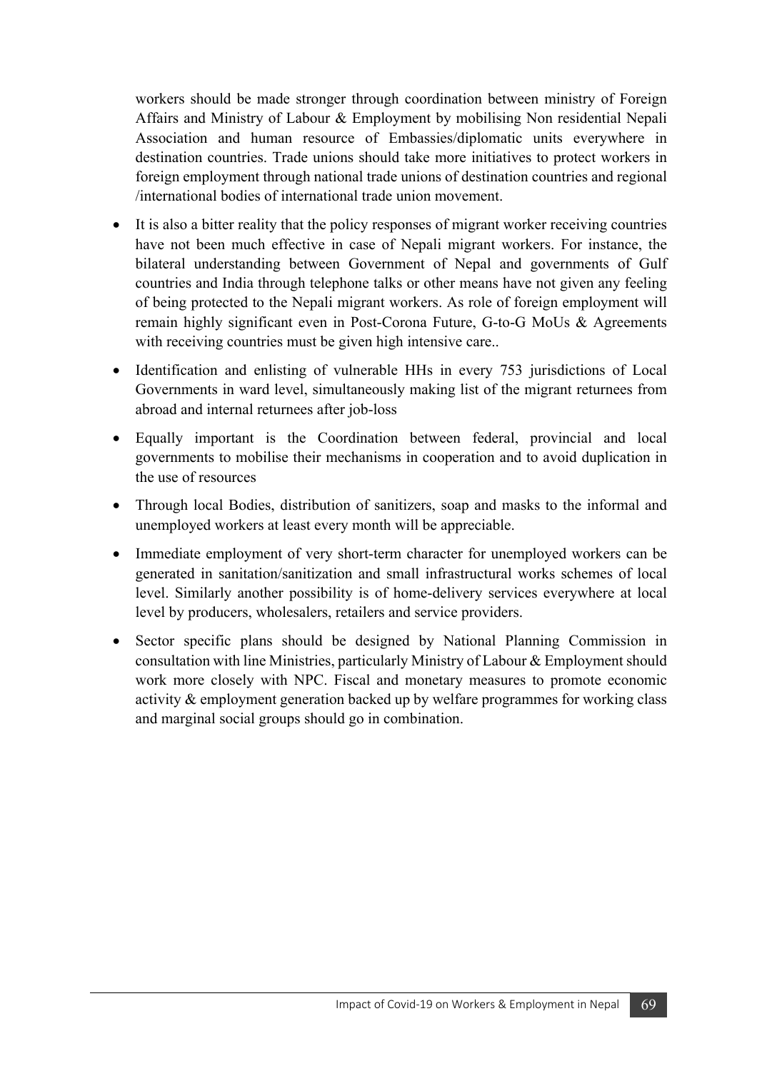workers should be made stronger through coordination between ministry of Foreign Affairs and Ministry of Labour & Employment by mobilising Non residential Nepali Association and human resource of Embassies/diplomatic units everywhere in destination countries. Trade unions should take more initiatives to protect workers in foreign employment through national trade unions of destination countries and regional /international bodies of international trade union movement.

- It is also a bitter reality that the policy responses of migrant worker receiving countries have not been much effective in case of Nepali migrant workers. For instance, the bilateral understanding between Government of Nepal and governments of Gulf countries and India through telephone talks or other means have not given any feeling of being protected to the Nepali migrant workers. As role of foreign employment will remain highly significant even in Post-Corona Future, G-to-G MoUs & Agreements with receiving countries must be given high intensive care..
- Identification and enlisting of vulnerable HHs in every 753 jurisdictions of Local Governments in ward level, simultaneously making list of the migrant returnees from abroad and internal returnees after job-loss
- Equally important is the Coordination between federal, provincial and local governments to mobilise their mechanisms in cooperation and to avoid duplication in the use of resources
- Through local Bodies, distribution of sanitizers, soap and masks to the informal and unemployed workers at least every month will be appreciable.
- Immediate employment of very short-term character for unemployed workers can be generated in sanitation/sanitization and small infrastructural works schemes of local level. Similarly another possibility is of home-delivery services everywhere at local level by producers, wholesalers, retailers and service providers.
- Sector specific plans should be designed by National Planning Commission in consultation with line Ministries, particularly Ministry of Labour & Employment should work more closely with NPC. Fiscal and monetary measures to promote economic activity & employment generation backed up by welfare programmes for working class and marginal social groups should go in combination.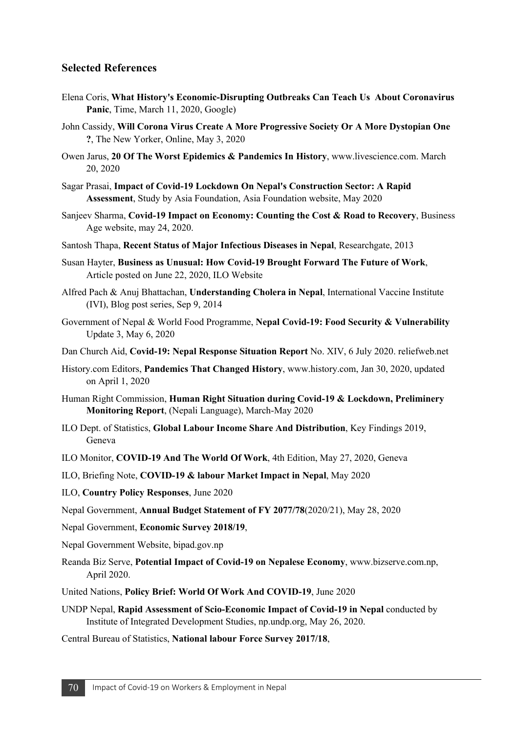## Selected References

Elena Coris, **What History's Economic-Disrupting Outbreaks Can Teach Us About Coronavirus Panic**, Time, March 11, 2020, Google)

John Cassidy, **Will Corona Virus Create A More Progressive Society Or A More Dystopian One ?**, The New Yorker, Online, May 3, 2020

Owen Jarus, **20 Of The Worst Epidemics & Pandemics In History**, www.livescience.com. March 20, 2020

Sagar Prasai, **Impact of Covid-19 Lockdown On Nepal's Construction Sector: A Rapid Assessment**, Study by Asia Foundation, Asia Foundation website, May 2020

Sanjeev Sharma, **Covid-19 Impact on Economy: Counting the Cost & Road to Recovery**, Business Age website, may 24, 2020.

Santosh Thapa, **Recent Status of Major Infectious Diseases in Nepal**, Researchgate, 2013

Susan Hayter, **Business as Unusual: How Covid-19 Brought Forward The Future of Work**, Article posted on June 22, 2020, ILO Website

Alfred Pach & Anuj Bhattachan, **Understanding Cholera in Nepal**, International Vaccine Institute (IVI), Blog post series, Sep 9, 2014

Government of Nepal & World Food Programme, **Nepal Covid-19: Food Security & Vulnerability** Update 3, May 6, 2020

Dan Church Aid, **Covid-19: Nepal Response Situation Report** No. XIV, 6 July 2020. reliefweb.net

History.com Editors, **Pandemics That Changed History**, www.history.com, Jan 30, 2020, updated on April 1, 2020

Human Right Commission, **Human Right Situation during Covid-19 & Lockdown, Preliminery Monitoring Report**, (Nepali Language), March-May 2020

ILO Dept. of Statistics, **Global Labour Income Share And Distribution**, Key Findings 2019, Geneva

ILO Monitor, **COVID-19 And The World Of Work**, 4th Edition, May 27, 2020, Geneva

ILO, Briefing Note, **COVID-19 & labour Market Impact in Nepal**, May 2020

ILO, **Country Policy Responses**, June 2020

Nepal Government, **Annual Budget Statement of FY 2077/78**(2020/21), May 28, 2020

Nepal Government, **Economic Survey 2018/19**,

Nepal Government Website, bipad.gov.np

Reanda Biz Serve, **Potential Impact of Covid-19 on Nepalese Economy**, www.bizserve.com.np, April 2020.

United Nations, **Policy Brief: World Of Work And COVID-19**, June 2020

UNDP Nepal, **Rapid Assessment of Scio-Economic Impact of Covid-19 in Nepal** conducted by Institute of Integrated Development Studies, np.undp.org, May 26, 2020.

Central Bureau of Statistics, **National labour Force Survey 2017/18**,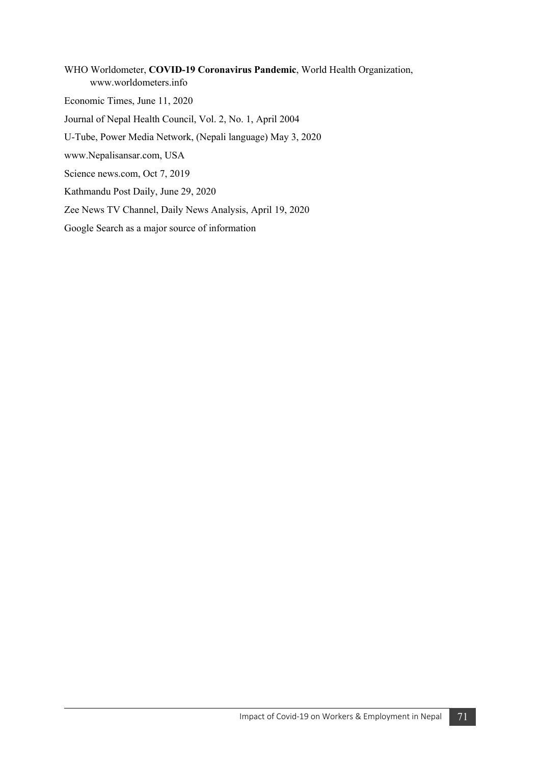WHO Worldometer, **COVID-19 Coronavirus Pandemic**, World Health Organization, www.worldometers.info

Economic Times, June 11, 2020

Journal of Nepal Health Council, Vol. 2, No. 1, April 2004

U-Tube, Power Media Network, (Nepali language) May 3, 2020

www.Nepalisansar.com, USA

Science news.com, Oct 7, 2019

Kathmandu Post Daily, June 29, 2020

Zee News TV Channel, Daily News Analysis, April 19, 2020

Google Search as a major source of information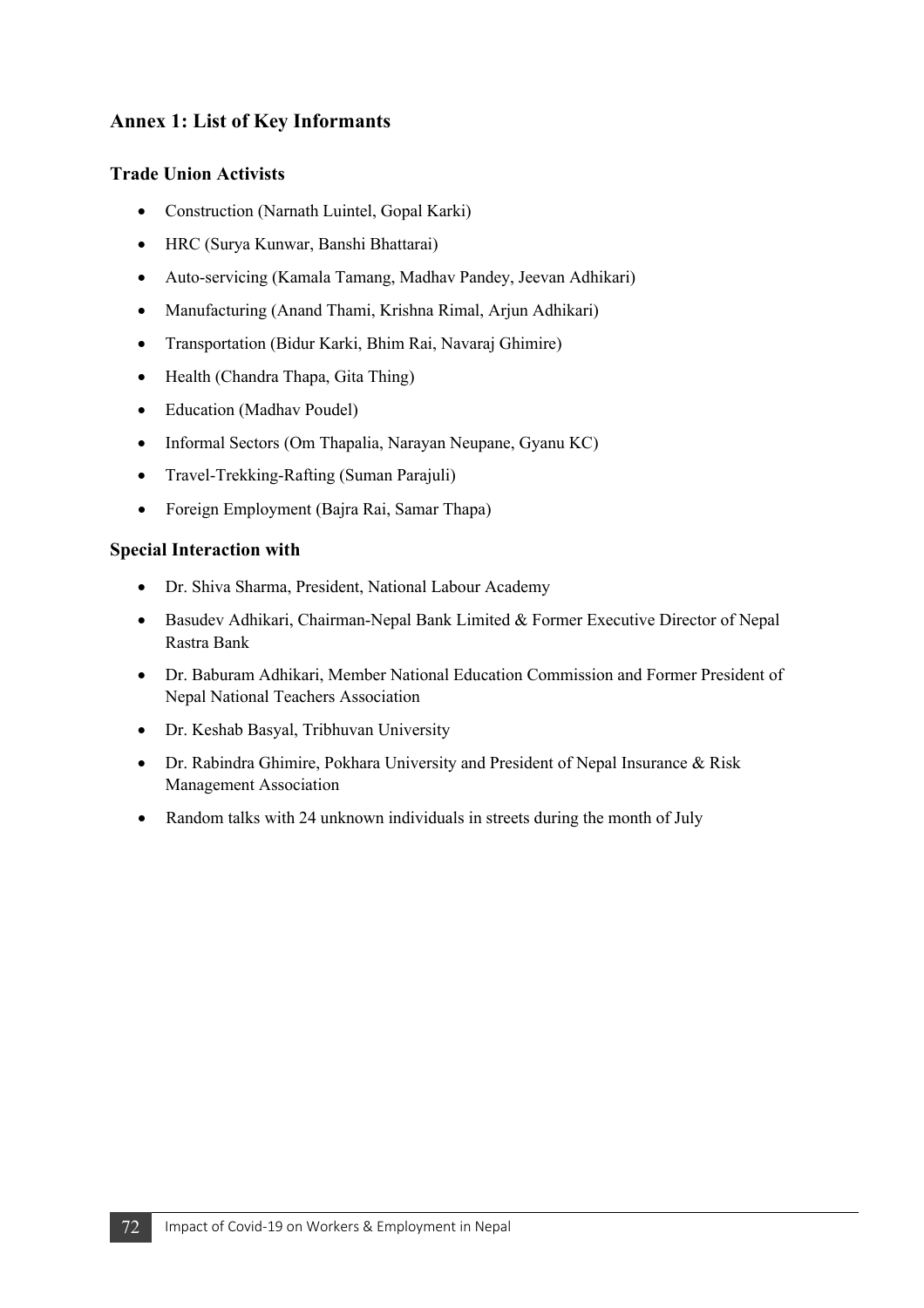## Annex 1: List of Key Informants

### Trade Union Activists

- Construction (Narnath Luintel, Gopal Karki)
- HRC (Surya Kunwar, Banshi Bhattarai)
- Auto-servicing (Kamala Tamang, Madhav Pandey, Jeevan Adhikari)
- Manufacturing (Anand Thami, Krishna Rimal, Arjun Adhikari)
- Transportation (Bidur Karki, Bhim Rai, Navaraj Ghimire)
- Health (Chandra Thapa, Gita Thing)
- Education (Madhav Poudel)
- Informal Sectors (Om Thapalia, Narayan Neupane, Gyanu KC)
- Travel-Trekking-Rafting (Suman Parajuli)
- Foreign Employment (Bajra Rai, Samar Thapa)

### Special Interaction with

- Dr. Shiva Sharma, President, National Labour Academy
- Basudev Adhikari, Chairman-Nepal Bank Limited & Former Executive Director of Nepal Rastra Bank
- Dr. Baburam Adhikari, Member National Education Commission and Former President of Nepal National Teachers Association
- Dr. Keshab Basyal, Tribhuvan University
- Dr. Rabindra Ghimire, Pokhara University and President of Nepal Insurance & Risk Management Association
- Random talks with 24 unknown individuals in streets during the month of July